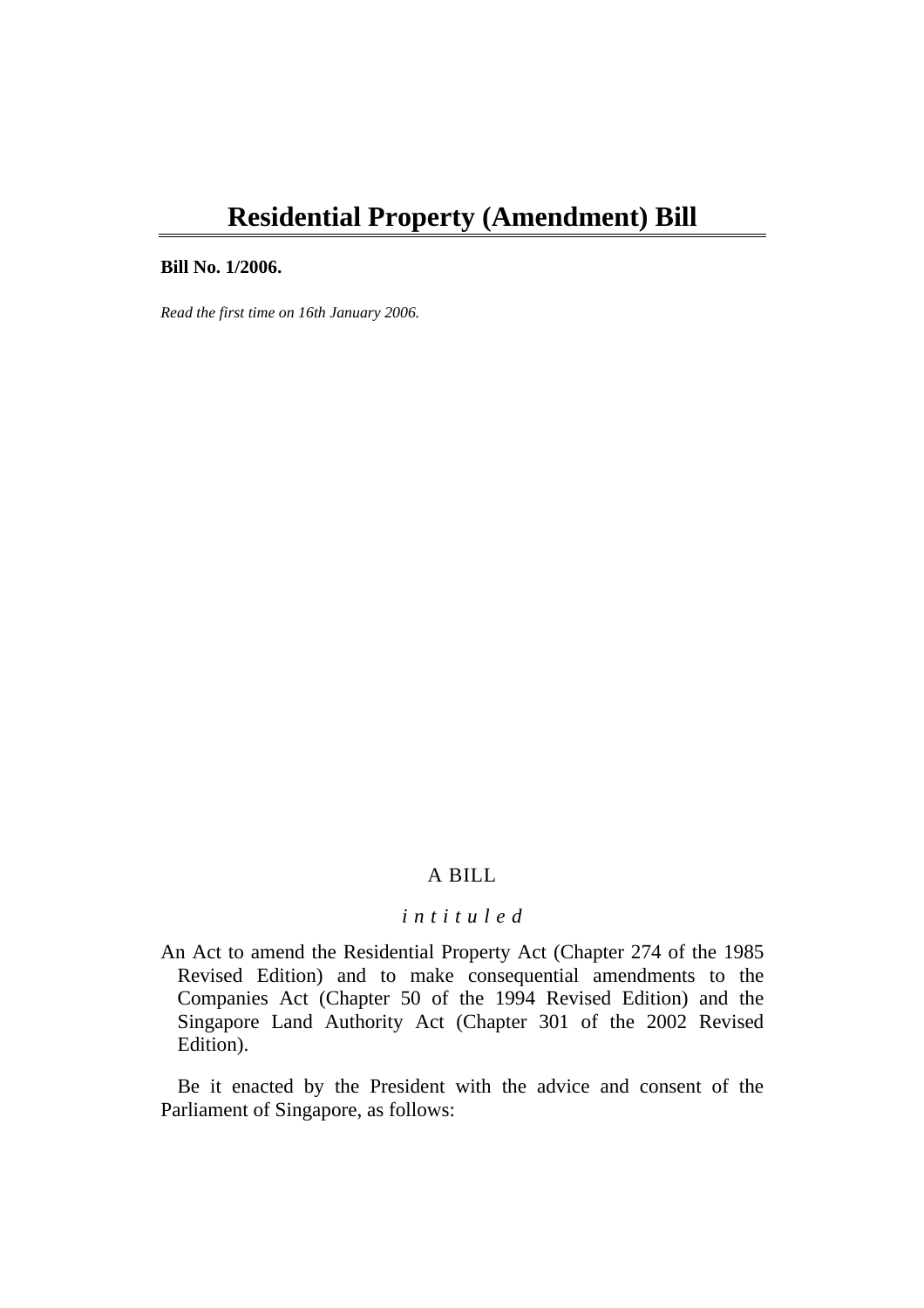# Residential Property (Amendment) Bill

**Bill No. 1/2006.**

*Read the first time on 16th January 2006.*

A BILL

*i n t i t u l e d*

An Act to amend the Residential Property Act (Chapter 274 of the 1985 Revised Edition) and to make consequential amendments to the Companies Act (Chapter 50 of the 1994 Revised Edition) and the Singapore Land Authority Act (Chapter 301 of the 2002 Revised Edition).

Be it enacted by the President with the advice and consent of the Parliament of Singapore, as follows: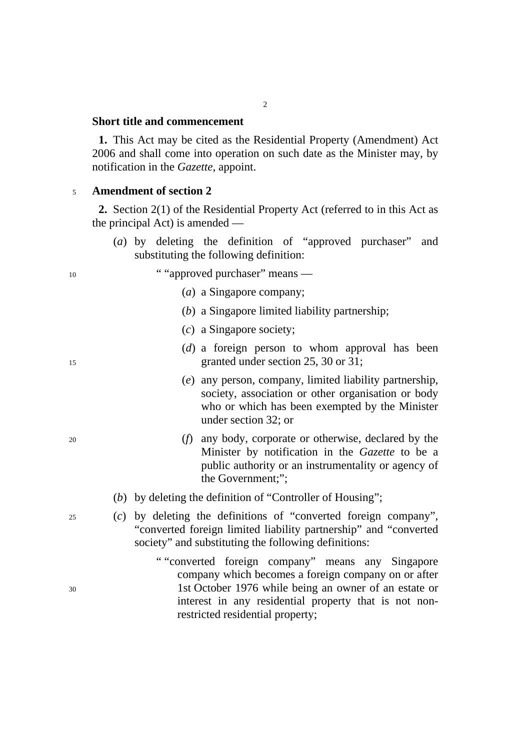**Short title and commencement**

**1.** This Act may be cited as the Residential Property (Amendment) Act 2006 and shall come into operation on such date as the Minister may, by notification in the *Gazette*, appoint.

**Amendment of section 2**

**2.** Section 2(1) of the Residential Property Act (referred to in this Act as the principal Act) is amended —

(*a*) by deleting the definition of "approved purchaser" and substituting the following definition:

" "approved purchaser" means —

(*a*) a Singapore company;

(*b*) a Singapore limited liability partnership;

(*c*) a Singapore society;

(*d*) a foreign person to whom approval has been granted under section 25, 30 or 31;

(*e*) any person, company, limited liability partnership, society, association or other organisation or body who or which has been exempted by the Minister under section 32; or

(*f*) any body, corporate or otherwise, declared by the Minister by notification in the *Gazette* to be a public authority or an instrumentality or agency of the Government;";

(*b*) by deleting the definition of "Controller of Housing";

(*c*) by deleting the definitions of "converted foreign company", "converted foreign limited liability partnership" and "converted society" and substituting the following definitions:

" "converted foreign company" means any Singapore company which becomes a foreign company on or after 1st October 1976 while being an owner of an estate or interest in any residential property that is not non-restricted residential property;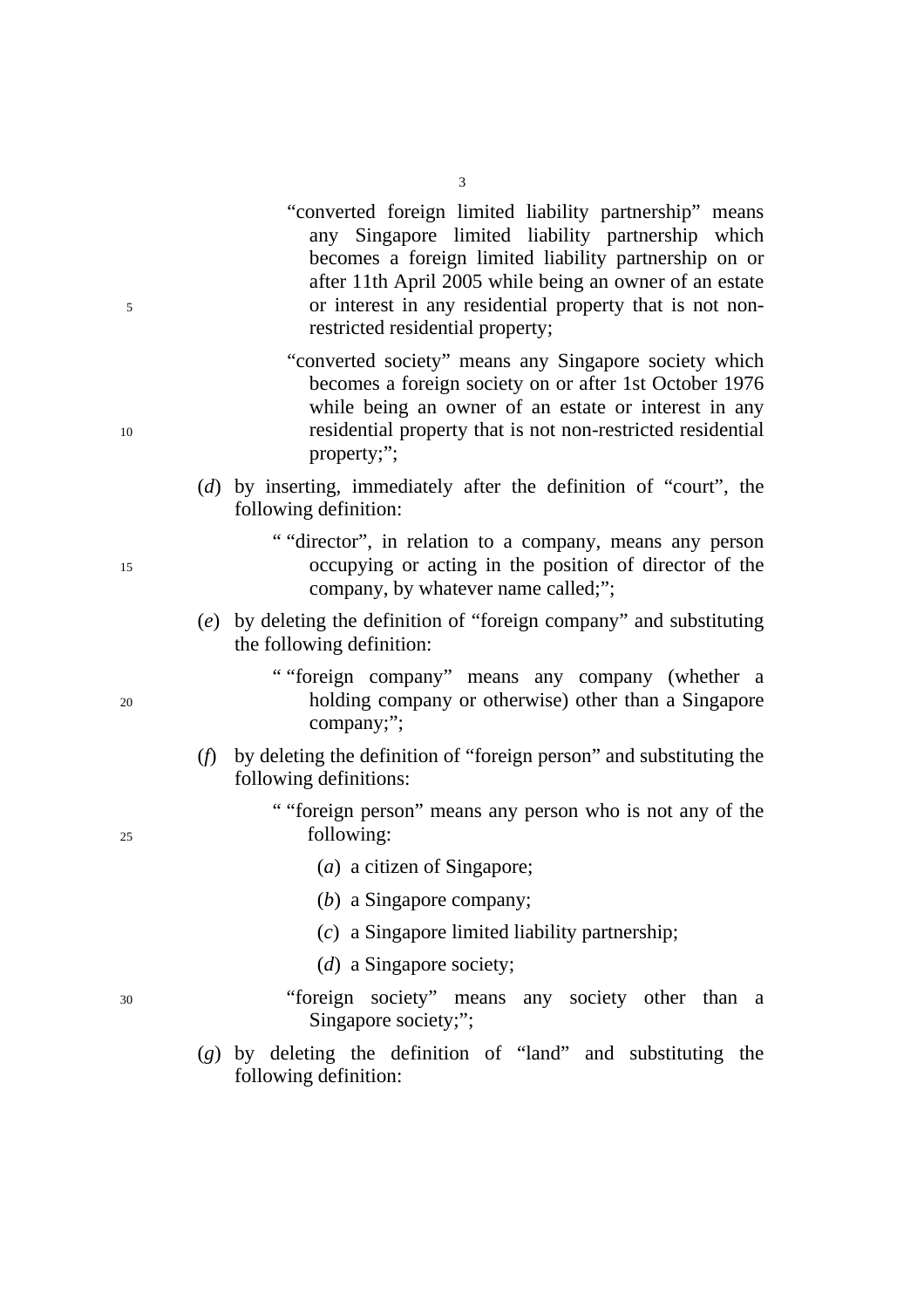"converted foreign limited liability partnership" means any Singapore limited liability partnership which becomes a foreign limited liability partnership on or after 11th April 2005 while being an owner of an estate or interest in any residential property that is not non-restricted residential property;

"converted society" means any Singapore society which becomes a foreign society on or after 1st October 1976 while being an owner of an estate or interest in any residential property that is not non-restricted residential property;";

(*d*) by inserting, immediately after the definition of "court", the following definition:

" "director", in relation to a company, means any person occupying or acting in the position of director of the company, by whatever name called;";

(*e*) by deleting the definition of "foreign company" and substituting the following definition:

" "foreign company" means any company (whether a holding company or otherwise) other than a Singapore company;";

(*f*) by deleting the definition of "foreign person" and substituting the following definitions:

" "foreign person" means any person who is not any of the following:

(*a*) a citizen of Singapore;

(*b*) a Singapore company;

(*c*) a Singapore limited liability partnership;

(*d*) a Singapore society;

"foreign society" means any society other than a Singapore society;";

(*g*) by deleting the definition of "land" and substituting the following definition: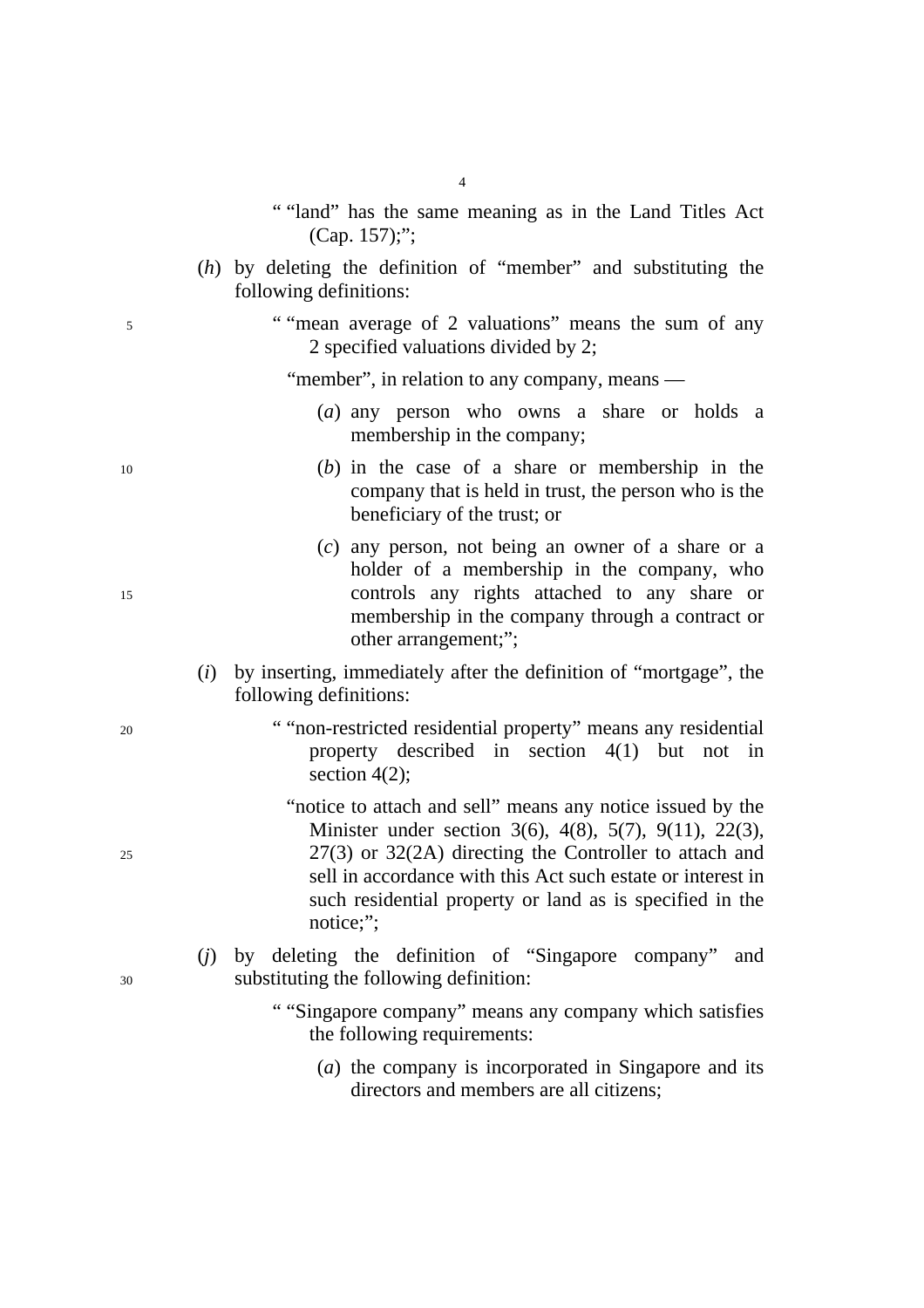" "land" has the same meaning as in the Land Titles Act (Cap. 157);";

(*h*) by deleting the definition of "member" and substituting the following definitions:

" "mean average of 2 valuations" means the sum of any 2 specified valuations divided by 2;

"member", in relation to any company, means —

(*a*) any person who owns a share or holds a membership in the company;

(*b*) in the case of a share or membership in the company that is held in trust, the person who is the beneficiary of the trust; or

(*c*) any person, not being an owner of a share or a holder of a membership in the company, who controls any rights attached to any share or membership in the company through a contract or other arrangement;";

(*i*) by inserting, immediately after the definition of "mortgage", the following definitions:

" "non-restricted residential property" means any residential property described in section 4(1) but not in section 4(2);

"notice to attach and sell" means any notice issued by the Minister under section 3(6), 4(8), 5(7), 9(11), 22(3), 27(3) or 32(2A) directing the Controller to attach and sell in accordance with this Act such estate or interest in such residential property or land as is specified in the notice;";

(*j*) by deleting the definition of "Singapore company" and substituting the following definition:

" "Singapore company" means any company which satisfies the following requirements:

(*a*) the company is incorporated in Singapore and its directors and members are all citizens;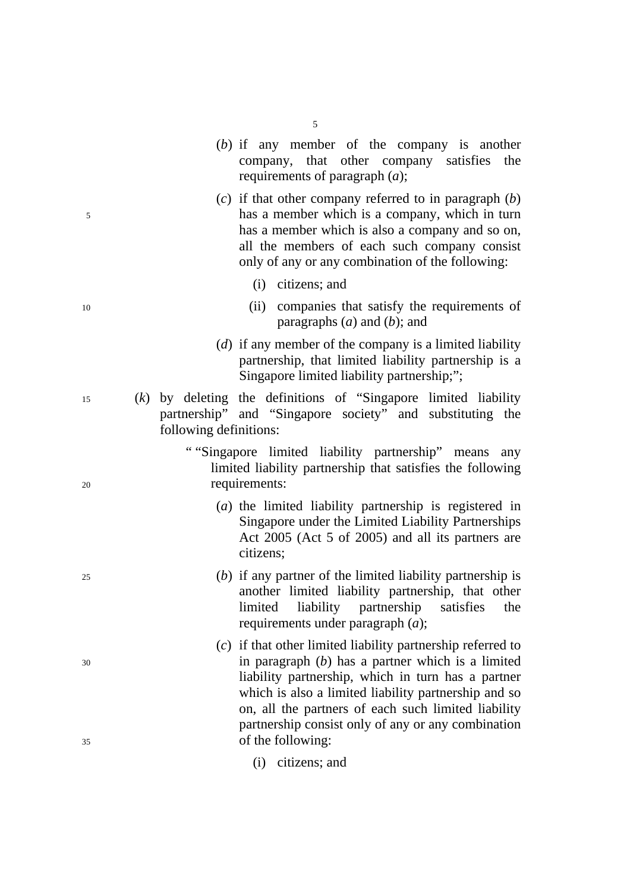(*b*) if any member of the company is another company, that other company satisfies the requirements of paragraph (*a*);

(*c*) if that other company referred to in paragraph (*b*) has a member which is a company, which in turn has a member which is also a company and so on, all the members of each such company consist only of any or any combination of the following:

(i) citizens; and

(ii) companies that satisfy the requirements of paragraphs (*a*) and (*b*); and

(*d*) if any member of the company is a limited liability partnership, that limited liability partnership is a Singapore limited liability partnership;";

(*k*) by deleting the definitions of "Singapore limited liability partnership" and "Singapore society" and substituting the following definitions:

" "Singapore limited liability partnership" means any limited liability partnership that satisfies the following requirements:

(*a*) the limited liability partnership is registered in Singapore under the Limited Liability Partnerships Act 2005 (Act 5 of 2005) and all its partners are citizens;

(*b*) if any partner of the limited liability partnership is another limited liability partnership, that other limited liability partnership satisfies the requirements under paragraph (*a*);

(*c*) if that other limited liability partnership referred to in paragraph (*b*) has a partner which is a limited liability partnership, which in turn has a partner which is also a limited liability partnership and so on, all the partners of each such limited liability partnership consist only of any or any combination of the following:

(i) citizens; and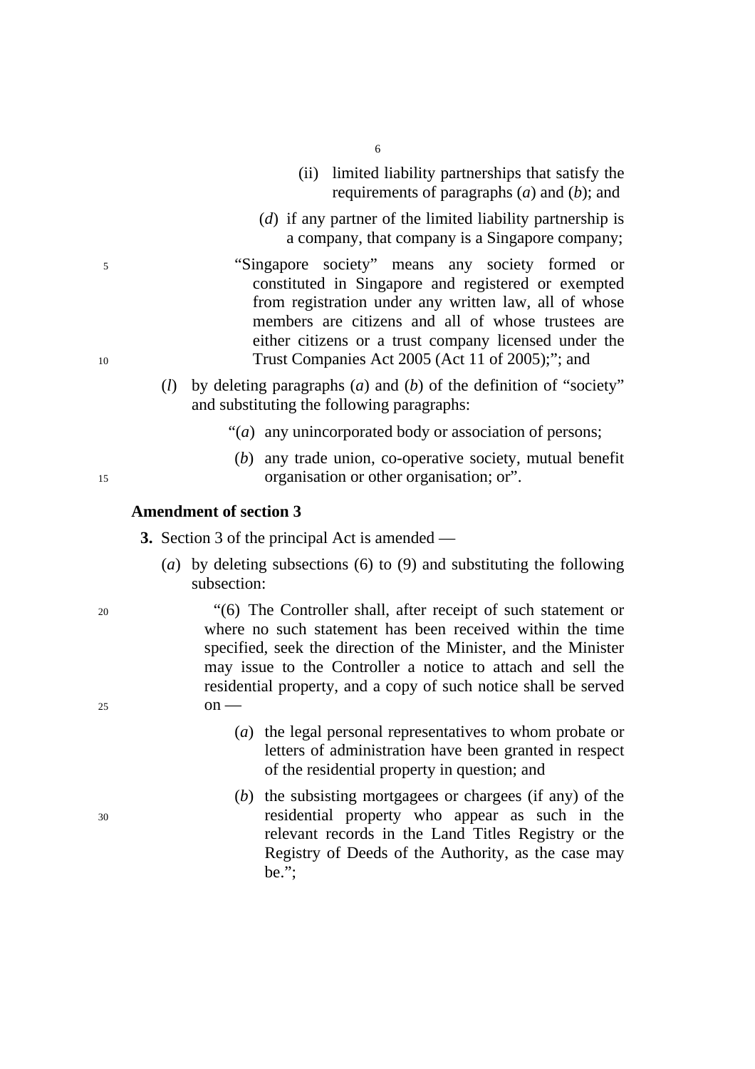(ii) limited liability partnerships that satisfy the requirements of paragraphs (*a*) and (*b*); and

(*d*) if any partner of the limited liability partnership is a company, that company is a Singapore company;

"Singapore society" means any society formed or constituted in Singapore and registered or exempted from registration under any written law, all of whose members are citizens and all of whose trustees are either citizens or a trust company licensed under the Trust Companies Act 2005 (Act 11 of 2005);"; and

(*l*) by deleting paragraphs (*a*) and (*b*) of the definition of "society" and substituting the following paragraphs:

"(*a*) any unincorporated body or association of persons;

(*b*) any trade union, co-operative society, mutual benefit organisation or other organisation; or".

**Amendment of section 3**

**3.** Section 3 of the principal Act is amended —

(*a*) by deleting subsections (6) to (9) and substituting the following subsection:

"(6) The Controller shall, after receipt of such statement or where no such statement has been received within the time specified, seek the direction of the Minister, and the Minister may issue to the Controller a notice to attach and sell the residential property, and a copy of such notice shall be served on —

(*a*) the legal personal representatives to whom probate or letters of administration have been granted in respect of the residential property in question; and

(*b*) the subsisting mortgagees or chargees (if any) of the residential property who appear as such in the relevant records in the Land Titles Registry or the Registry of Deeds of the Authority, as the case may be.";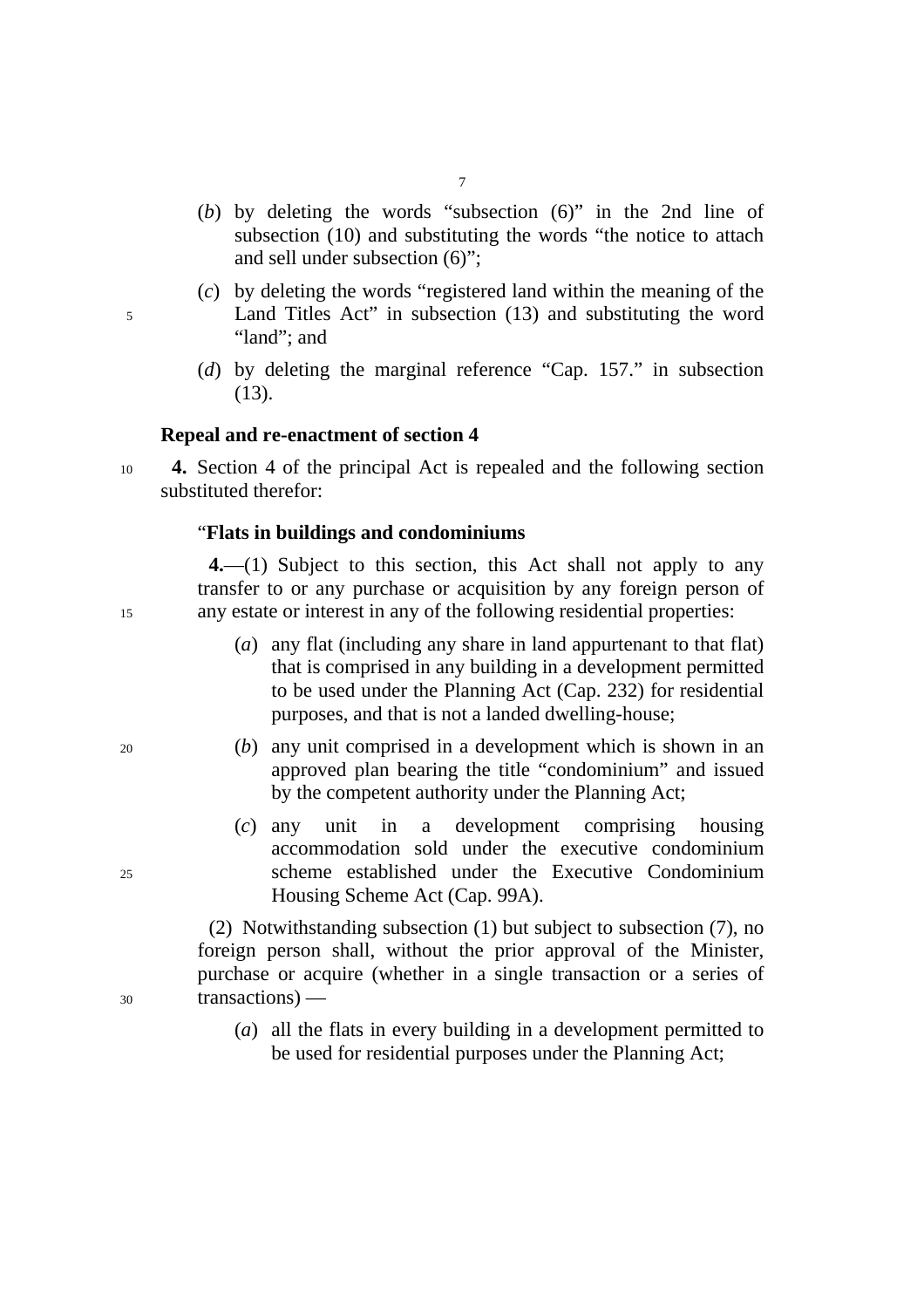(*b*) by deleting the words "subsection (6)" in the 2nd line of subsection (10) and substituting the words "the notice to attach and sell under subsection (6)";

(*c*) by deleting the words "registered land within the meaning of the Land Titles Act" in subsection (13) and substituting the word "land"; and

(*d*) by deleting the marginal reference "Cap. 157." in subsection (13).

**Repeal and re-enactment of section 4**

**4.** Section 4 of the principal Act is repealed and the following section substituted therefor:

"**Flats in buildings and condominiums**

**4.**—(1) Subject to this section, this Act shall not apply to any transfer to or any purchase or acquisition by any foreign person of any estate or interest in any of the following residential properties:

(*a*) any flat (including any share in land appurtenant to that flat) that is comprised in any building in a development permitted to be used under the Planning Act (Cap. 232) for residential purposes, and that is not a landed dwelling-house;

(*b*) any unit comprised in a development which is shown in an approved plan bearing the title "condominium" and issued by the competent authority under the Planning Act;

(*c*) any unit in a development comprising housing accommodation sold under the executive condominium scheme established under the Executive Condominium Housing Scheme Act (Cap. 99A).

(2) Notwithstanding subsection (1) but subject to subsection (7), no foreign person shall, without the prior approval of the Minister, purchase or acquire (whether in a single transaction or a series of transactions) —

(*a*) all the flats in every building in a development permitted to be used for residential purposes under the Planning Act;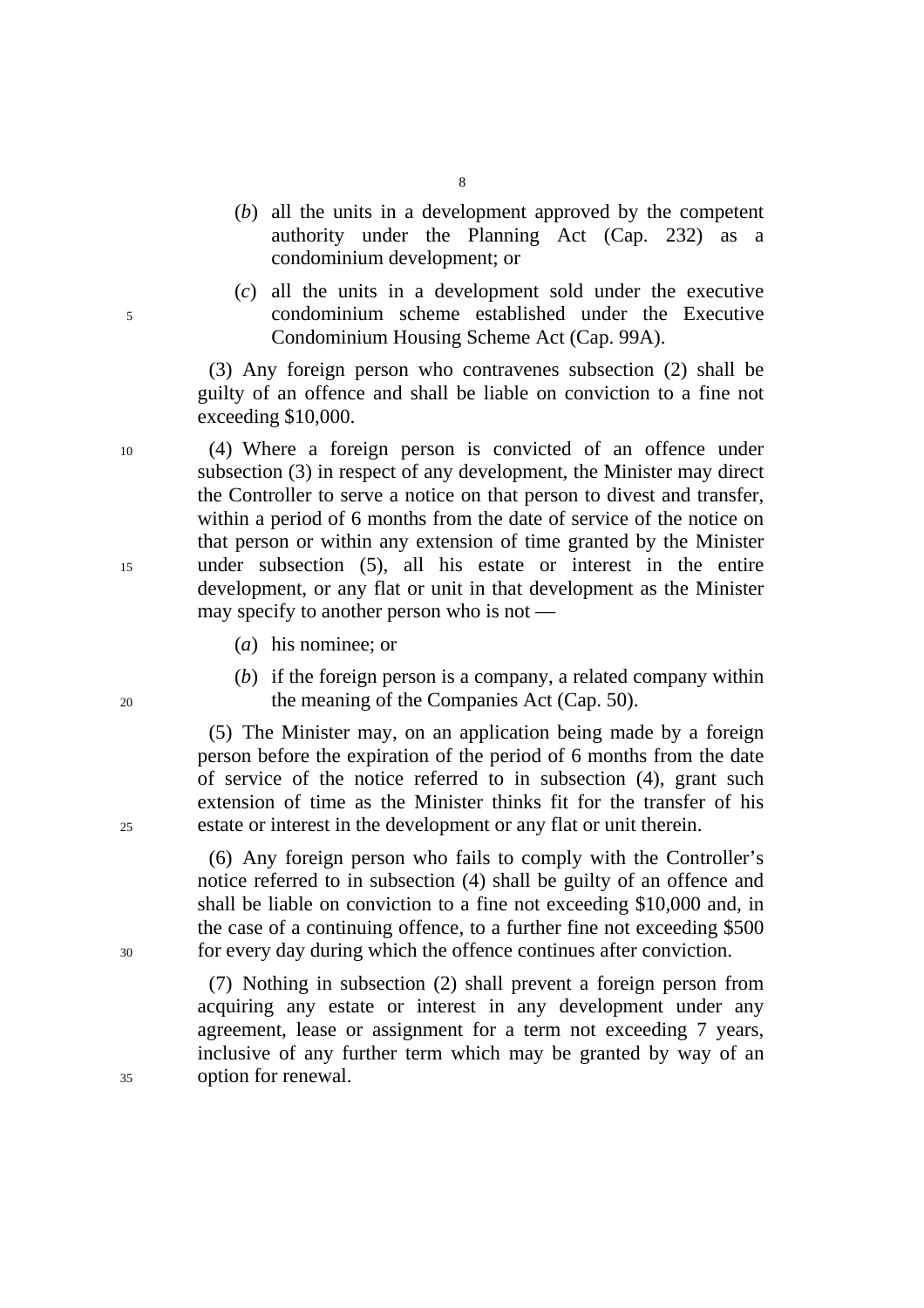(*b*) all the units in a development approved by the competent authority under the Planning Act (Cap. 232) as a condominium development; or

(*c*) all the units in a development sold under the executive condominium scheme established under the Executive Condominium Housing Scheme Act (Cap. 99A).

(3) Any foreign person who contravenes subsection (2) shall be guilty of an offence and shall be liable on conviction to a fine not exceeding $10,000.

(4) Where a foreign person is convicted of an offence under subsection (3) in respect of any development, the Minister may direct the Controller to serve a notice on that person to divest and transfer, within a period of 6 months from the date of service of the notice on that person or within any extension of time granted by the Minister under subsection (5), all his estate or interest in the entire development, or any flat or unit in that development as the Minister may specify to another person who is not —

(*a*) his nominee; or

(*b*) if the foreign person is a company, a related company within the meaning of the Companies Act (Cap. 50).

(5) The Minister may, on an application being made by a foreign person before the expiration of the period of 6 months from the date of service of the notice referred to in subsection (4), grant such extension of time as the Minister thinks fit for the transfer of his estate or interest in the development or any flat or unit therein.

(6) Any foreign person who fails to comply with the Controller's notice referred to in subsection (4) shall be guilty of an offence and shall be liable on conviction to a fine not exceeding $10,000 and, in the case of a continuing offence, to a further fine not exceeding $500 for every day during which the offence continues after conviction.

(7) Nothing in subsection (2) shall prevent a foreign person from acquiring any estate or interest in any development under any agreement, lease or assignment for a term not exceeding 7 years, inclusive of any further term which may be granted by way of an option for renewal.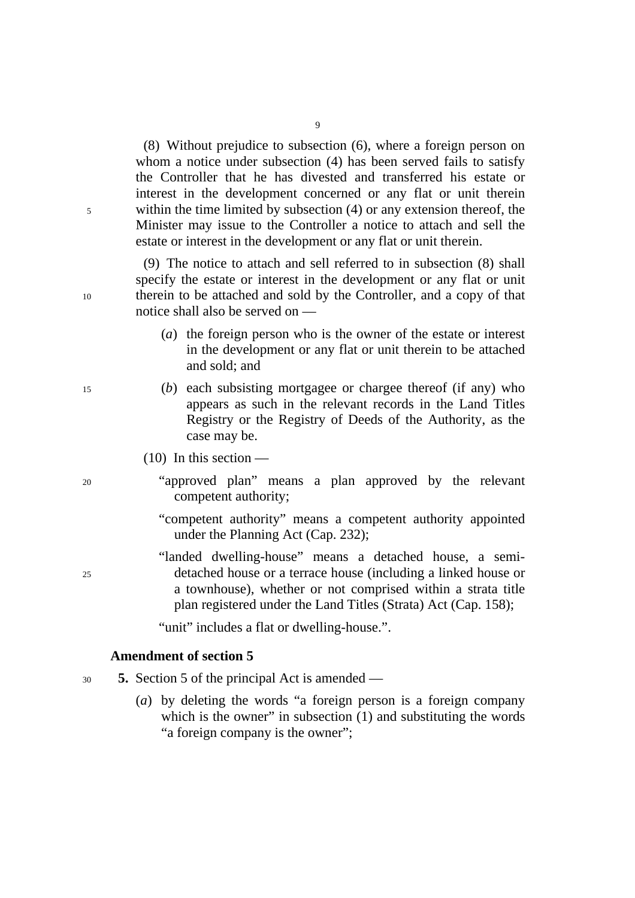(8) Without prejudice to subsection (6), where a foreign person on whom a notice under subsection (4) has been served fails to satisfy the Controller that he has divested and transferred his estate or interest in the development concerned or any flat or unit therein within the time limited by subsection (4) or any extension thereof, the Minister may issue to the Controller a notice to attach and sell the estate or interest in the development or any flat or unit therein.

(9) The notice to attach and sell referred to in subsection (8) shall specify the estate or interest in the development or any flat or unit therein to be attached and sold by the Controller, and a copy of that notice shall also be served on —

- (*a*) the foreign person who is the owner of the estate or interest in the development or any flat or unit therein to be attached and sold; and
- (*b*) each subsisting mortgagee or chargee thereof (if any) who appears as such in the relevant records in the Land Titles Registry or the Registry of Deeds of the Authority, as the case may be.

(10) In this section —

"approved plan" means a plan approved by the relevant competent authority;

"competent authority" means a competent authority appointed under the Planning Act (Cap. 232);

"landed dwelling-house" means a detached house, a semi-detached house or a terrace house (including a linked house or a townhouse), whether or not comprised within a strata title plan registered under the Land Titles (Strata) Act (Cap. 158);

"unit" includes a flat or dwelling-house.".

**Amendment of section 5**

**5.** Section 5 of the principal Act is amended —

- (*a*) by deleting the words "a foreign person is a foreign company which is the owner" in subsection (1) and substituting the words "a foreign company is the owner";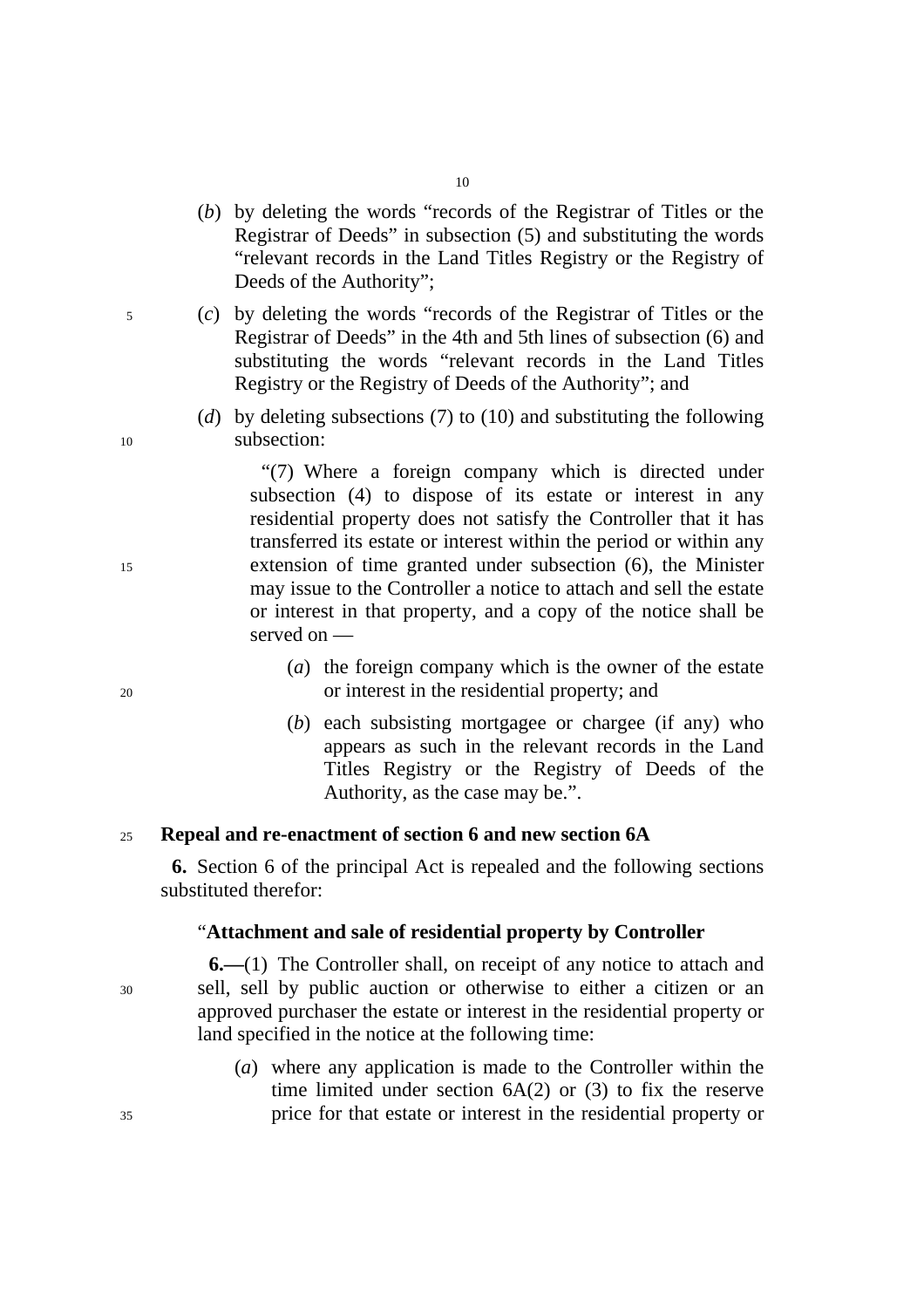(*b*) by deleting the words "records of the Registrar of Titles or the Registrar of Deeds" in subsection (5) and substituting the words "relevant records in the Land Titles Registry or the Registry of Deeds of the Authority";

(*c*) by deleting the words "records of the Registrar of Titles or the Registrar of Deeds" in the 4th and 5th lines of subsection (6) and substituting the words "relevant records in the Land Titles Registry or the Registry of Deeds of the Authority"; and

(*d*) by deleting subsections (7) to (10) and substituting the following subsection:

"(7) Where a foreign company which is directed under subsection (4) to dispose of its estate or interest in any residential property does not satisfy the Controller that it has transferred its estate or interest within the period or within any extension of time granted under subsection (6), the Minister may issue to the Controller a notice to attach and sell the estate or interest in that property, and a copy of the notice shall be served on —

(*a*) the foreign company which is the owner of the estate or interest in the residential property; and

(*b*) each subsisting mortgagee or chargee (if any) who appears as such in the relevant records in the Land Titles Registry or the Registry of Deeds of the Authority, as the case may be.".

**Repeal and re-enactment of section 6 and new section 6A**

**6.** Section 6 of the principal Act is repealed and the following sections substituted therefor:

"**Attachment and sale of residential property by Controller**

**6.—**(1) The Controller shall, on receipt of any notice to attach and sell, sell by public auction or otherwise to either a citizen or an approved purchaser the estate or interest in the residential property or land specified in the notice at the following time:

(*a*) where any application is made to the Controller within the time limited under section 6A(2) or (3) to fix the reserve price for that estate or interest in the residential property or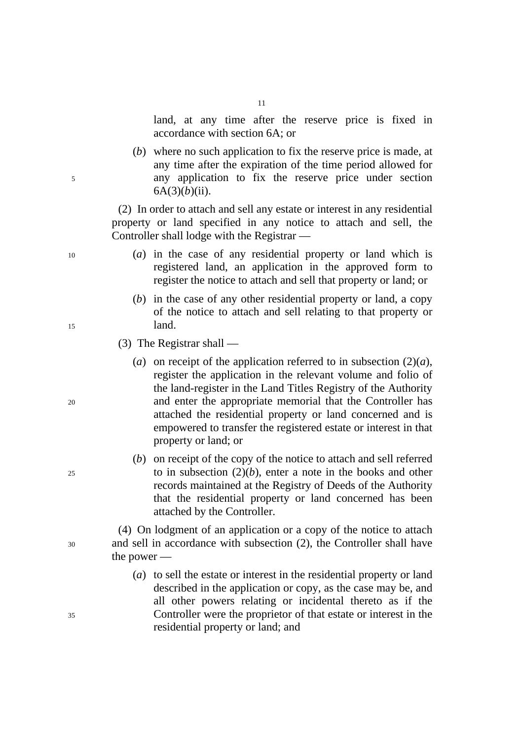land, at any time after the reserve price is fixed in accordance with section 6A; or

(*b*) where no such application to fix the reserve price is made, at any time after the expiration of the time period allowed for any application to fix the reserve price under section 6A(3)(*b*)(ii).

(2) In order to attach and sell any estate or interest in any residential property or land specified in any notice to attach and sell, the Controller shall lodge with the Registrar —

(*a*) in the case of any residential property or land which is registered land, an application in the approved form to register the notice to attach and sell that property or land; or

(*b*) in the case of any other residential property or land, a copy of the notice to attach and sell relating to that property or land.

(3) The Registrar shall —

(*a*) on receipt of the application referred to in subsection (2)(*a*), register the application in the relevant volume and folio of the land-register in the Land Titles Registry of the Authority and enter the appropriate memorial that the Controller has attached the residential property or land concerned and is empowered to transfer the registered estate or interest in that property or land; or

(*b*) on receipt of the copy of the notice to attach and sell referred to in subsection (2)(*b*), enter a note in the books and other records maintained at the Registry of Deeds of the Authority that the residential property or land concerned has been attached by the Controller.

(4) On lodgment of an application or a copy of the notice to attach and sell in accordance with subsection (2), the Controller shall have the power —

(*a*) to sell the estate or interest in the residential property or land described in the application or copy, as the case may be, and all other powers relating or incidental thereto as if the Controller were the proprietor of that estate or interest in the residential property or land; and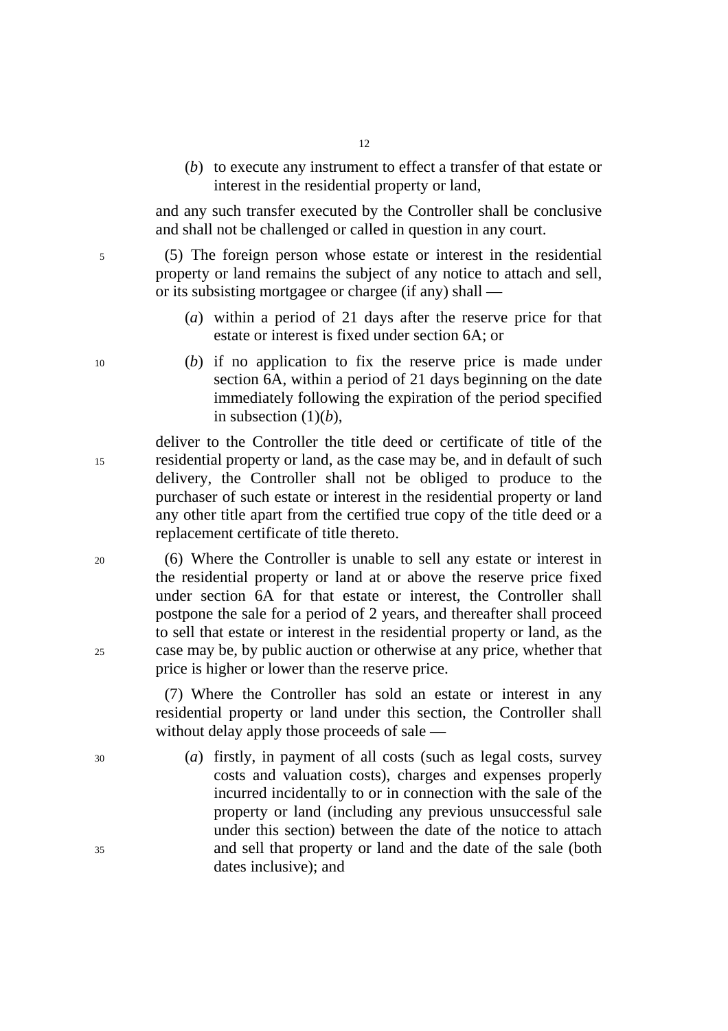(*b*) to execute any instrument to effect a transfer of that estate or interest in the residential property or land,

and any such transfer executed by the Controller shall be conclusive and shall not be challenged or called in question in any court.

(5) The foreign person whose estate or interest in the residential property or land remains the subject of any notice to attach and sell, or its subsisting mortgagee or chargee (if any) shall —

(*a*) within a period of 21 days after the reserve price for that estate or interest is fixed under section 6A; or

(*b*) if no application to fix the reserve price is made under section 6A, within a period of 21 days beginning on the date immediately following the expiration of the period specified in subsection (1)(*b*),

deliver to the Controller the title deed or certificate of title of the residential property or land, as the case may be, and in default of such delivery, the Controller shall not be obliged to produce to the purchaser of such estate or interest in the residential property or land any other title apart from the certified true copy of the title deed or a replacement certificate of title thereto.

(6) Where the Controller is unable to sell any estate or interest in the residential property or land at or above the reserve price fixed under section 6A for that estate or interest, the Controller shall postpone the sale for a period of 2 years, and thereafter shall proceed to sell that estate or interest in the residential property or land, as the case may be, by public auction or otherwise at any price, whether that price is higher or lower than the reserve price.

(7) Where the Controller has sold an estate or interest in any residential property or land under this section, the Controller shall without delay apply those proceeds of sale —

(*a*) firstly, in payment of all costs (such as legal costs, survey costs and valuation costs), charges and expenses properly incurred incidentally to or in connection with the sale of the property or land (including any previous unsuccessful sale under this section) between the date of the notice to attach and sell that property or land and the date of the sale (both dates inclusive); and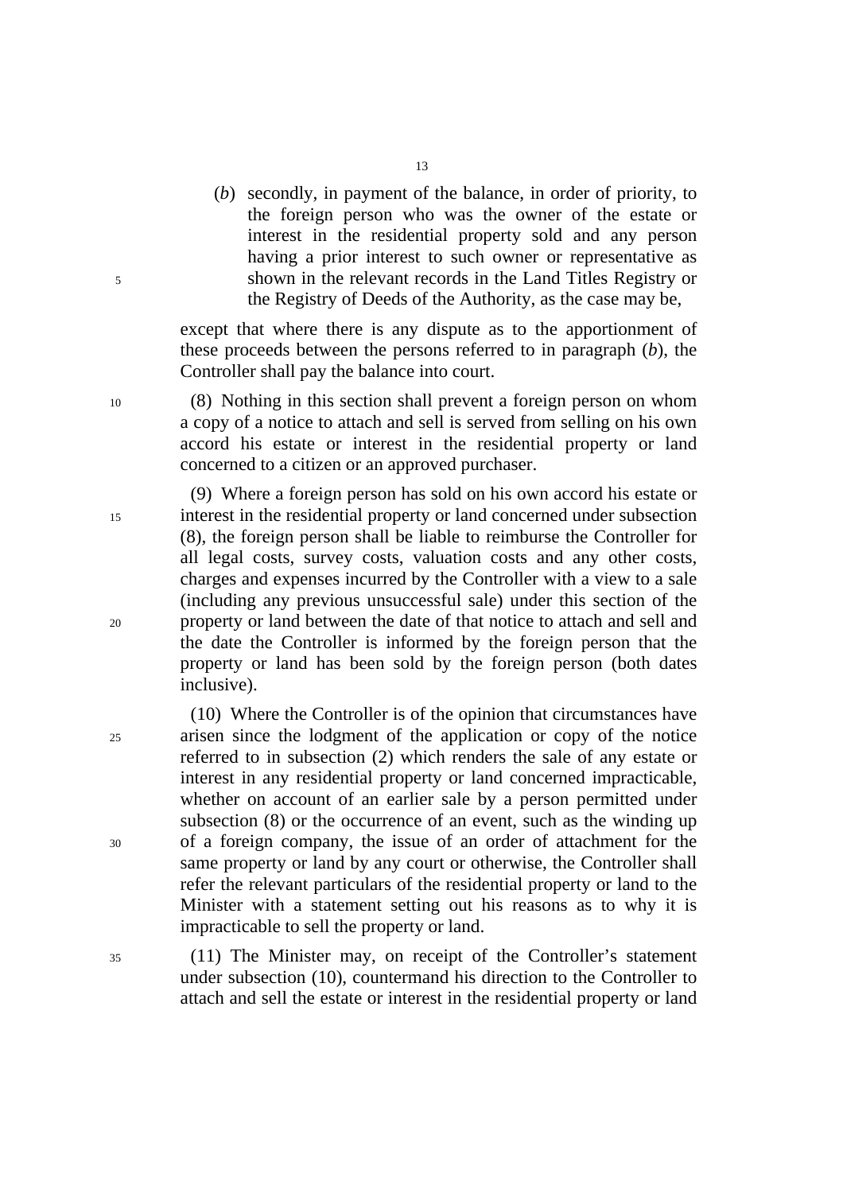(*b*) secondly, in payment of the balance, in order of priority, to the foreign person who was the owner of the estate or interest in the residential property sold and any person having a prior interest to such owner or representative as shown in the relevant records in the Land Titles Registry or the Registry of Deeds of the Authority, as the case may be,

except that where there is any dispute as to the apportionment of these proceeds between the persons referred to in paragraph (*b*), the Controller shall pay the balance into court.

(8) Nothing in this section shall prevent a foreign person on whom a copy of a notice to attach and sell is served from selling on his own accord his estate or interest in the residential property or land concerned to a citizen or an approved purchaser.

(9) Where a foreign person has sold on his own accord his estate or interest in the residential property or land concerned under subsection (8), the foreign person shall be liable to reimburse the Controller for all legal costs, survey costs, valuation costs and any other costs, charges and expenses incurred by the Controller with a view to a sale (including any previous unsuccessful sale) under this section of the property or land between the date of that notice to attach and sell and the date the Controller is informed by the foreign person that the property or land has been sold by the foreign person (both dates inclusive).

(10) Where the Controller is of the opinion that circumstances have arisen since the lodgment of the application or copy of the notice referred to in subsection (2) which renders the sale of any estate or interest in any residential property or land concerned impracticable, whether on account of an earlier sale by a person permitted under subsection (8) or the occurrence of an event, such as the winding up of a foreign company, the issue of an order of attachment for the same property or land by any court or otherwise, the Controller shall refer the relevant particulars of the residential property or land to the Minister with a statement setting out his reasons as to why it is impracticable to sell the property or land.

(11) The Minister may, on receipt of the Controller's statement under subsection (10), countermand his direction to the Controller to attach and sell the estate or interest in the residential property or land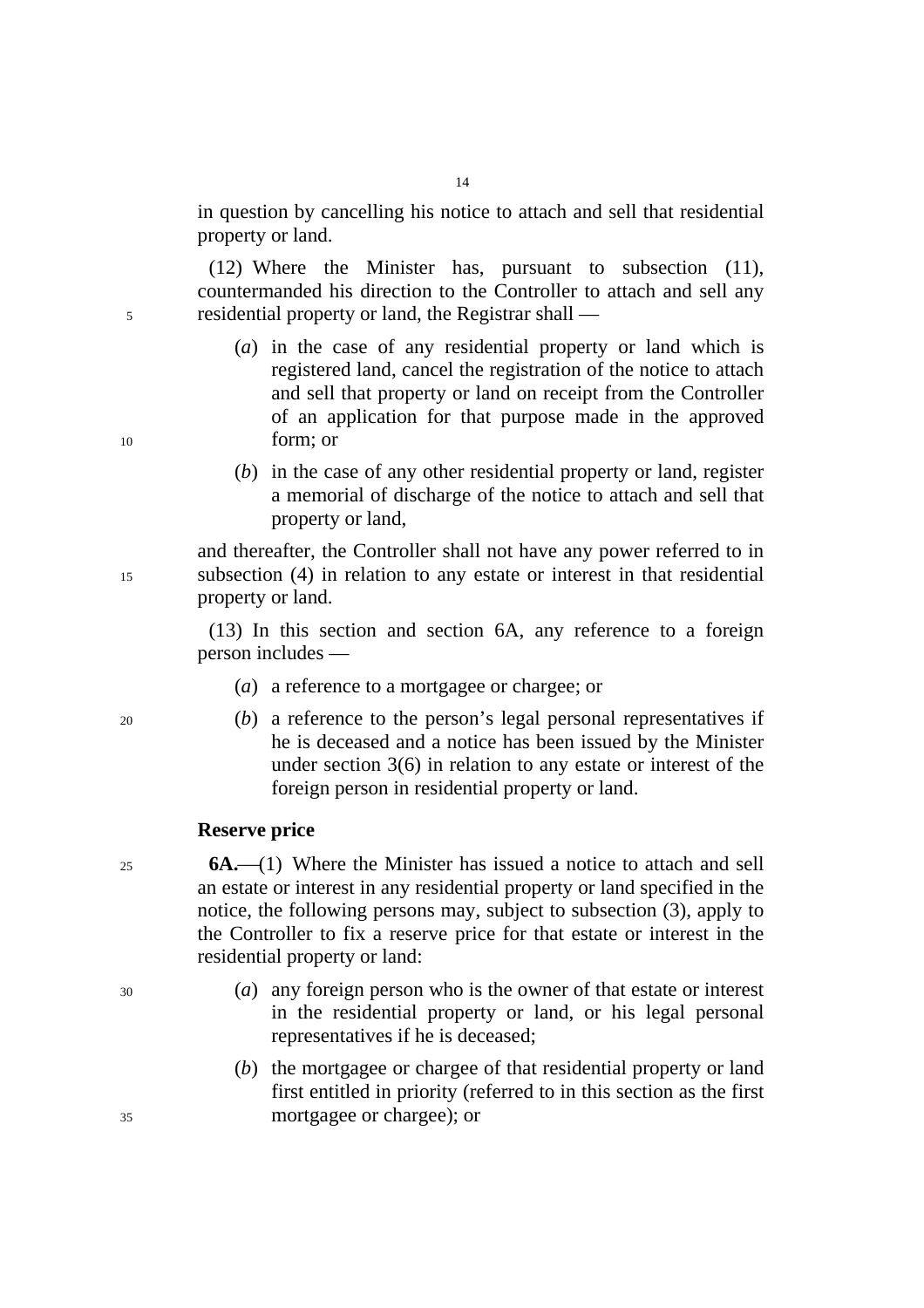in question by cancelling his notice to attach and sell that residential property or land.

(12) Where the Minister has, pursuant to subsection (11), countermanded his direction to the Controller to attach and sell any residential property or land, the Registrar shall —

(*a*) in the case of any residential property or land which is registered land, cancel the registration of the notice to attach and sell that property or land on receipt from the Controller of an application for that purpose made in the approved form; or

(*b*) in the case of any other residential property or land, register a memorial of discharge of the notice to attach and sell that property or land,

and thereafter, the Controller shall not have any power referred to in subsection (4) in relation to any estate or interest in that residential property or land.

(13) In this section and section 6A, any reference to a foreign person includes —

(*a*) a reference to a mortgagee or chargee; or

(*b*) a reference to the person's legal personal representatives if he is deceased and a notice has been issued by the Minister under section 3(6) in relation to any estate or interest of the foreign person in residential property or land.

**Reserve price**

**6A.**—(1) Where the Minister has issued a notice to attach and sell an estate or interest in any residential property or land specified in the notice, the following persons may, subject to subsection (3), apply to the Controller to fix a reserve price for that estate or interest in the residential property or land:

(*a*) any foreign person who is the owner of that estate or interest in the residential property or land, or his legal personal representatives if he is deceased;

(*b*) the mortgagee or chargee of that residential property or land first entitled in priority (referred to in this section as the first mortgagee or chargee); or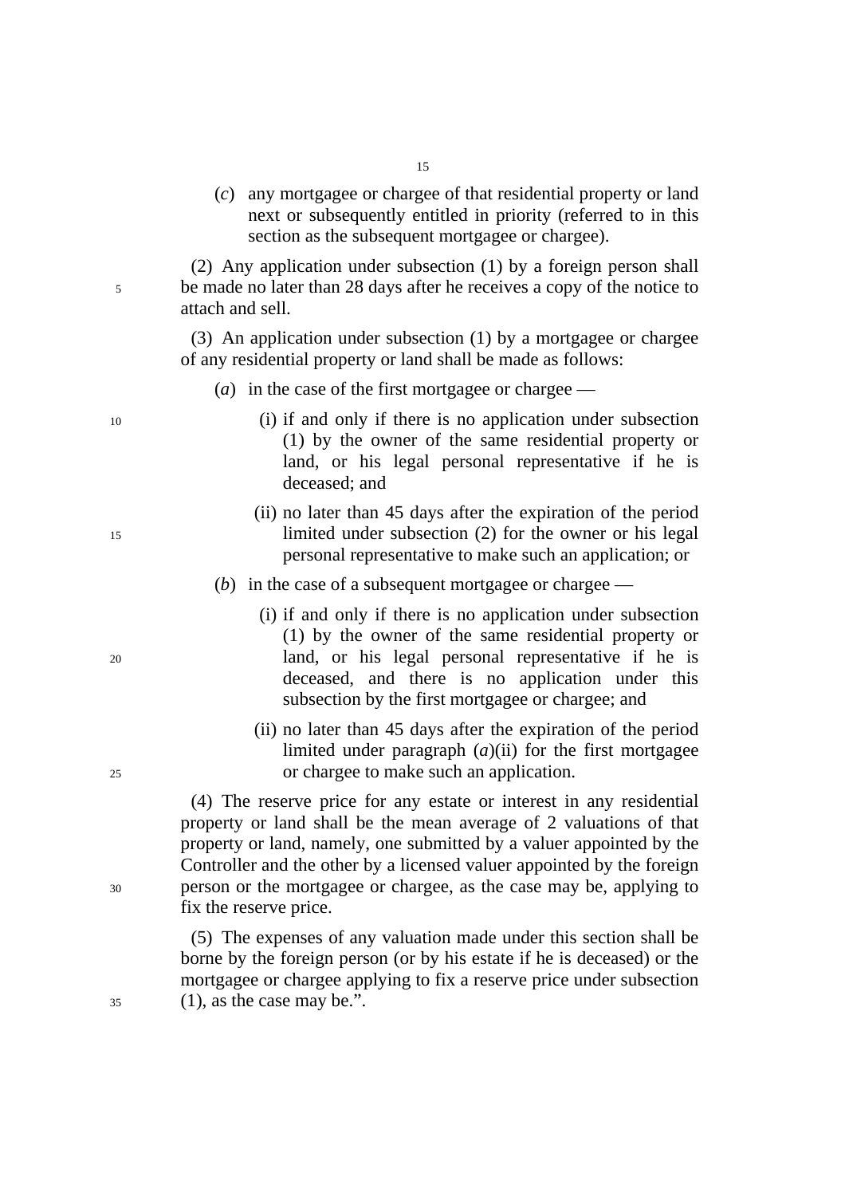(*c*) any mortgagee or chargee of that residential property or land next or subsequently entitled in priority (referred to in this section as the subsequent mortgagee or chargee).

(2) Any application under subsection (1) by a foreign person shall be made no later than 28 days after he receives a copy of the notice to attach and sell.

(3) An application under subsection (1) by a mortgagee or chargee of any residential property or land shall be made as follows:

(*a*) in the case of the first mortgagee or chargee —

(i) if and only if there is no application under subsection (1) by the owner of the same residential property or land, or his legal personal representative if he is deceased; and

(ii) no later than 45 days after the expiration of the period limited under subsection (2) for the owner or his legal personal representative to make such an application; or

(*b*) in the case of a subsequent mortgagee or chargee —

(i) if and only if there is no application under subsection (1) by the owner of the same residential property or land, or his legal personal representative if he is deceased, and there is no application under this subsection by the first mortgagee or chargee; and

(ii) no later than 45 days after the expiration of the period limited under paragraph (*a*)(ii) for the first mortgagee or chargee to make such an application.

(4) The reserve price for any estate or interest in any residential property or land shall be the mean average of 2 valuations of that property or land, namely, one submitted by a valuer appointed by the Controller and the other by a licensed valuer appointed by the foreign person or the mortgagee or chargee, as the case may be, applying to fix the reserve price.

(5) The expenses of any valuation made under this section shall be borne by the foreign person (or by his estate if he is deceased) or the mortgagee or chargee applying to fix a reserve price under subsection (1), as the case may be.".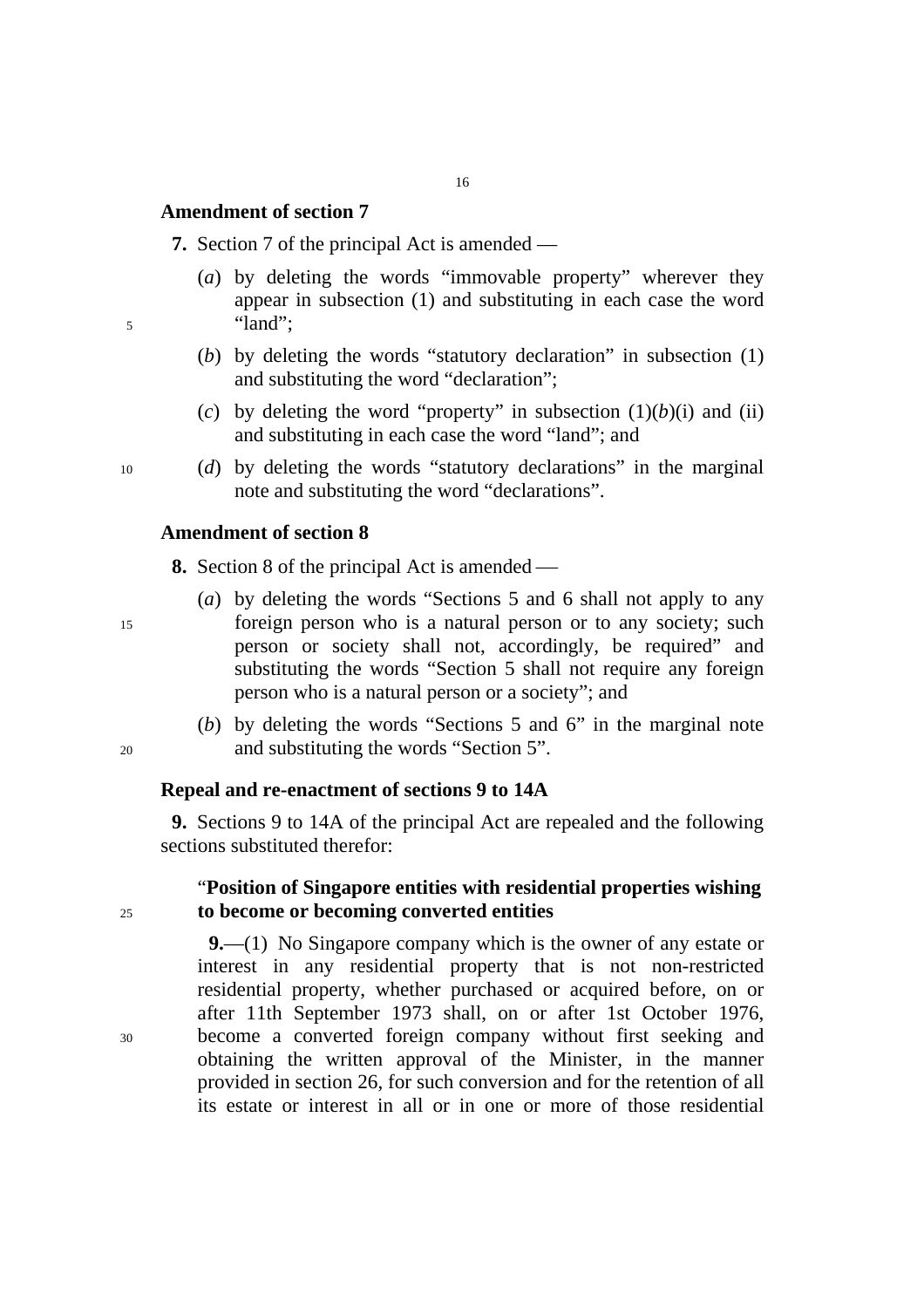### Amendment of section 7

**7.** Section 7 of the principal Act is amended —

(*a*) by deleting the words "immovable property" wherever they appear in subsection (1) and substituting in each case the word "land";

(*b*) by deleting the words "statutory declaration" in subsection (1) and substituting the word "declaration";

(*c*) by deleting the word "property" in subsection (1)(*b*)(i) and (ii) and substituting in each case the word "land"; and

(*d*) by deleting the words "statutory declarations" in the marginal note and substituting the word "declarations".

### Amendment of section 8

**8.** Section 8 of the principal Act is amended —

(*a*) by deleting the words "Sections 5 and 6 shall not apply to any foreign person who is a natural person or to any society; such person or society shall not, accordingly, be required" and substituting the words "Section 5 shall not require any foreign person who is a natural person or a society"; and

(*b*) by deleting the words "Sections 5 and 6" in the marginal note and substituting the words "Section 5".

### Repeal and re-enactment of sections 9 to 14A

**9.** Sections 9 to 14A of the principal Act are repealed and the following sections substituted therefor:

"**Position of Singapore entities with residential properties wishing to become or becoming converted entities**

**9.**—(1) No Singapore company which is the owner of any estate or interest in any residential property that is not non-restricted residential property, whether purchased or acquired before, on or after 11th September 1973 shall, on or after 1st October 1976, become a converted foreign company without first seeking and obtaining the written approval of the Minister, in the manner provided in section 26, for such conversion and for the retention of all its estate or interest in all or in one or more of those residential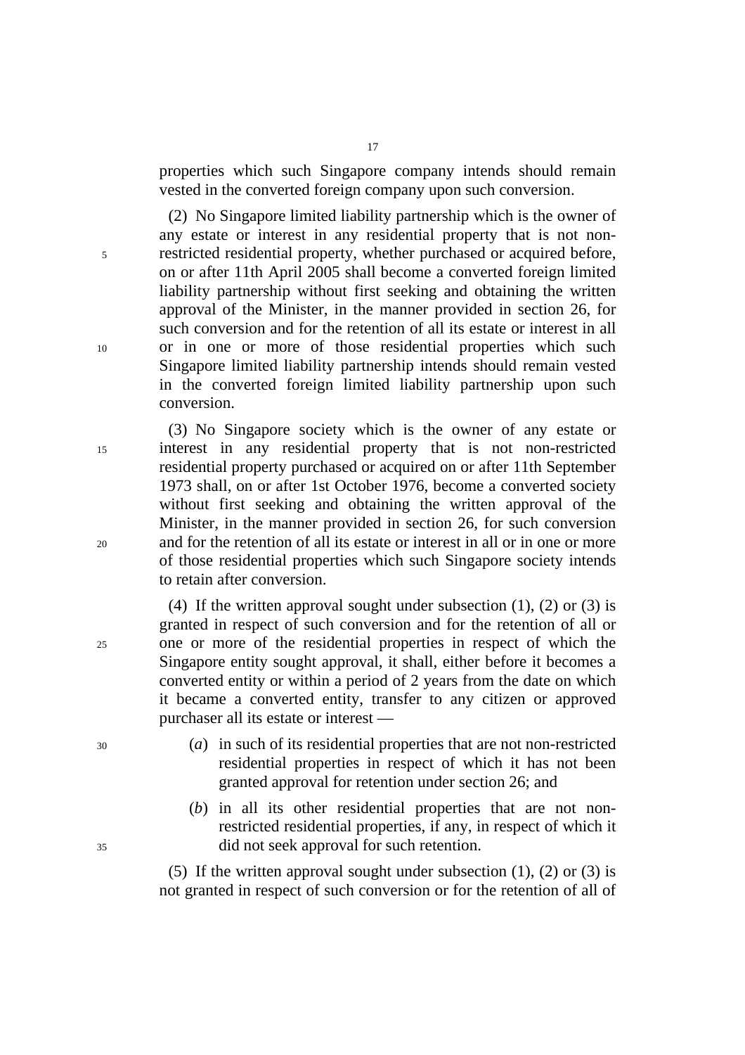properties which such Singapore company intends should remain vested in the converted foreign company upon such conversion.

(2) No Singapore limited liability partnership which is the owner of any estate or interest in any residential property that is not non-restricted residential property, whether purchased or acquired before, on or after 11th April 2005 shall become a converted foreign limited liability partnership without first seeking and obtaining the written approval of the Minister, in the manner provided in section 26, for such conversion and for the retention of all its estate or interest in all or in one or more of those residential properties which such Singapore limited liability partnership intends should remain vested in the converted foreign limited liability partnership upon such conversion.

(3) No Singapore society which is the owner of any estate or interest in any residential property that is not non-restricted residential property purchased or acquired on or after 11th September 1973 shall, on or after 1st October 1976, become a converted society without first seeking and obtaining the written approval of the Minister, in the manner provided in section 26, for such conversion and for the retention of all its estate or interest in all or in one or more of those residential properties which such Singapore society intends to retain after conversion.

(4) If the written approval sought under subsection (1), (2) or (3) is granted in respect of such conversion and for the retention of all or one or more of the residential properties in respect of which the Singapore entity sought approval, it shall, either before it becomes a converted entity or within a period of 2 years from the date on which it became a converted entity, transfer to any citizen or approved purchaser all its estate or interest —

(*a*) in such of its residential properties that are not non-restricted residential properties in respect of which it has not been granted approval for retention under section 26; and

(*b*) in all its other residential properties that are not non-restricted residential properties, if any, in respect of which it did not seek approval for such retention.

(5) If the written approval sought under subsection (1), (2) or (3) is not granted in respect of such conversion or for the retention of all of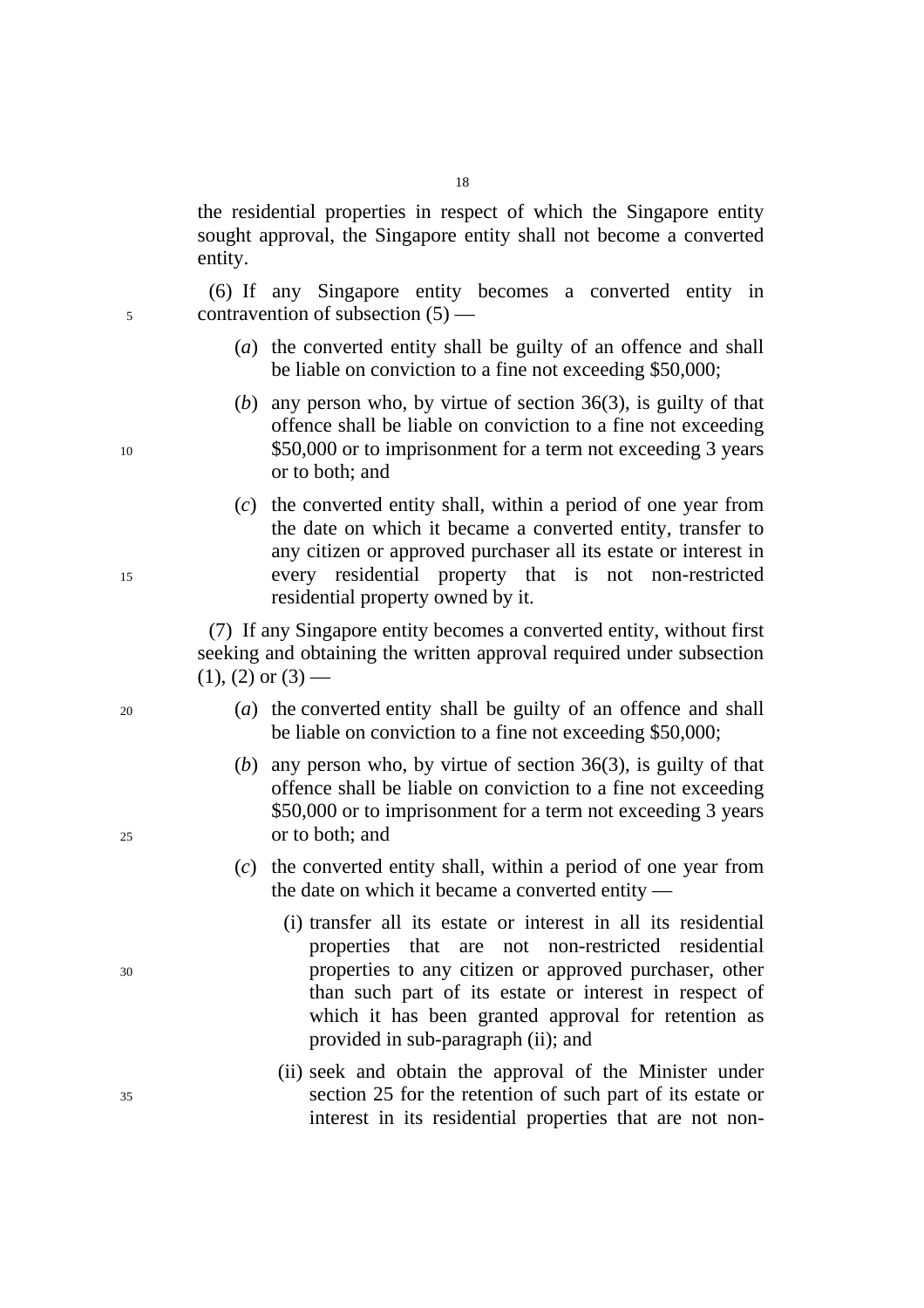the residential properties in respect of which the Singapore entity sought approval, the Singapore entity shall not become a converted entity.

(6) If any Singapore entity becomes a converted entity in contravention of subsection (5) —

(*a*) the converted entity shall be guilty of an offence and shall be liable on conviction to a fine not exceeding $50,000;

(*b*) any person who, by virtue of section 36(3), is guilty of that offence shall be liable on conviction to a fine not exceeding $50,000 or to imprisonment for a term not exceeding 3 years or to both; and

(*c*) the converted entity shall, within a period of one year from the date on which it became a converted entity, transfer to any citizen or approved purchaser all its estate or interest in every residential property that is not non-restricted residential property owned by it.

(7) If any Singapore entity becomes a converted entity, without first seeking and obtaining the written approval required under subsection (1), (2) or (3) —

(*a*) the converted entity shall be guilty of an offence and shall be liable on conviction to a fine not exceeding $50,000;

(*b*) any person who, by virtue of section 36(3), is guilty of that offence shall be liable on conviction to a fine not exceeding $50,000 or to imprisonment for a term not exceeding 3 years or to both; and

(*c*) the converted entity shall, within a period of one year from the date on which it became a converted entity —

(i) transfer all its estate or interest in all its residential properties that are not non-restricted residential properties to any citizen or approved purchaser, other than such part of its estate or interest in respect of which it has been granted approval for retention as provided in sub-paragraph (ii); and

(ii) seek and obtain the approval of the Minister under section 25 for the retention of such part of its estate or interest in its residential properties that are not non-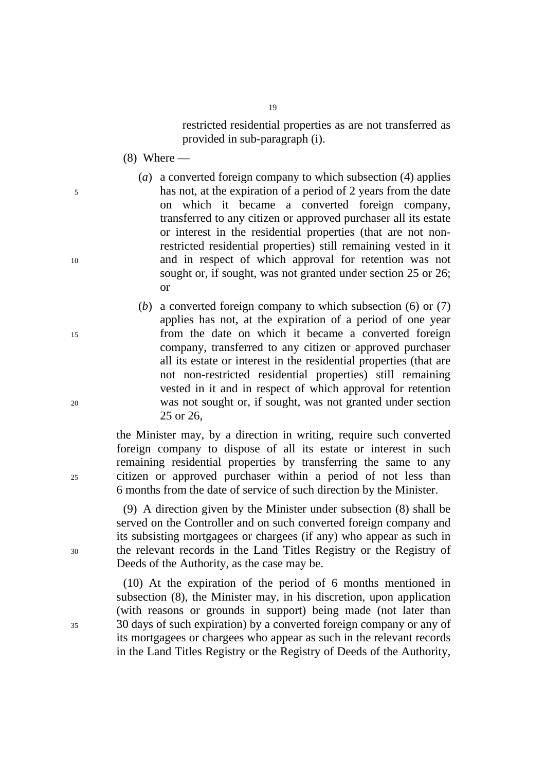restricted residential properties as are not transferred as provided in sub-paragraph (i).

(8) Where —

(*a*) a converted foreign company to which subsection (4) applies has not, at the expiration of a period of 2 years from the date on which it became a converted foreign company, transferred to any citizen or approved purchaser all its estate or interest in the residential properties (that are not non-restricted residential properties) still remaining vested in it and in respect of which approval for retention was not sought or, if sought, was not granted under section 25 or 26; or

(*b*) a converted foreign company to which subsection (6) or (7) applies has not, at the expiration of a period of one year from the date on which it became a converted foreign company, transferred to any citizen or approved purchaser all its estate or interest in the residential properties (that are not non-restricted residential properties) still remaining vested in it and in respect of which approval for retention was not sought or, if sought, was not granted under section 25 or 26,

the Minister may, by a direction in writing, require such converted foreign company to dispose of all its estate or interest in such remaining residential properties by transferring the same to any citizen or approved purchaser within a period of not less than 6 months from the date of service of such direction by the Minister.

(9) A direction given by the Minister under subsection (8) shall be served on the Controller and on such converted foreign company and its subsisting mortgagees or chargees (if any) who appear as such in the relevant records in the Land Titles Registry or the Registry of Deeds of the Authority, as the case may be.

(10) At the expiration of the period of 6 months mentioned in subsection (8), the Minister may, in his discretion, upon application (with reasons or grounds in support) being made (not later than 30 days of such expiration) by a converted foreign company or any of its mortgagees or chargees who appear as such in the relevant records in the Land Titles Registry or the Registry of Deeds of the Authority,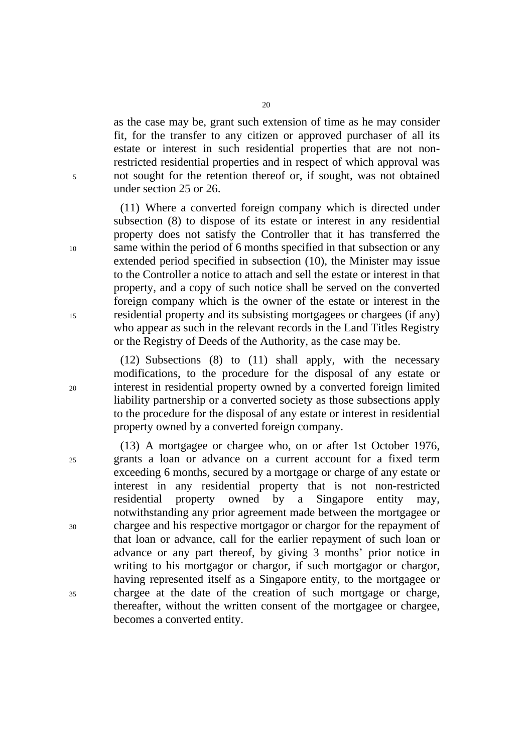as the case may be, grant such extension of time as he may consider fit, for the transfer to any citizen or approved purchaser of all its estate or interest in such residential properties that are not non-restricted residential properties and in respect of which approval was not sought for the retention thereof or, if sought, was not obtained under section 25 or 26.

(11) Where a converted foreign company which is directed under subsection (8) to dispose of its estate or interest in any residential property does not satisfy the Controller that it has transferred the same within the period of 6 months specified in that subsection or any extended period specified in subsection (10), the Minister may issue to the Controller a notice to attach and sell the estate or interest in that property, and a copy of such notice shall be served on the converted foreign company which is the owner of the estate or interest in the residential property and its subsisting mortgagees or chargees (if any) who appear as such in the relevant records in the Land Titles Registry or the Registry of Deeds of the Authority, as the case may be.

(12) Subsections (8) to (11) shall apply, with the necessary modifications, to the procedure for the disposal of any estate or interest in residential property owned by a converted foreign limited liability partnership or a converted society as those subsections apply to the procedure for the disposal of any estate or interest in residential property owned by a converted foreign company.

(13) A mortgagee or chargee who, on or after 1st October 1976, grants a loan or advance on a current account for a fixed term exceeding 6 months, secured by a mortgage or charge of any estate or interest in any residential property that is not non-restricted residential property owned by a Singapore entity may, notwithstanding any prior agreement made between the mortgagee or chargee and his respective mortgagor or chargor for the repayment of that loan or advance, call for the earlier repayment of such loan or advance or any part thereof, by giving 3 months' prior notice in writing to his mortgagor or chargor, if such mortgagor or chargor, having represented itself as a Singapore entity, to the mortgagee or chargee at the date of the creation of such mortgage or charge, thereafter, without the written consent of the mortgagee or chargee, becomes a converted entity.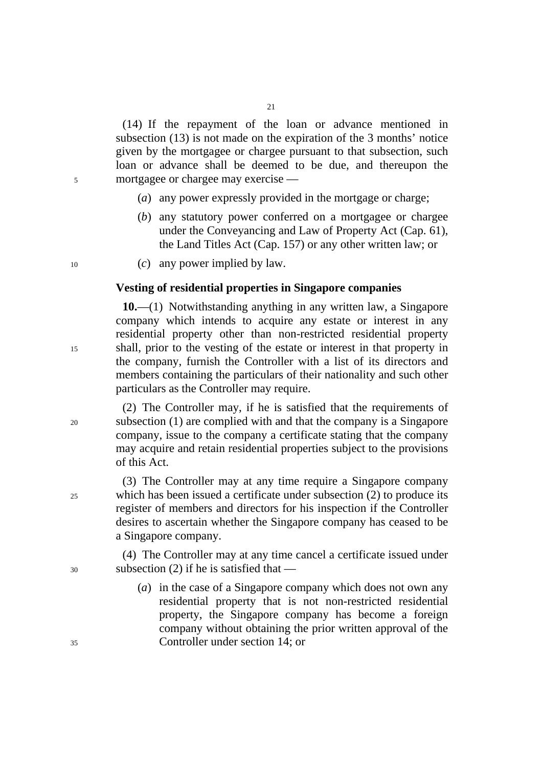(14) If the repayment of the loan or advance mentioned in subsection (13) is not made on the expiration of the 3 months' notice given by the mortgagee or chargee pursuant to that subsection, such loan or advance shall be deemed to be due, and thereupon the mortgagee or chargee may exercise —

(*a*) any power expressly provided in the mortgage or charge;

(*b*) any statutory power conferred on a mortgagee or chargee under the Conveyancing and Law of Property Act (Cap. 61), the Land Titles Act (Cap. 157) or any other written law; or

(*c*) any power implied by law.

**Vesting of residential properties in Singapore companies**

**10.**—(1) Notwithstanding anything in any written law, a Singapore company which intends to acquire any estate or interest in any residential property other than non-restricted residential property shall, prior to the vesting of the estate or interest in that property in the company, furnish the Controller with a list of its directors and members containing the particulars of their nationality and such other particulars as the Controller may require.

(2) The Controller may, if he is satisfied that the requirements of subsection (1) are complied with and that the company is a Singapore company, issue to the company a certificate stating that the company may acquire and retain residential properties subject to the provisions of this Act.

(3) The Controller may at any time require a Singapore company which has been issued a certificate under subsection (2) to produce its register of members and directors for his inspection if the Controller desires to ascertain whether the Singapore company has ceased to be a Singapore company.

(4) The Controller may at any time cancel a certificate issued under subsection (2) if he is satisfied that —

(*a*) in the case of a Singapore company which does not own any residential property that is not non-restricted residential property, the Singapore company has become a foreign company without obtaining the prior written approval of the Controller under section 14; or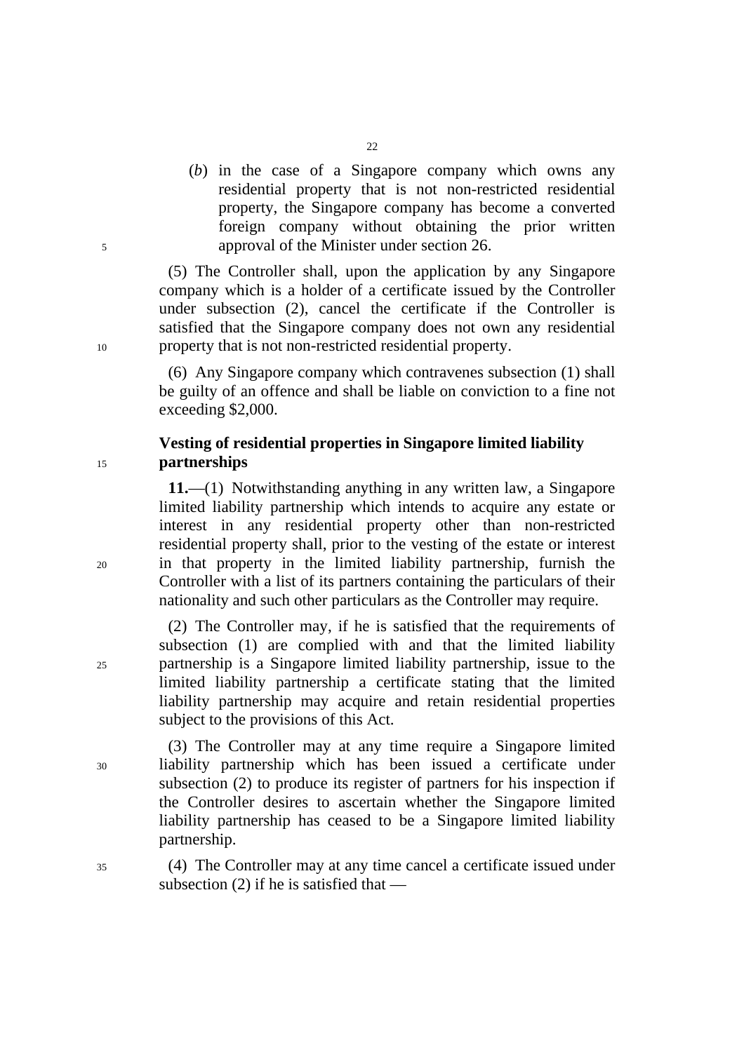(*b*) in the case of a Singapore company which owns any residential property that is not non-restricted residential property, the Singapore company has become a converted foreign company without obtaining the prior written approval of the Minister under section 26.

(5) The Controller shall, upon the application by any Singapore company which is a holder of a certificate issued by the Controller under subsection (2), cancel the certificate if the Controller is satisfied that the Singapore company does not own any residential property that is not non-restricted residential property.

(6) Any Singapore company which contravenes subsection (1) shall be guilty of an offence and shall be liable on conviction to a fine not exceeding $2,000.

**Vesting of residential properties in Singapore limited liability partnerships**

**11.**—(1) Notwithstanding anything in any written law, a Singapore limited liability partnership which intends to acquire any estate or interest in any residential property other than non-restricted residential property shall, prior to the vesting of the estate or interest in that property in the limited liability partnership, furnish the Controller with a list of its partners containing the particulars of their nationality and such other particulars as the Controller may require.

(2) The Controller may, if he is satisfied that the requirements of subsection (1) are complied with and that the limited liability partnership is a Singapore limited liability partnership, issue to the limited liability partnership a certificate stating that the limited liability partnership may acquire and retain residential properties subject to the provisions of this Act.

(3) The Controller may at any time require a Singapore limited liability partnership which has been issued a certificate under subsection (2) to produce its register of partners for his inspection if the Controller desires to ascertain whether the Singapore limited liability partnership has ceased to be a Singapore limited liability partnership.

(4) The Controller may at any time cancel a certificate issued under subsection (2) if he is satisfied that —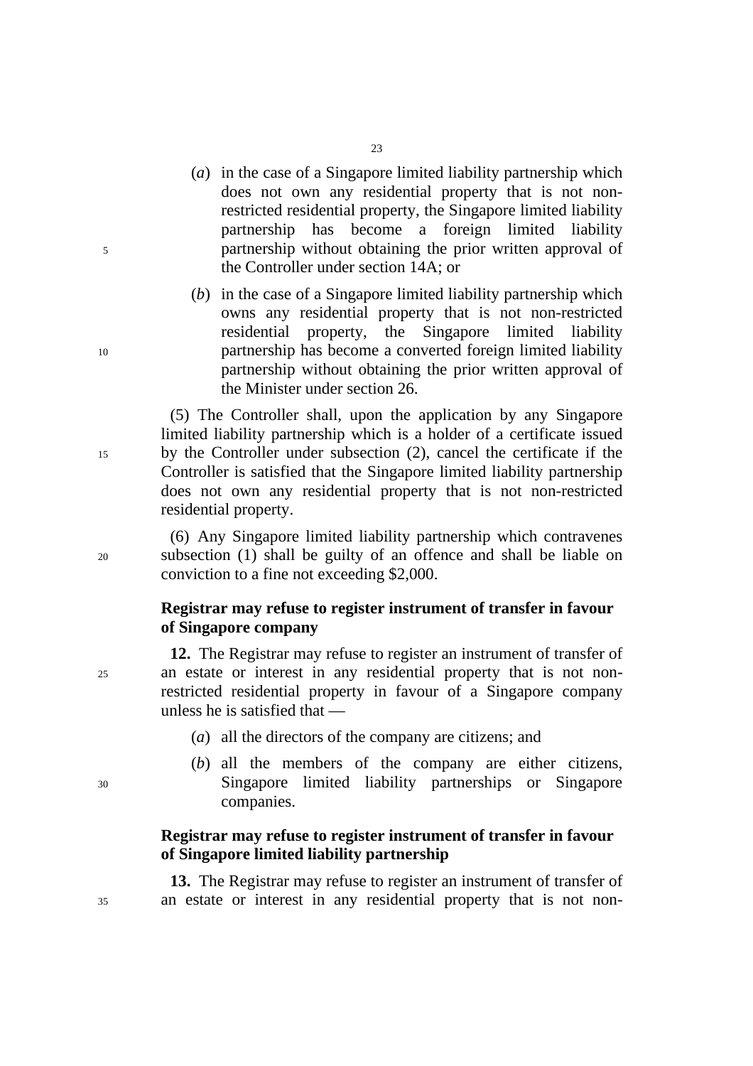(*a*) in the case of a Singapore limited liability partnership which does not own any residential property that is not non-restricted residential property, the Singapore limited liability partnership has become a foreign limited liability partnership without obtaining the prior written approval of the Controller under section 14A; or

(*b*) in the case of a Singapore limited liability partnership which owns any residential property that is not non-restricted residential property, the Singapore limited liability partnership has become a converted foreign limited liability partnership without obtaining the prior written approval of the Minister under section 26.

(5) The Controller shall, upon the application by any Singapore limited liability partnership which is a holder of a certificate issued by the Controller under subsection (2), cancel the certificate if the Controller is satisfied that the Singapore limited liability partnership does not own any residential property that is not non-restricted residential property.

(6) Any Singapore limited liability partnership which contravenes subsection (1) shall be guilty of an offence and shall be liable on conviction to a fine not exceeding $2,000.

**Registrar may refuse to register instrument of transfer in favour of Singapore company**

**12.** The Registrar may refuse to register an instrument of transfer of an estate or interest in any residential property that is not non-restricted residential property in favour of a Singapore company unless he is satisfied that —

(*a*) all the directors of the company are citizens; and

(*b*) all the members of the company are either citizens, Singapore limited liability partnerships or Singapore companies.

**Registrar may refuse to register instrument of transfer in favour of Singapore limited liability partnership**

**13.** The Registrar may refuse to register an instrument of transfer of an estate or interest in any residential property that is not non-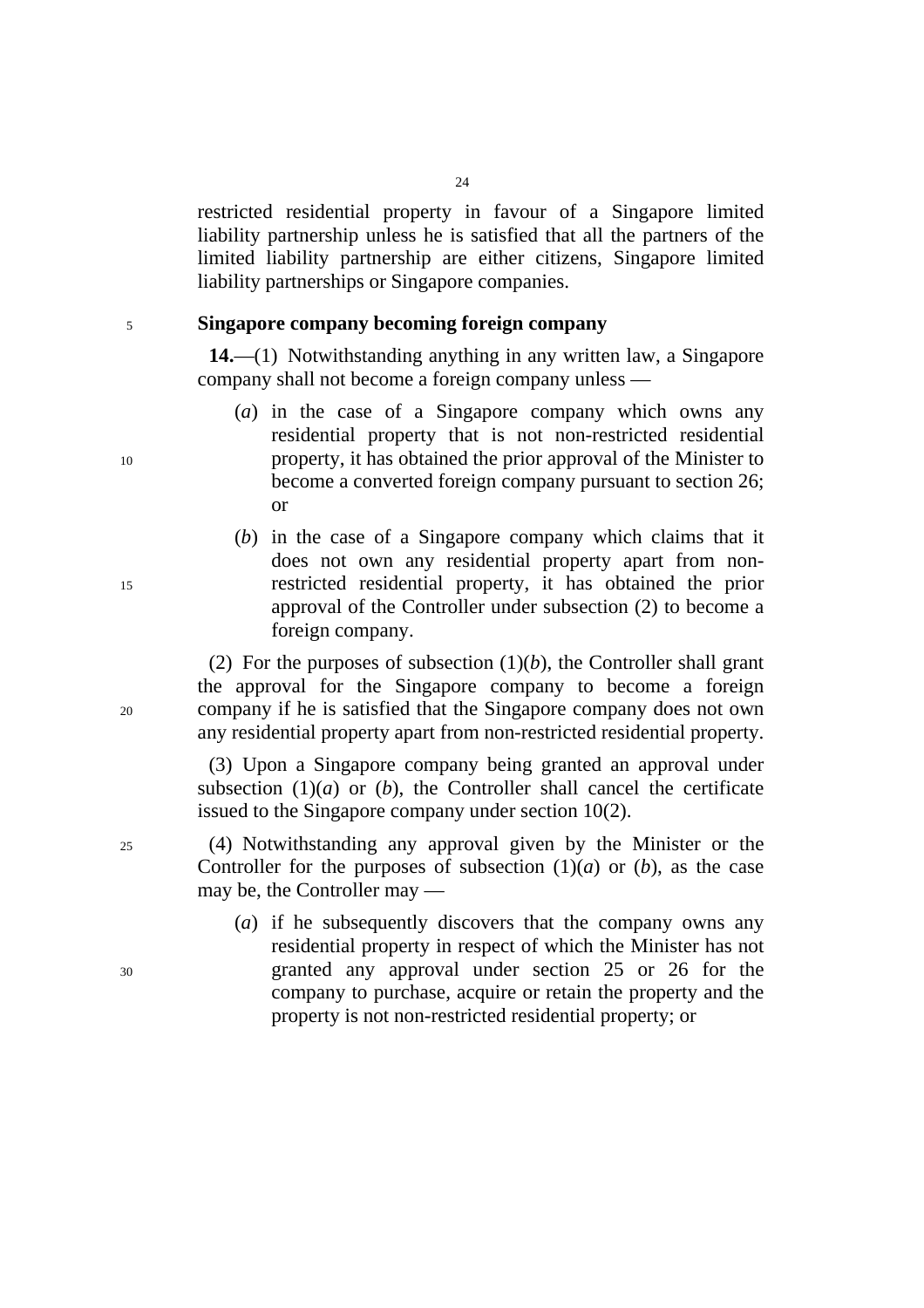restricted residential property in favour of a Singapore limited liability partnership unless he is satisfied that all the partners of the limited liability partnership are either citizens, Singapore limited liability partnerships or Singapore companies.

**Singapore company becoming foreign company**

**14.**—(1) Notwithstanding anything in any written law, a Singapore company shall not become a foreign company unless —

(*a*) in the case of a Singapore company which owns any residential property that is not non-restricted residential property, it has obtained the prior approval of the Minister to become a converted foreign company pursuant to section 26; or

(*b*) in the case of a Singapore company which claims that it does not own any residential property apart from non-restricted residential property, it has obtained the prior approval of the Controller under subsection (2) to become a foreign company.

(2) For the purposes of subsection (1)(*b*), the Controller shall grant the approval for the Singapore company to become a foreign company if he is satisfied that the Singapore company does not own any residential property apart from non-restricted residential property.

(3) Upon a Singapore company being granted an approval under subsection (1)(*a*) or (*b*), the Controller shall cancel the certificate issued to the Singapore company under section 10(2).

(4) Notwithstanding any approval given by the Minister or the Controller for the purposes of subsection (1)(*a*) or (*b*), as the case may be, the Controller may —

(*a*) if he subsequently discovers that the company owns any residential property in respect of which the Minister has not granted any approval under section 25 or 26 for the company to purchase, acquire or retain the property and the property is not non-restricted residential property; or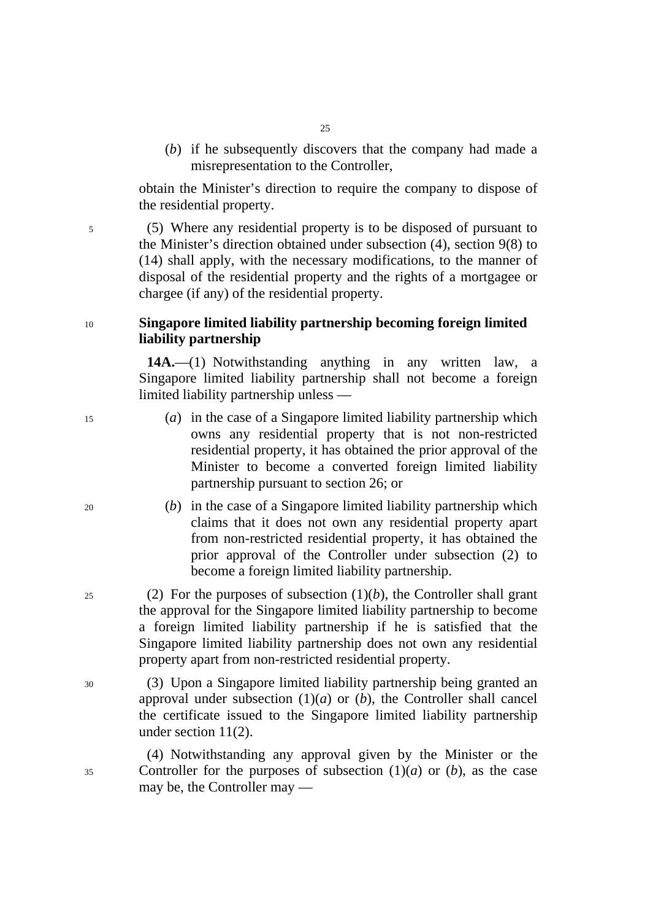(*b*) if he subsequently discovers that the company had made a misrepresentation to the Controller,

obtain the Minister's direction to require the company to dispose of the residential property.

(5) Where any residential property is to be disposed of pursuant to the Minister's direction obtained under subsection (4), section 9(8) to (14) shall apply, with the necessary modifications, to the manner of disposal of the residential property and the rights of a mortgagee or chargee (if any) of the residential property.

**Singapore limited liability partnership becoming foreign limited liability partnership**

**14A.**—(1) Notwithstanding anything in any written law, a Singapore limited liability partnership shall not become a foreign limited liability partnership unless —

(*a*) in the case of a Singapore limited liability partnership which owns any residential property that is not non-restricted residential property, it has obtained the prior approval of the Minister to become a converted foreign limited liability partnership pursuant to section 26; or

(*b*) in the case of a Singapore limited liability partnership which claims that it does not own any residential property apart from non-restricted residential property, it has obtained the prior approval of the Controller under subsection (2) to become a foreign limited liability partnership.

(2) For the purposes of subsection (1)(*b*), the Controller shall grant the approval for the Singapore limited liability partnership to become a foreign limited liability partnership if he is satisfied that the Singapore limited liability partnership does not own any residential property apart from non-restricted residential property.

(3) Upon a Singapore limited liability partnership being granted an approval under subsection (1)(*a*) or (*b*), the Controller shall cancel the certificate issued to the Singapore limited liability partnership under section 11(2).

(4) Notwithstanding any approval given by the Minister or the Controller for the purposes of subsection (1)(*a*) or (*b*), as the case may be, the Controller may —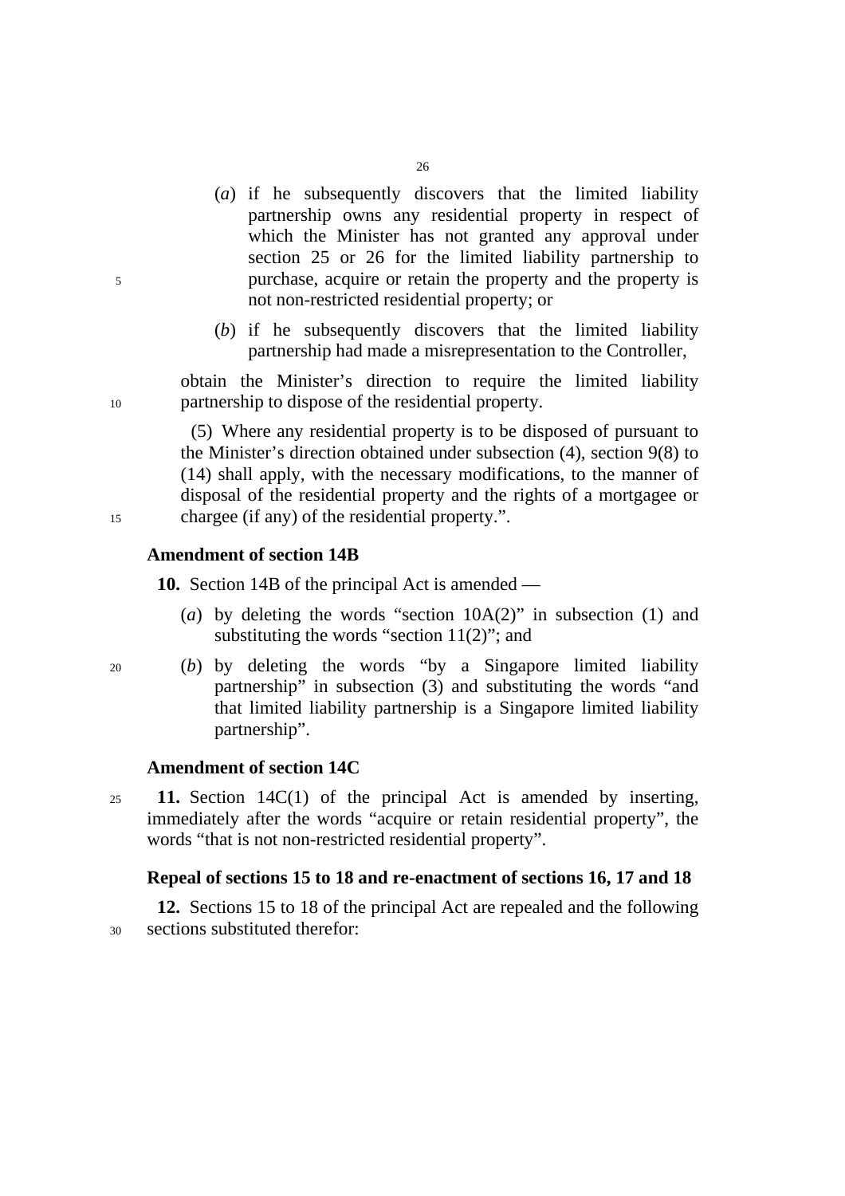(*a*) if he subsequently discovers that the limited liability partnership owns any residential property in respect of which the Minister has not granted any approval under section 25 or 26 for the limited liability partnership to purchase, acquire or retain the property and the property is not non-restricted residential property; or

(*b*) if he subsequently discovers that the limited liability partnership had made a misrepresentation to the Controller,

obtain the Minister's direction to require the limited liability partnership to dispose of the residential property.

(5) Where any residential property is to be disposed of pursuant to the Minister's direction obtained under subsection (4), section 9(8) to (14) shall apply, with the necessary modifications, to the manner of disposal of the residential property and the rights of a mortgagee or chargee (if any) of the residential property.".

**Amendment of section 14B**

**10.** Section 14B of the principal Act is amended —

(*a*) by deleting the words "section 10A(2)" in subsection (1) and substituting the words "section 11(2)"; and

(*b*) by deleting the words "by a Singapore limited liability partnership" in subsection (3) and substituting the words "and that limited liability partnership is a Singapore limited liability partnership".

**Amendment of section 14C**

**11.** Section 14C(1) of the principal Act is amended by inserting, immediately after the words "acquire or retain residential property", the words "that is not non-restricted residential property".

**Repeal of sections 15 to 18 and re-enactment of sections 16, 17 and 18**

**12.** Sections 15 to 18 of the principal Act are repealed and the following sections substituted therefor: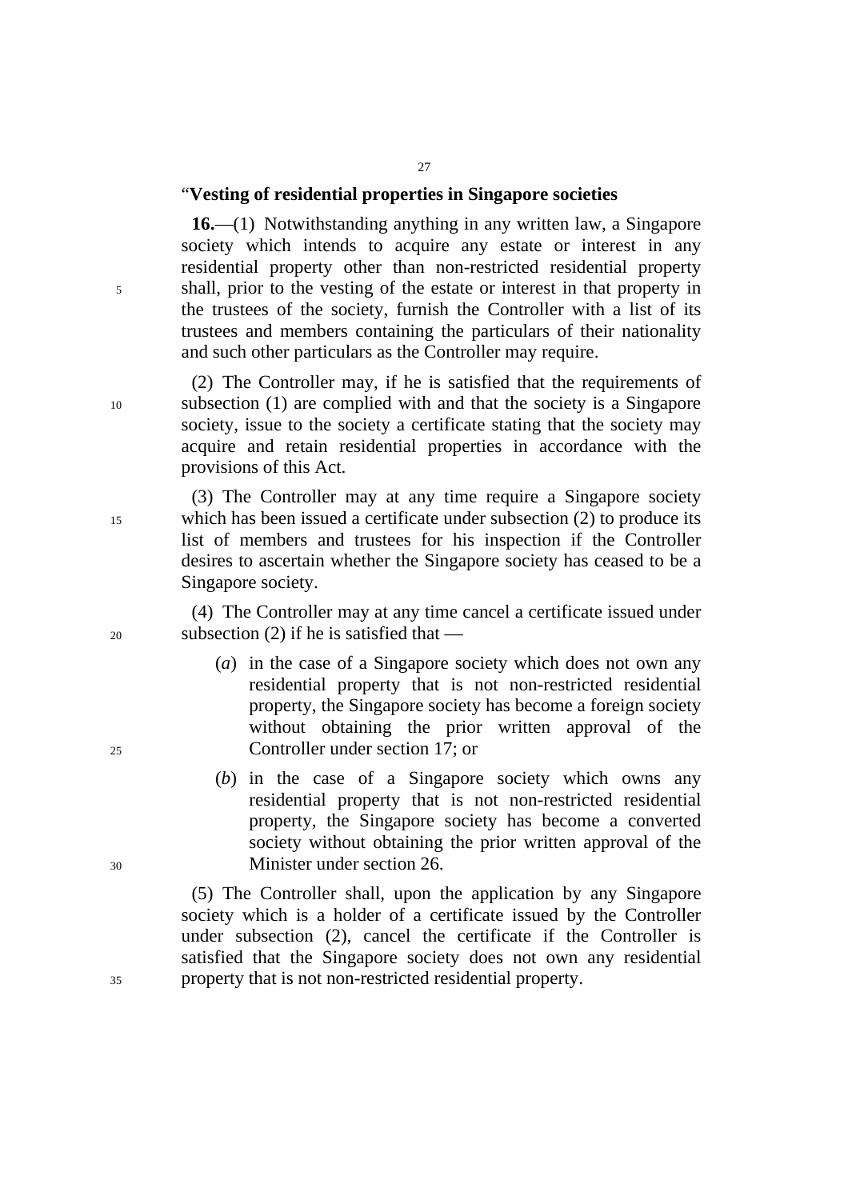"**Vesting of residential properties in Singapore societies**

**16.**—(1) Notwithstanding anything in any written law, a Singapore society which intends to acquire any estate or interest in any residential property other than non-restricted residential property shall, prior to the vesting of the estate or interest in that property in the trustees of the society, furnish the Controller with a list of its trustees and members containing the particulars of their nationality and such other particulars as the Controller may require.

(2) The Controller may, if he is satisfied that the requirements of subsection (1) are complied with and that the society is a Singapore society, issue to the society a certificate stating that the society may acquire and retain residential properties in accordance with the provisions of this Act.

(3) The Controller may at any time require a Singapore society which has been issued a certificate under subsection (2) to produce its list of members and trustees for his inspection if the Controller desires to ascertain whether the Singapore society has ceased to be a Singapore society.

(4) The Controller may at any time cancel a certificate issued under subsection (2) if he is satisfied that —

(*a*) in the case of a Singapore society which does not own any residential property that is not non-restricted residential property, the Singapore society has become a foreign society without obtaining the prior written approval of the Controller under section 17; or

(*b*) in the case of a Singapore society which owns any residential property that is not non-restricted residential property, the Singapore society has become a converted society without obtaining the prior written approval of the Minister under section 26.

(5) The Controller shall, upon the application by any Singapore society which is a holder of a certificate issued by the Controller under subsection (2), cancel the certificate if the Controller is satisfied that the Singapore society does not own any residential property that is not non-restricted residential property.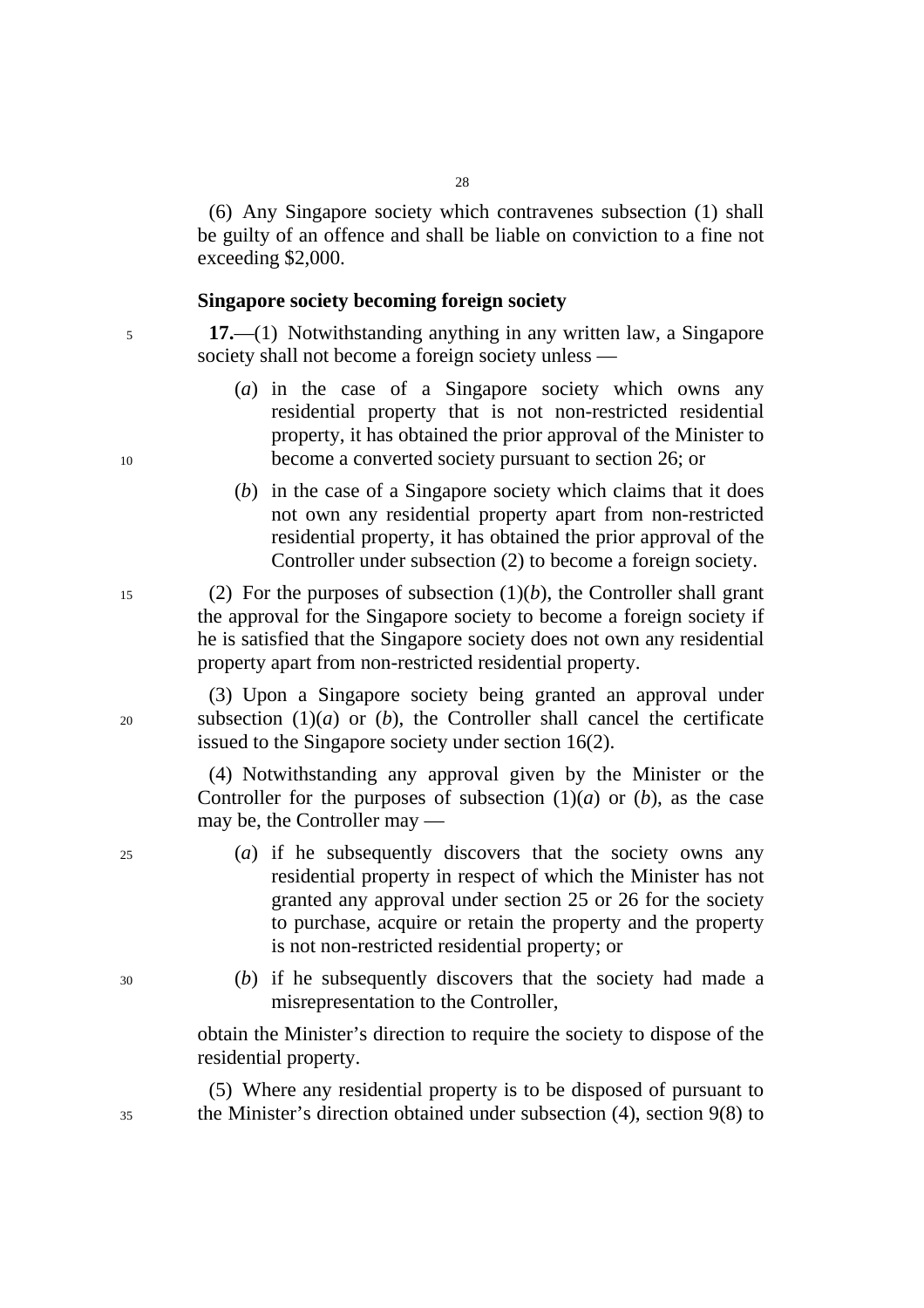(6) Any Singapore society which contravenes subsection (1) shall be guilty of an offence and shall be liable on conviction to a fine not exceeding $2,000.

### Singapore society becoming foreign society

**17.**—(1) Notwithstanding anything in any written law, a Singapore society shall not become a foreign society unless —

(*a*) in the case of a Singapore society which owns any residential property that is not non-restricted residential property, it has obtained the prior approval of the Minister to become a converted society pursuant to section 26; or

(*b*) in the case of a Singapore society which claims that it does not own any residential property apart from non-restricted residential property, it has obtained the prior approval of the Controller under subsection (2) to become a foreign society.

(2) For the purposes of subsection (1)(*b*), the Controller shall grant the approval for the Singapore society to become a foreign society if he is satisfied that the Singapore society does not own any residential property apart from non-restricted residential property.

(3) Upon a Singapore society being granted an approval under subsection (1)(*a*) or (*b*), the Controller shall cancel the certificate issued to the Singapore society under section 16(2).

(4) Notwithstanding any approval given by the Minister or the Controller for the purposes of subsection (1)(*a*) or (*b*), as the case may be, the Controller may —

(*a*) if he subsequently discovers that the society owns any residential property in respect of which the Minister has not granted any approval under section 25 or 26 for the society to purchase, acquire or retain the property and the property is not non-restricted residential property; or

(*b*) if he subsequently discovers that the society had made a misrepresentation to the Controller,

obtain the Minister's direction to require the society to dispose of the residential property.

(5) Where any residential property is to be disposed of pursuant to the Minister's direction obtained under subsection (4), section 9(8) to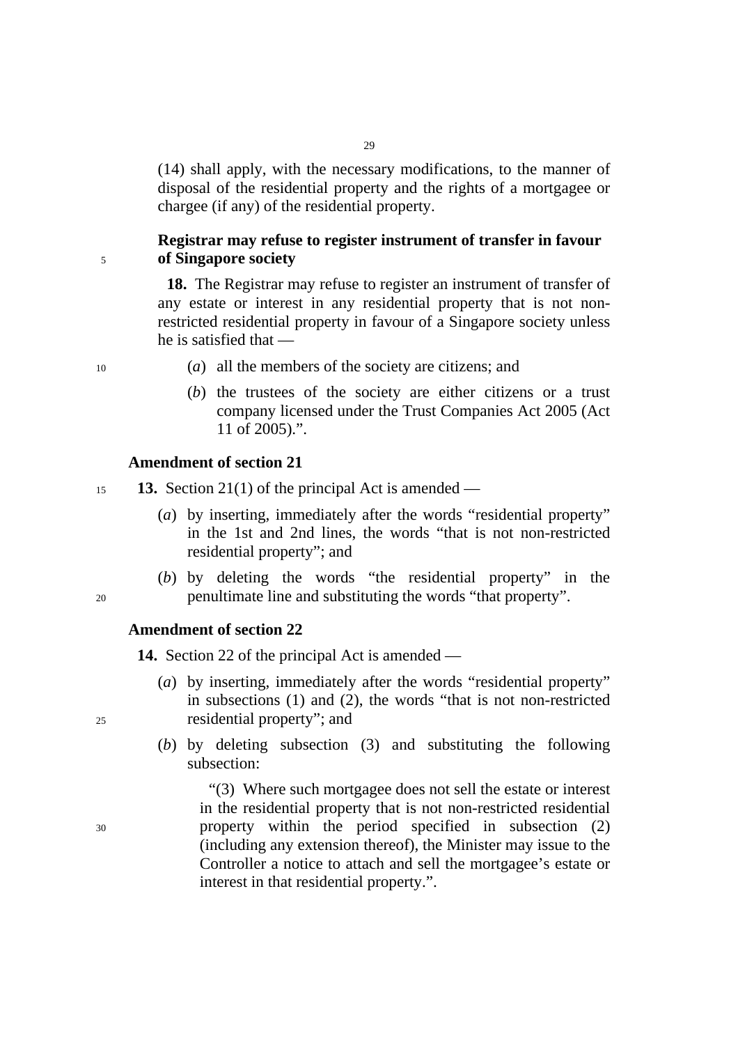(14) shall apply, with the necessary modifications, to the manner of disposal of the residential property and the rights of a mortgagee or chargee (if any) of the residential property.

**Registrar may refuse to register instrument of transfer in favour of Singapore society**

**18.** The Registrar may refuse to register an instrument of transfer of any estate or interest in any residential property that is not non-restricted residential property in favour of a Singapore society unless he is satisfied that —

(*a*) all the members of the society are citizens; and

(*b*) the trustees of the society are either citizens or a trust company licensed under the Trust Companies Act 2005 (Act 11 of 2005).".

**Amendment of section 21**

**13.** Section 21(1) of the principal Act is amended —

(*a*) by inserting, immediately after the words "residential property" in the 1st and 2nd lines, the words "that is not non-restricted residential property"; and

(*b*) by deleting the words "the residential property" in the penultimate line and substituting the words "that property".

**Amendment of section 22**

**14.** Section 22 of the principal Act is amended —

(*a*) by inserting, immediately after the words "residential property" in subsections (1) and (2), the words "that is not non-restricted residential property"; and

(*b*) by deleting subsection (3) and substituting the following subsection:

"(3) Where such mortgagee does not sell the estate or interest in the residential property that is not non-restricted residential property within the period specified in subsection (2) (including any extension thereof), the Minister may issue to the Controller a notice to attach and sell the mortgagee's estate or interest in that residential property.".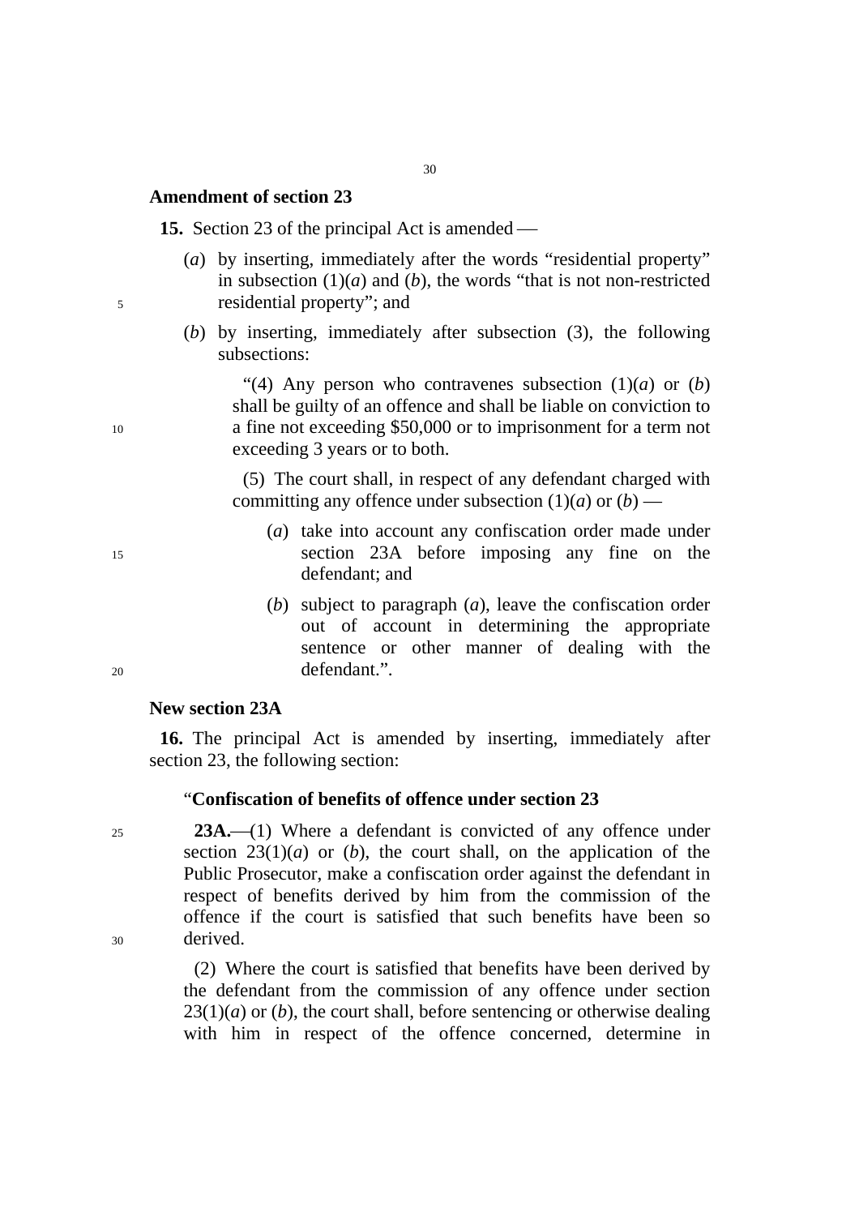**Amendment of section 23**

**15.** Section 23 of the principal Act is amended —

(*a*) by inserting, immediately after the words "residential property" in subsection (1)(*a*) and (*b*), the words "that is not non-restricted residential property"; and

(*b*) by inserting, immediately after subsection (3), the following subsections:

"(4) Any person who contravenes subsection (1)(*a*) or (*b*) shall be guilty of an offence and shall be liable on conviction to a fine not exceeding $50,000 or to imprisonment for a term not exceeding 3 years or to both.

(5) The court shall, in respect of any defendant charged with committing any offence under subsection (1)(*a*) or (*b*) —

(*a*) take into account any confiscation order made under section 23A before imposing any fine on the defendant; and

(*b*) subject to paragraph (*a*), leave the confiscation order out of account in determining the appropriate sentence or other manner of dealing with the defendant.".

**New section 23A**

**16.** The principal Act is amended by inserting, immediately after section 23, the following section:

"**Confiscation of benefits of offence under section 23**

**23A.**—(1) Where a defendant is convicted of any offence under section 23(1)(*a*) or (*b*), the court shall, on the application of the Public Prosecutor, make a confiscation order against the defendant in respect of benefits derived by him from the commission of the offence if the court is satisfied that such benefits have been so derived.

(2) Where the court is satisfied that benefits have been derived by the defendant from the commission of any offence under section 23(1)(*a*) or (*b*), the court shall, before sentencing or otherwise dealing with him in respect of the offence concerned, determine in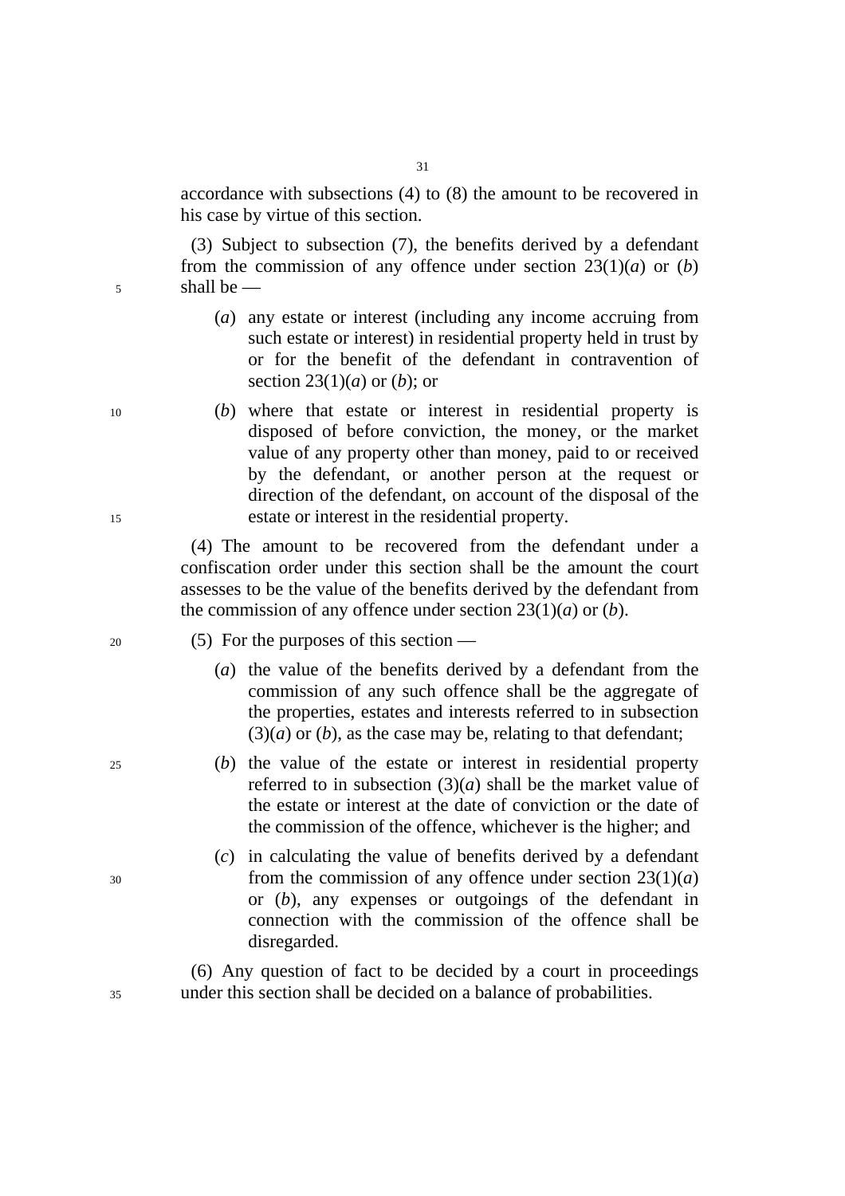accordance with subsections (4) to (8) the amount to be recovered in his case by virtue of this section.

(3) Subject to subsection (7), the benefits derived by a defendant from the commission of any offence under section 23(1)(*a*) or (*b*) shall be —

(*a*) any estate or interest (including any income accruing from such estate or interest) in residential property held in trust by or for the benefit of the defendant in contravention of section 23(1)(*a*) or (*b*); or

(*b*) where that estate or interest in residential property is disposed of before conviction, the money, or the market value of any property other than money, paid to or received by the defendant, or another person at the request or direction of the defendant, on account of the disposal of the estate or interest in the residential property.

(4) The amount to be recovered from the defendant under a confiscation order under this section shall be the amount the court assesses to be the value of the benefits derived by the defendant from the commission of any offence under section 23(1)(*a*) or (*b*).

(5) For the purposes of this section —

(*a*) the value of the benefits derived by a defendant from the commission of any such offence shall be the aggregate of the properties, estates and interests referred to in subsection (3)(*a*) or (*b*), as the case may be, relating to that defendant;

(*b*) the value of the estate or interest in residential property referred to in subsection (3)(*a*) shall be the market value of the estate or interest at the date of conviction or the date of the commission of the offence, whichever is the higher; and

(*c*) in calculating the value of benefits derived by a defendant from the commission of any offence under section 23(1)(*a*) or (*b*), any expenses or outgoings of the defendant in connection with the commission of the offence shall be disregarded.

(6) Any question of fact to be decided by a court in proceedings under this section shall be decided on a balance of probabilities.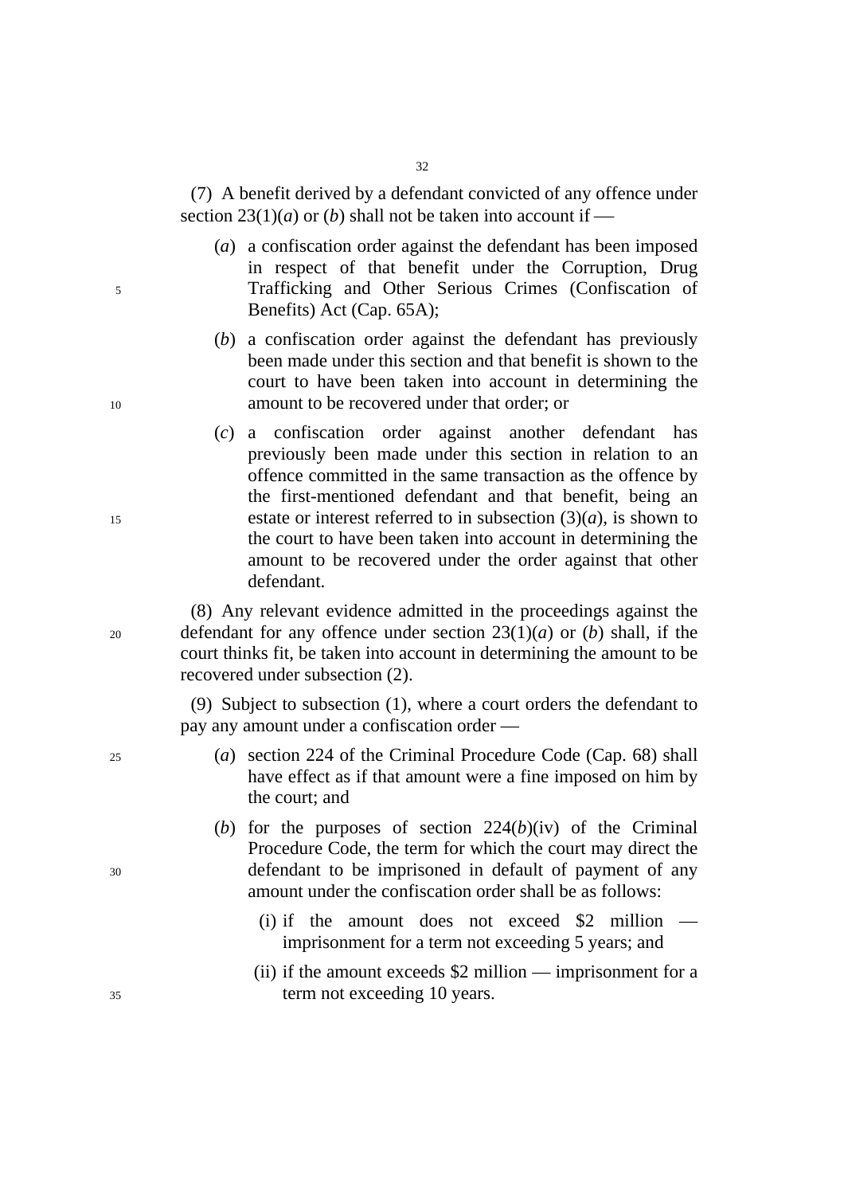(7) A benefit derived by a defendant convicted of any offence under section 23(1)(*a*) or (*b*) shall not be taken into account if —

(*a*) a confiscation order against the defendant has been imposed in respect of that benefit under the Corruption, Drug Trafficking and Other Serious Crimes (Confiscation of Benefits) Act (Cap. 65A);

(*b*) a confiscation order against the defendant has previously been made under this section and that benefit is shown to the court to have been taken into account in determining the amount to be recovered under that order; or

(*c*) a confiscation order against another defendant has previously been made under this section in relation to an offence committed in the same transaction as the offence by the first-mentioned defendant and that benefit, being an estate or interest referred to in subsection (3)(*a*), is shown to the court to have been taken into account in determining the amount to be recovered under the order against that other defendant.

(8) Any relevant evidence admitted in the proceedings against the defendant for any offence under section 23(1)(*a*) or (*b*) shall, if the court thinks fit, be taken into account in determining the amount to be recovered under subsection (2).

(9) Subject to subsection (1), where a court orders the defendant to pay any amount under a confiscation order —

(*a*) section 224 of the Criminal Procedure Code (Cap. 68) shall have effect as if that amount were a fine imposed on him by the court; and

(*b*) for the purposes of section 224(*b*)(iv) of the Criminal Procedure Code, the term for which the court may direct the defendant to be imprisoned in default of payment of any amount under the confiscation order shall be as follows:

(i) if the amount does not exceed $2 million — imprisonment for a term not exceeding 5 years; and

(ii) if the amount exceeds $2 million — imprisonment for a term not exceeding 10 years.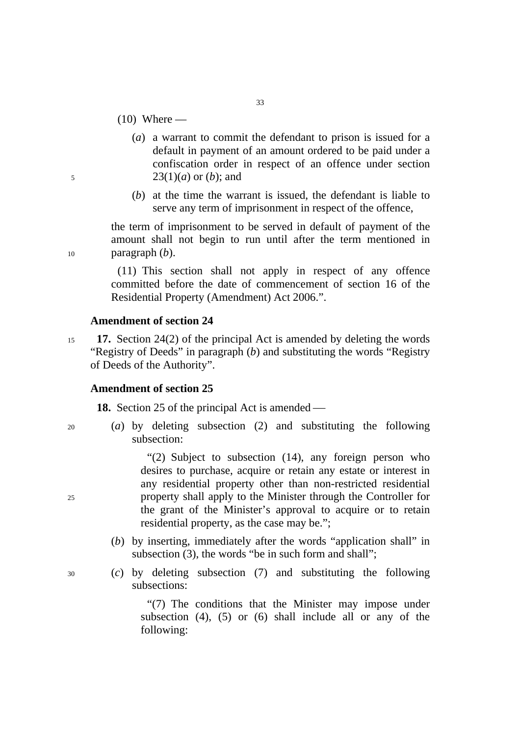(10) Where —

(*a*) a warrant to commit the defendant to prison is issued for a default in payment of an amount ordered to be paid under a confiscation order in respect of an offence under section 23(1)(*a*) or (*b*); and

(*b*) at the time the warrant is issued, the defendant is liable to serve any term of imprisonment in respect of the offence,

the term of imprisonment to be served in default of payment of the amount shall not begin to run until after the term mentioned in paragraph (*b*).

(11) This section shall not apply in respect of any offence committed before the date of commencement of section 16 of the Residential Property (Amendment) Act 2006.".

**Amendment of section 24**

**17.** Section 24(2) of the principal Act is amended by deleting the words "Registry of Deeds" in paragraph (*b*) and substituting the words "Registry of Deeds of the Authority".

**Amendment of section 25**

**18.** Section 25 of the principal Act is amended —

(*a*) by deleting subsection (2) and substituting the following subsection:

"(2) Subject to subsection (14), any foreign person who desires to purchase, acquire or retain any estate or interest in any residential property other than non-restricted residential property shall apply to the Minister through the Controller for the grant of the Minister's approval to acquire or to retain residential property, as the case may be.";

(*b*) by inserting, immediately after the words "application shall" in subsection (3), the words "be in such form and shall";

(*c*) by deleting subsection (7) and substituting the following subsections:

"(7) The conditions that the Minister may impose under subsection (4), (5) or (6) shall include all or any of the following: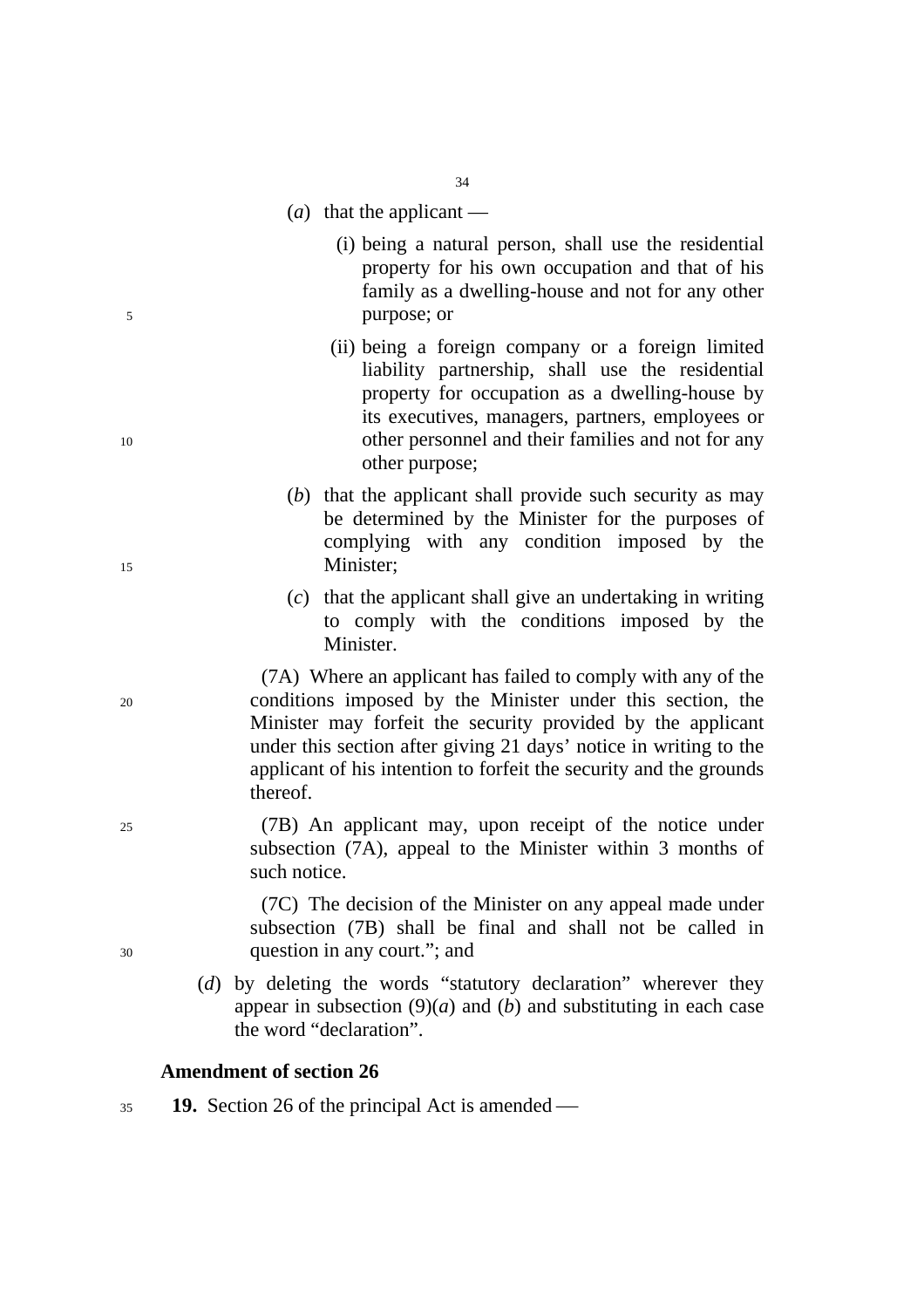(*a*) that the applicant —

(i) being a natural person, shall use the residential property for his own occupation and that of his family as a dwelling-house and not for any other purpose; or

(ii) being a foreign company or a foreign limited liability partnership, shall use the residential property for occupation as a dwelling-house by its executives, managers, partners, employees or other personnel and their families and not for any other purpose;

(*b*) that the applicant shall provide such security as may be determined by the Minister for the purposes of complying with any condition imposed by the Minister;

(*c*) that the applicant shall give an undertaking in writing to comply with the conditions imposed by the Minister.

(7A) Where an applicant has failed to comply with any of the conditions imposed by the Minister under this section, the Minister may forfeit the security provided by the applicant under this section after giving 21 days' notice in writing to the applicant of his intention to forfeit the security and the grounds thereof.

(7B) An applicant may, upon receipt of the notice under subsection (7A), appeal to the Minister within 3 months of such notice.

(7C) The decision of the Minister on any appeal made under subsection (7B) shall be final and shall not be called in question in any court."; and

(*d*) by deleting the words "statutory declaration" wherever they appear in subsection (9)(*a*) and (*b*) and substituting in each case the word "declaration".

**Amendment of section 26**

**19.** Section 26 of the principal Act is amended —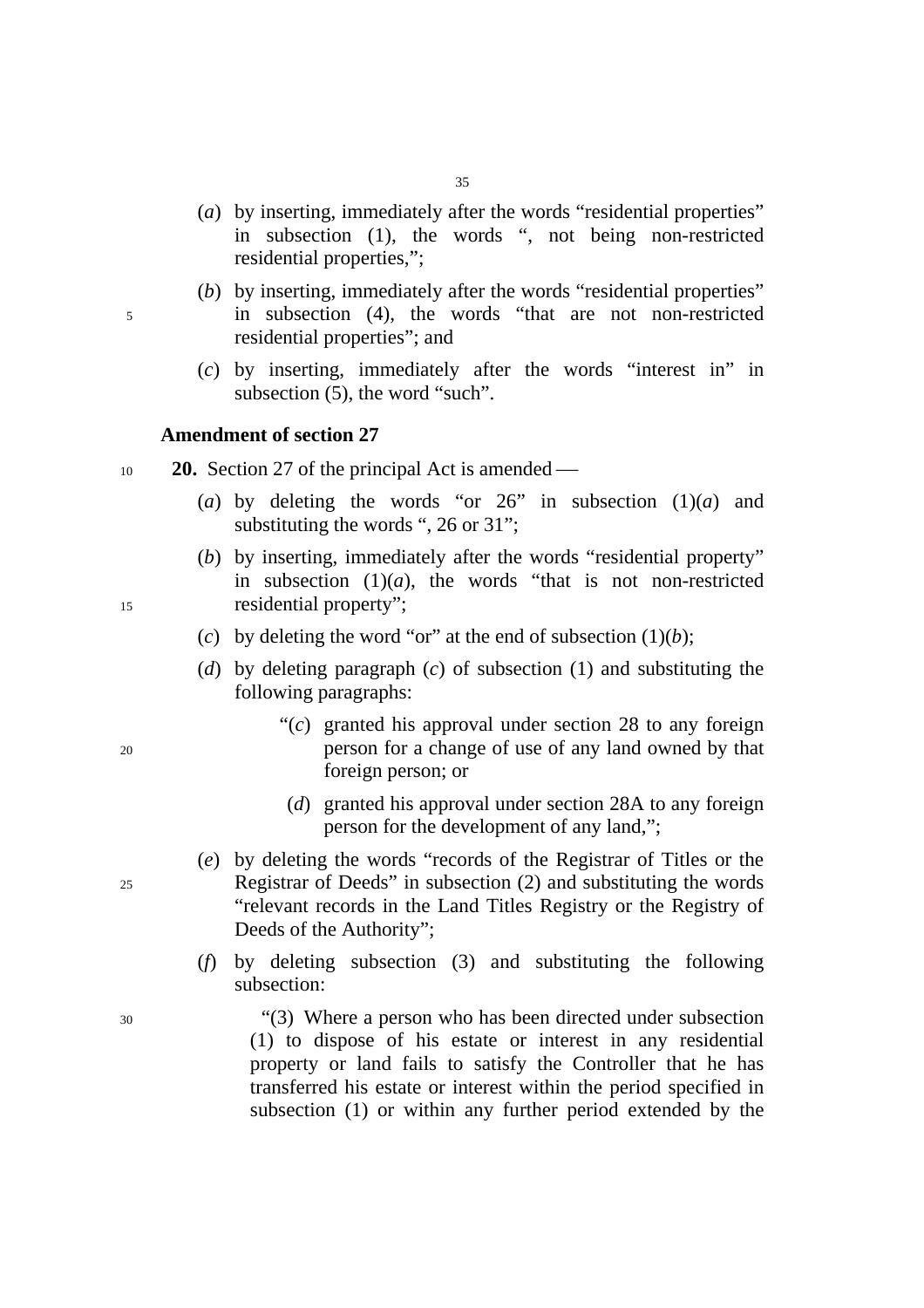(*a*) by inserting, immediately after the words "residential properties" in subsection (1), the words ", not being non-restricted residential properties,";

(*b*) by inserting, immediately after the words "residential properties" in subsection (4), the words "that are not non-restricted residential properties"; and

(*c*) by inserting, immediately after the words "interest in" in subsection (5), the word "such".

**Amendment of section 27**

**20.** Section 27 of the principal Act is amended —

(*a*) by deleting the words "or 26" in subsection (1)(*a*) and substituting the words ", 26 or 31";

(*b*) by inserting, immediately after the words "residential property" in subsection (1)(*a*), the words "that is not non-restricted residential property";

(*c*) by deleting the word "or" at the end of subsection (1)(*b*);

(*d*) by deleting paragraph (*c*) of subsection (1) and substituting the following paragraphs:

> "(*c*) granted his approval under section 28 to any foreign person for a change of use of any land owned by that foreign person; or
>
> (*d*) granted his approval under section 28A to any foreign person for the development of any land,";

(*e*) by deleting the words "records of the Registrar of Titles or the Registrar of Deeds" in subsection (2) and substituting the words "relevant records in the Land Titles Registry or the Registry of Deeds of the Authority";

(*f*) by deleting subsection (3) and substituting the following subsection:

> "(3) Where a person who has been directed under subsection (1) to dispose of his estate or interest in any residential property or land fails to satisfy the Controller that he has transferred his estate or interest within the period specified in subsection (1) or within any further period extended by the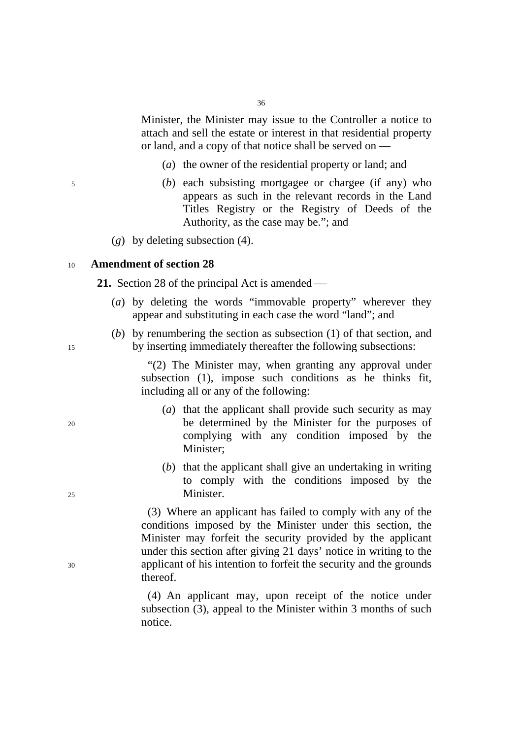Minister, the Minister may issue to the Controller a notice to attach and sell the estate or interest in that residential property or land, and a copy of that notice shall be served on —

(*a*) the owner of the residential property or land; and

(*b*) each subsisting mortgagee or chargee (if any) who appears as such in the relevant records in the Land Titles Registry or the Registry of Deeds of the Authority, as the case may be."; and

(*g*) by deleting subsection (4).

**Amendment of section 28**

**21.** Section 28 of the principal Act is amended —

(*a*) by deleting the words "immovable property" wherever they appear and substituting in each case the word "land"; and

(*b*) by renumbering the section as subsection (1) of that section, and by inserting immediately thereafter the following subsections:

"(2) The Minister may, when granting any approval under subsection (1), impose such conditions as he thinks fit, including all or any of the following:

(*a*) that the applicant shall provide such security as may be determined by the Minister for the purposes of complying with any condition imposed by the Minister;

(*b*) that the applicant shall give an undertaking in writing to comply with the conditions imposed by the Minister.

(3) Where an applicant has failed to comply with any of the conditions imposed by the Minister under this section, the Minister may forfeit the security provided by the applicant under this section after giving 21 days' notice in writing to the applicant of his intention to forfeit the security and the grounds thereof.

(4) An applicant may, upon receipt of the notice under subsection (3), appeal to the Minister within 3 months of such notice.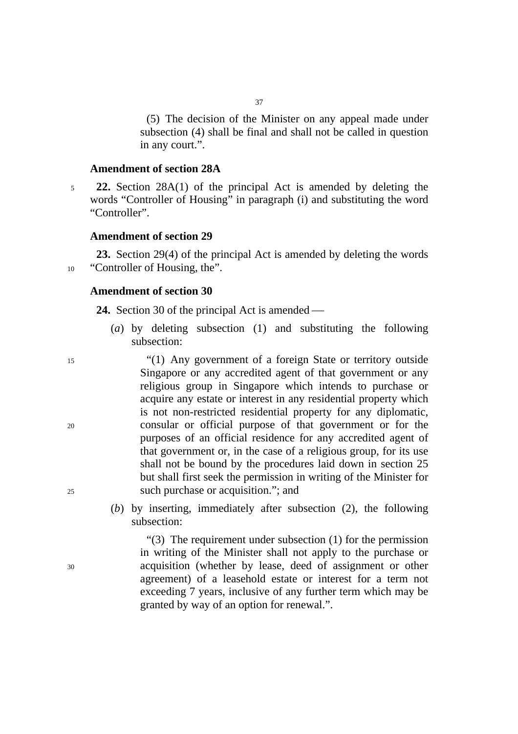(5) The decision of the Minister on any appeal made under subsection (4) shall be final and shall not be called in question in any court.”.

**Amendment of section 28A**

**22.** Section 28A(1) of the principal Act is amended by deleting the words “Controller of Housing” in paragraph (i) and substituting the word “Controller”.

**Amendment of section 29**

**23.** Section 29(4) of the principal Act is amended by deleting the words “Controller of Housing, the”.

**Amendment of section 30**

**24.** Section 30 of the principal Act is amended —

(*a*) by deleting subsection (1) and substituting the following subsection:

“(1) Any government of a foreign State or territory outside Singapore or any accredited agent of that government or any religious group in Singapore which intends to purchase or acquire any estate or interest in any residential property which is not non-restricted residential property for any diplomatic, consular or official purpose of that government or for the purposes of an official residence for any accredited agent of that government or, in the case of a religious group, for its use shall not be bound by the procedures laid down in section 25 but shall first seek the permission in writing of the Minister for such purchase or acquisition.”; and

(*b*) by inserting, immediately after subsection (2), the following subsection:

“(3) The requirement under subsection (1) for the permission in writing of the Minister shall not apply to the purchase or acquisition (whether by lease, deed of assignment or other agreement) of a leasehold estate or interest for a term not exceeding 7 years, inclusive of any further term which may be granted by way of an option for renewal.”.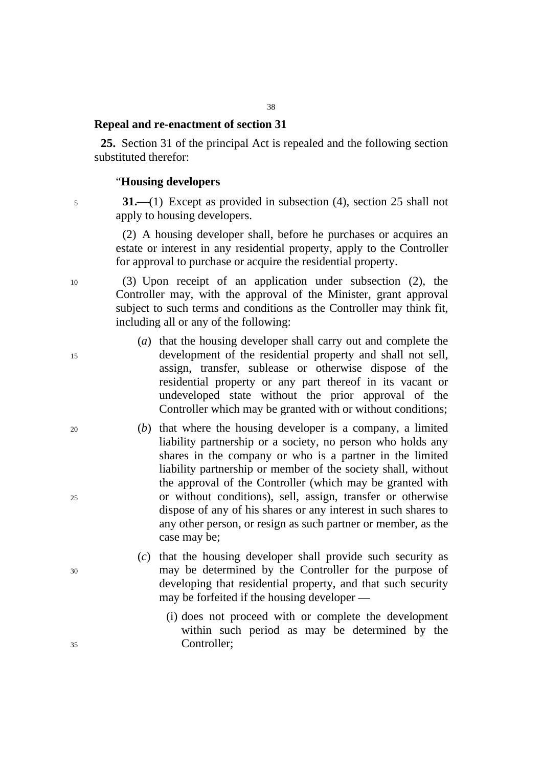**Repeal and re-enactment of section 31**

**25.** Section 31 of the principal Act is repealed and the following section substituted therefor:

"**Housing developers**

**31.**—(1) Except as provided in subsection (4), section 25 shall not apply to housing developers.

(2) A housing developer shall, before he purchases or acquires an estate or interest in any residential property, apply to the Controller for approval to purchase or acquire the residential property.

(3) Upon receipt of an application under subsection (2), the Controller may, with the approval of the Minister, grant approval subject to such terms and conditions as the Controller may think fit, including all or any of the following:

(*a*) that the housing developer shall carry out and complete the development of the residential property and shall not sell, assign, transfer, sublease or otherwise dispose of the residential property or any part thereof in its vacant or undeveloped state without the prior approval of the Controller which may be granted with or without conditions;

(*b*) that where the housing developer is a company, a limited liability partnership or a society, no person who holds any shares in the company or who is a partner in the limited liability partnership or member of the society shall, without the approval of the Controller (which may be granted with or without conditions), sell, assign, transfer or otherwise dispose of any of his shares or any interest in such shares to any other person, or resign as such partner or member, as the case may be;

(*c*) that the housing developer shall provide such security as may be determined by the Controller for the purpose of developing that residential property, and that such security may be forfeited if the housing developer —

(i) does not proceed with or complete the development within such period as may be determined by the Controller;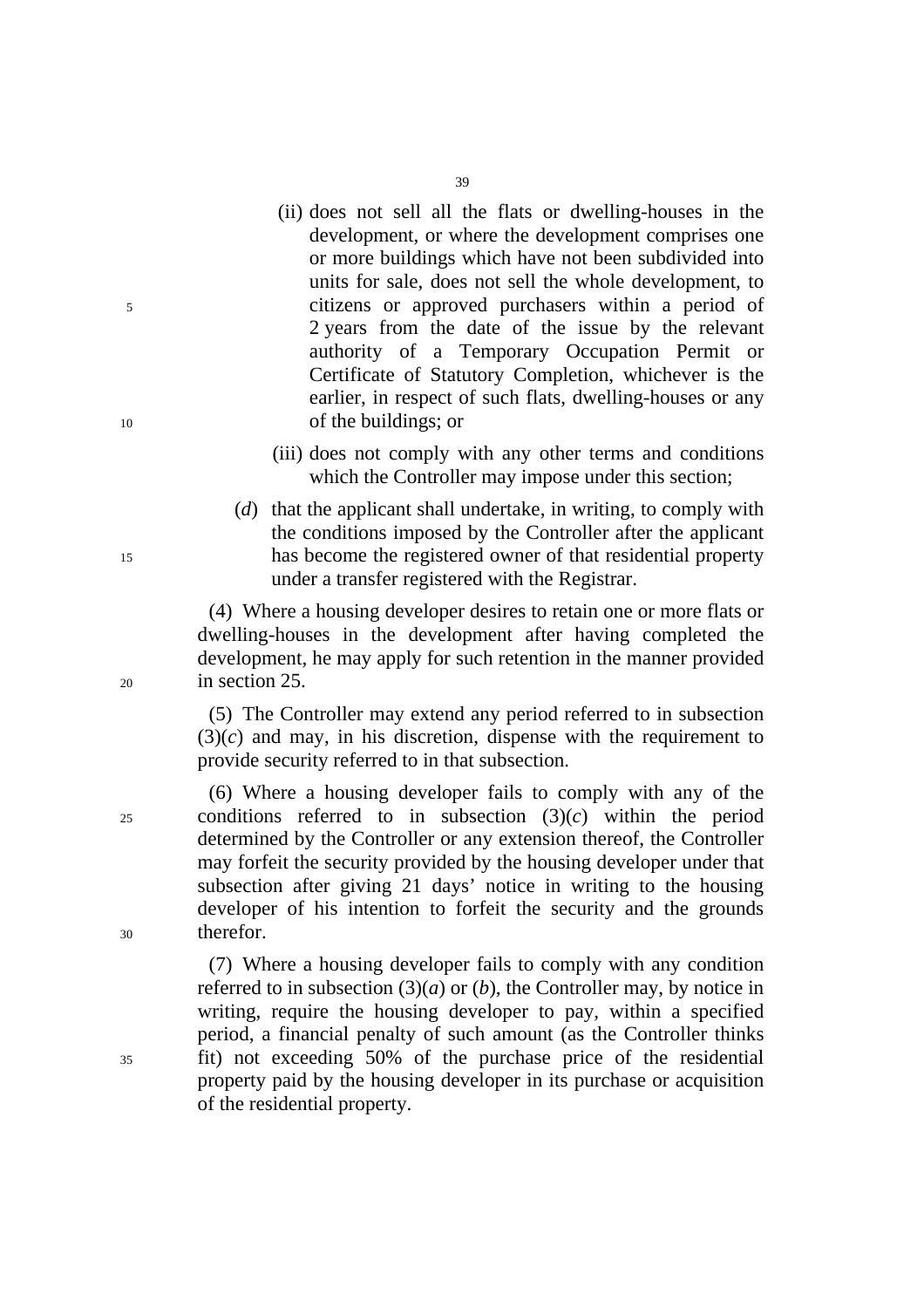(ii) does not sell all the flats or dwelling-houses in the development, or where the development comprises one or more buildings which have not been subdivided into units for sale, does not sell the whole development, to citizens or approved purchasers within a period of 2 years from the date of the issue by the relevant authority of a Temporary Occupation Permit or Certificate of Statutory Completion, whichever is the earlier, in respect of such flats, dwelling-houses or any of the buildings; or

(iii) does not comply with any other terms and conditions which the Controller may impose under this section;

(*d*) that the applicant shall undertake, in writing, to comply with the conditions imposed by the Controller after the applicant has become the registered owner of that residential property under a transfer registered with the Registrar.

(4) Where a housing developer desires to retain one or more flats or dwelling-houses in the development after having completed the development, he may apply for such retention in the manner provided in section 25.

(5) The Controller may extend any period referred to in subsection (3)(*c*) and may, in his discretion, dispense with the requirement to provide security referred to in that subsection.

(6) Where a housing developer fails to comply with any of the conditions referred to in subsection (3)(*c*) within the period determined by the Controller or any extension thereof, the Controller may forfeit the security provided by the housing developer under that subsection after giving 21 days' notice in writing to the housing developer of his intention to forfeit the security and the grounds therefor.

(7) Where a housing developer fails to comply with any condition referred to in subsection (3)(*a*) or (*b*), the Controller may, by notice in writing, require the housing developer to pay, within a specified period, a financial penalty of such amount (as the Controller thinks fit) not exceeding 50% of the purchase price of the residential property paid by the housing developer in its purchase or acquisition of the residential property.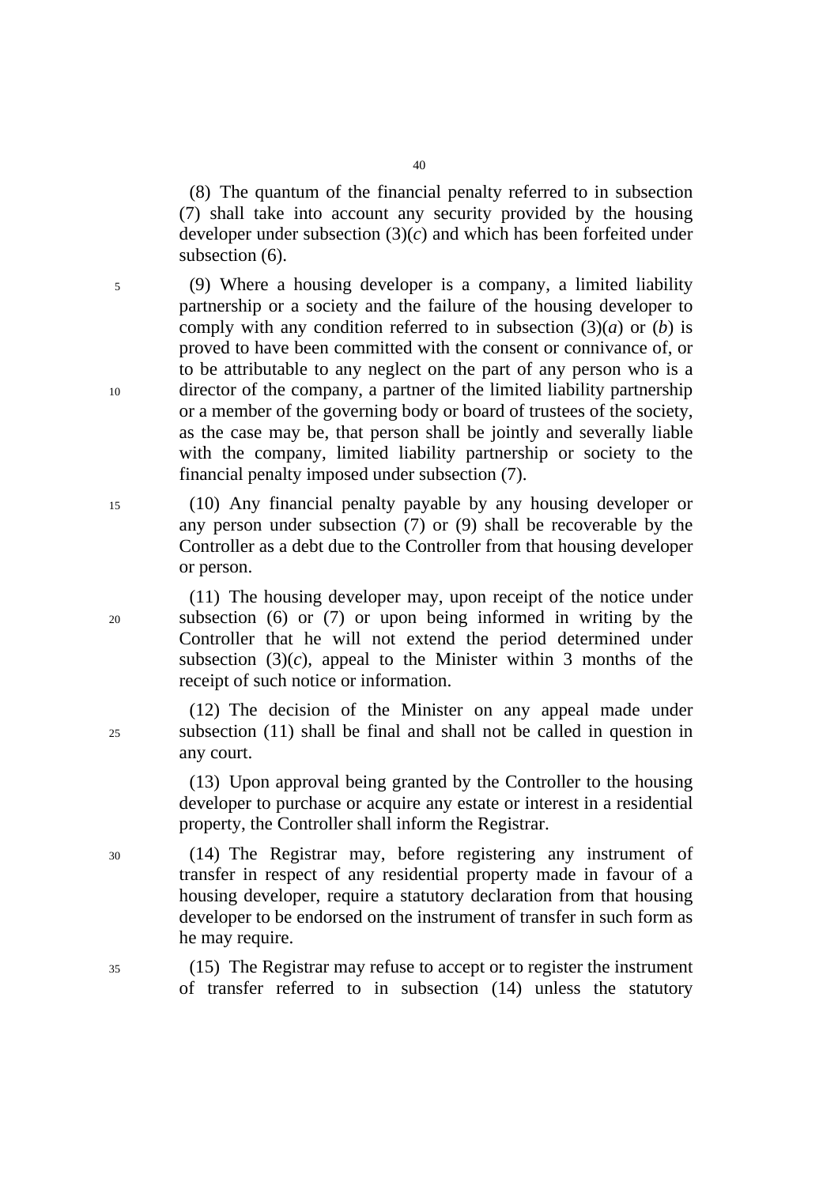(8) The quantum of the financial penalty referred to in subsection (7) shall take into account any security provided by the housing developer under subsection (3)(*c*) and which has been forfeited under subsection (6).

(9) Where a housing developer is a company, a limited liability partnership or a society and the failure of the housing developer to comply with any condition referred to in subsection (3)(*a*) or (*b*) is proved to have been committed with the consent or connivance of, or to be attributable to any neglect on the part of any person who is a director of the company, a partner of the limited liability partnership or a member of the governing body or board of trustees of the society, as the case may be, that person shall be jointly and severally liable with the company, limited liability partnership or society to the financial penalty imposed under subsection (7).

(10) Any financial penalty payable by any housing developer or any person under subsection (7) or (9) shall be recoverable by the Controller as a debt due to the Controller from that housing developer or person.

(11) The housing developer may, upon receipt of the notice under subsection (6) or (7) or upon being informed in writing by the Controller that he will not extend the period determined under subsection (3)(*c*), appeal to the Minister within 3 months of the receipt of such notice or information.

(12) The decision of the Minister on any appeal made under subsection (11) shall be final and shall not be called in question in any court.

(13) Upon approval being granted by the Controller to the housing developer to purchase or acquire any estate or interest in a residential property, the Controller shall inform the Registrar.

(14) The Registrar may, before registering any instrument of transfer in respect of any residential property made in favour of a housing developer, require a statutory declaration from that housing developer to be endorsed on the instrument of transfer in such form as he may require.

(15) The Registrar may refuse to accept or to register the instrument of transfer referred to in subsection (14) unless the statutory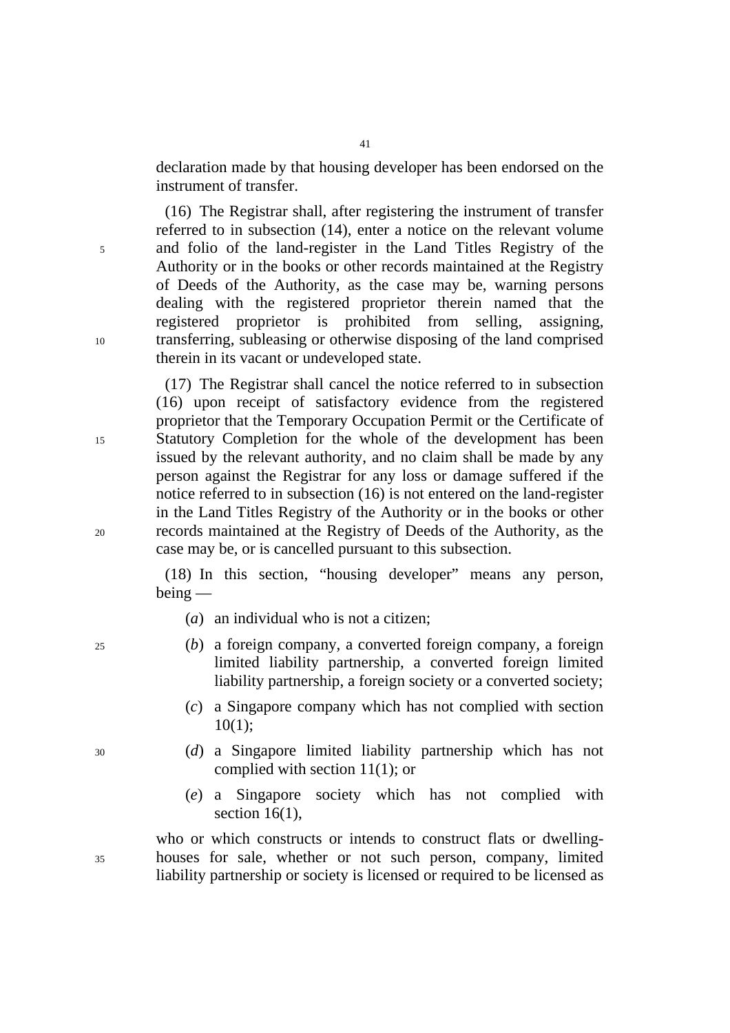declaration made by that housing developer has been endorsed on the instrument of transfer.

(16) The Registrar shall, after registering the instrument of transfer referred to in subsection (14), enter a notice on the relevant volume and folio of the land-register in the Land Titles Registry of the Authority or in the books or other records maintained at the Registry of Deeds of the Authority, as the case may be, warning persons dealing with the registered proprietor therein named that the registered proprietor is prohibited from selling, assigning, transferring, subleasing or otherwise disposing of the land comprised therein in its vacant or undeveloped state.

(17) The Registrar shall cancel the notice referred to in subsection (16) upon receipt of satisfactory evidence from the registered proprietor that the Temporary Occupation Permit or the Certificate of Statutory Completion for the whole of the development has been issued by the relevant authority, and no claim shall be made by any person against the Registrar for any loss or damage suffered if the notice referred to in subsection (16) is not entered on the land-register in the Land Titles Registry of the Authority or in the books or other records maintained at the Registry of Deeds of the Authority, as the case may be, or is cancelled pursuant to this subsection.

(18) In this section, “housing developer” means any person, being —

(*a*) an individual who is not a citizen;

(*b*) a foreign company, a converted foreign company, a foreign limited liability partnership, a converted foreign limited liability partnership, a foreign society or a converted society;

(*c*) a Singapore company which has not complied with section 10(1);

(*d*) a Singapore limited liability partnership which has not complied with section 11(1); or

(*e*) a Singapore society which has not complied with section 16(1),

who or which constructs or intends to construct flats or dwelling-houses for sale, whether or not such person, company, limited liability partnership or society is licensed or required to be licensed as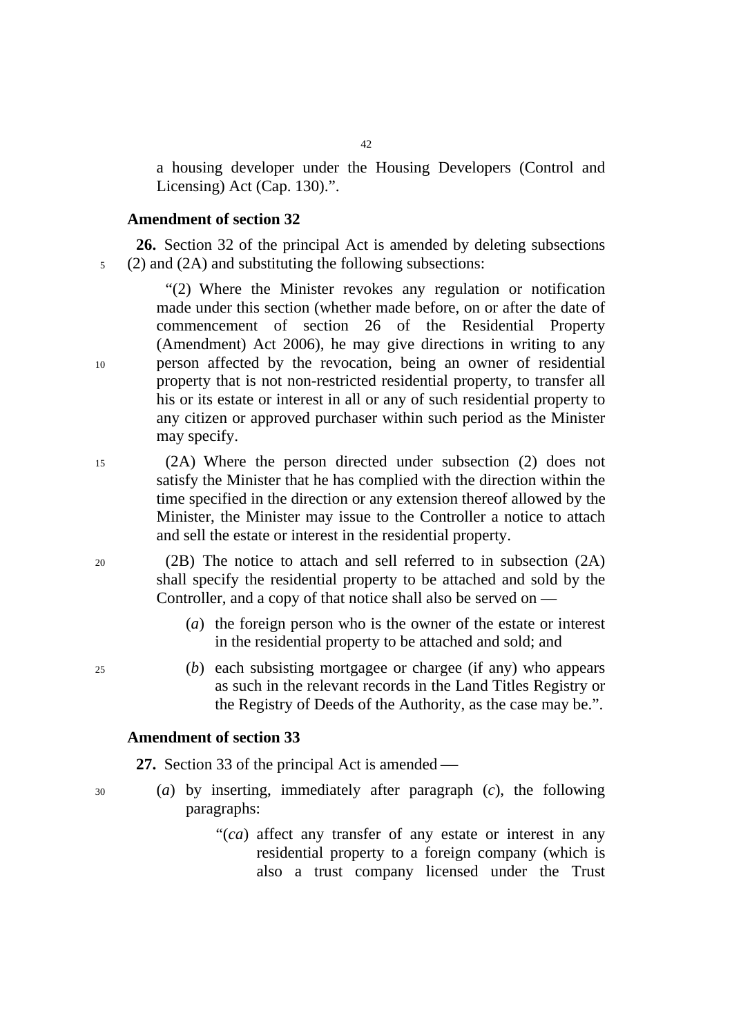a housing developer under the Housing Developers (Control and Licensing) Act (Cap. 130).".

### Amendment of section 32

**26.** Section 32 of the principal Act is amended by deleting subsections (2) and (2A) and substituting the following subsections:

"(2) Where the Minister revokes any regulation or notification made under this section (whether made before, on or after the date of commencement of section 26 of the Residential Property (Amendment) Act 2006), he may give directions in writing to any person affected by the revocation, being an owner of residential property that is not non-restricted residential property, to transfer all his or its estate or interest in all or any of such residential property to any citizen or approved purchaser within such period as the Minister may specify.

(2A) Where the person directed under subsection (2) does not satisfy the Minister that he has complied with the direction within the time specified in the direction or any extension thereof allowed by the Minister, the Minister may issue to the Controller a notice to attach and sell the estate or interest in the residential property.

(2B) The notice to attach and sell referred to in subsection (2A) shall specify the residential property to be attached and sold by the Controller, and a copy of that notice shall also be served on —

(*a*) the foreign person who is the owner of the estate or interest in the residential property to be attached and sold; and

(*b*) each subsisting mortgagee or chargee (if any) who appears as such in the relevant records in the Land Titles Registry or the Registry of Deeds of the Authority, as the case may be.".

### Amendment of section 33

**27.** Section 33 of the principal Act is amended —

(*a*) by inserting, immediately after paragraph (*c*), the following paragraphs:

"(*ca*) affect any transfer of any estate or interest in any residential property to a foreign company (which is also a trust company licensed under the Trust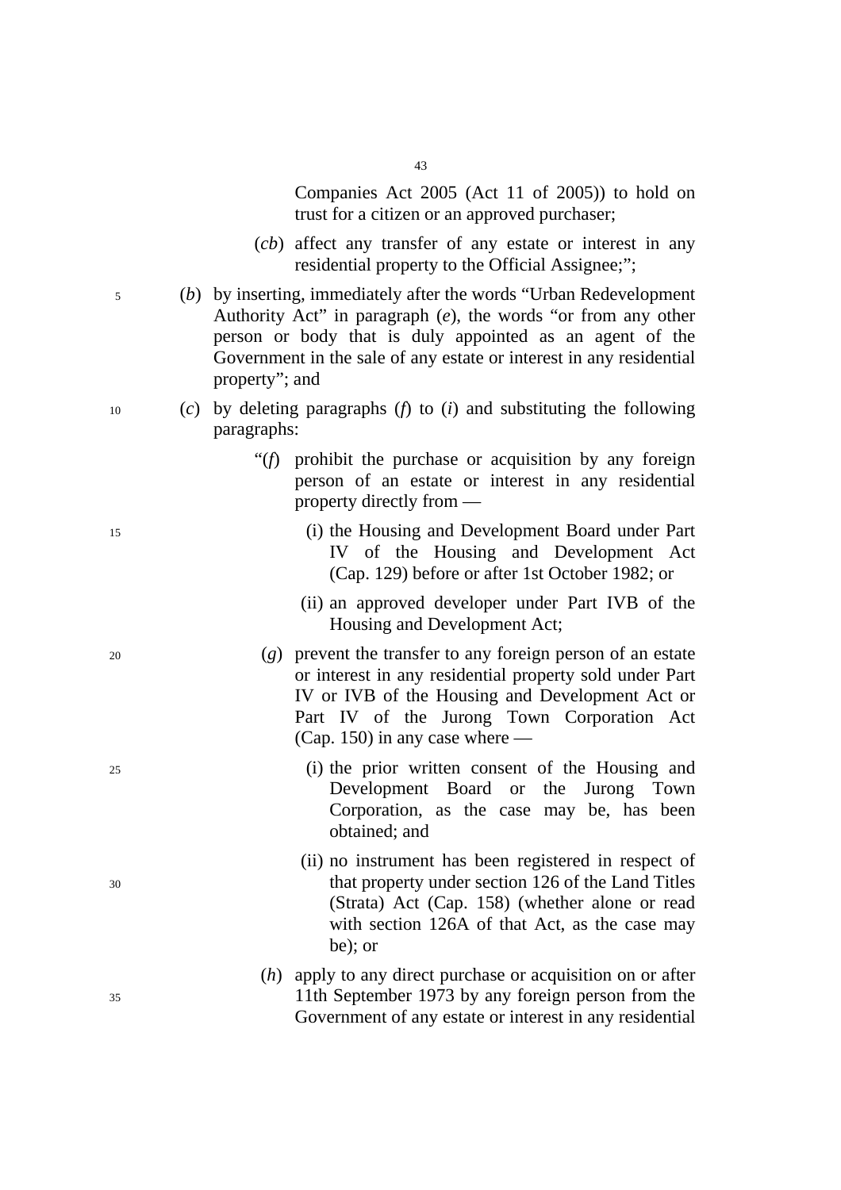Companies Act 2005 (Act 11 of 2005)) to hold on trust for a citizen or an approved purchaser;

(*cb*) affect any transfer of any estate or interest in any residential property to the Official Assignee;";

(*b*) by inserting, immediately after the words "Urban Redevelopment Authority Act" in paragraph (*e*), the words "or from any other person or body that is duly appointed as an agent of the Government in the sale of any estate or interest in any residential property"; and

(*c*) by deleting paragraphs (*f*) to (*i*) and substituting the following paragraphs:

"(*f*) prohibit the purchase or acquisition by any foreign person of an estate or interest in any residential property directly from —

(i) the Housing and Development Board under Part IV of the Housing and Development Act (Cap. 129) before or after 1st October 1982; or

(ii) an approved developer under Part IVB of the Housing and Development Act;

(*g*) prevent the transfer to any foreign person of an estate or interest in any residential property sold under Part IV or IVB of the Housing and Development Act or Part IV of the Jurong Town Corporation Act (Cap. 150) in any case where —

(i) the prior written consent of the Housing and Development Board or the Jurong Town Corporation, as the case may be, has been obtained; and

(ii) no instrument has been registered in respect of that property under section 126 of the Land Titles (Strata) Act (Cap. 158) (whether alone or read with section 126A of that Act, as the case may be); or

(*h*) apply to any direct purchase or acquisition on or after 11th September 1973 by any foreign person from the Government of any estate or interest in any residential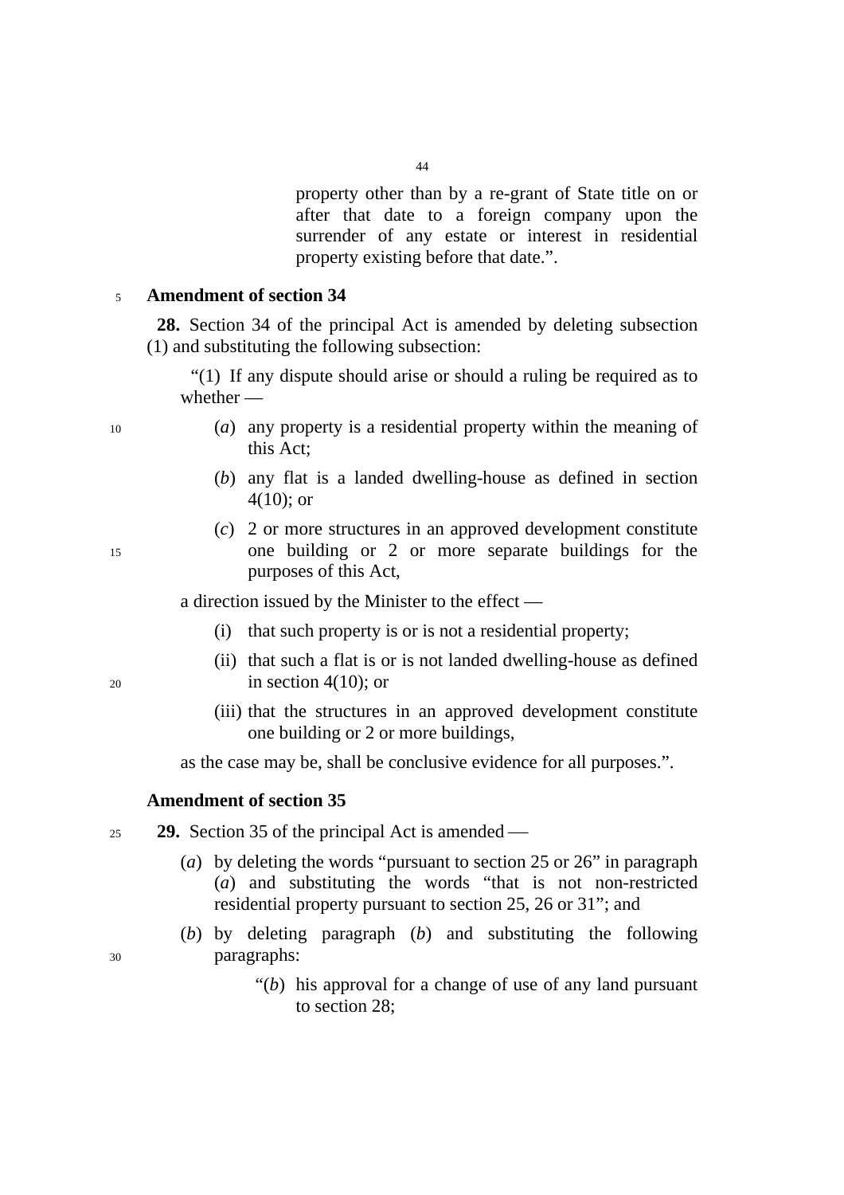property other than by a re-grant of State title on or after that date to a foreign company upon the surrender of any estate or interest in residential property existing before that date.”.

**Amendment of section 34**

**28.** Section 34 of the principal Act is amended by deleting subsection (1) and substituting the following subsection:

“(1) If any dispute should arise or should a ruling be required as to whether —

(*a*) any property is a residential property within the meaning of this Act;

(*b*) any flat is a landed dwelling-house as defined in section 4(10); or

(*c*) 2 or more structures in an approved development constitute one building or 2 or more separate buildings for the purposes of this Act,

a direction issued by the Minister to the effect —

(i) that such property is or is not a residential property;

(ii) that such a flat is or is not landed dwelling-house as defined in section 4(10); or

(iii) that the structures in an approved development constitute one building or 2 or more buildings,

as the case may be, shall be conclusive evidence for all purposes.”.

**Amendment of section 35**

**29.** Section 35 of the principal Act is amended —

(*a*) by deleting the words “pursuant to section 25 or 26” in paragraph (*a*) and substituting the words “that is not non-restricted residential property pursuant to section 25, 26 or 31”; and

(*b*) by deleting paragraph (*b*) and substituting the following paragraphs:

“(*b*) his approval for a change of use of any land pursuant to section 28;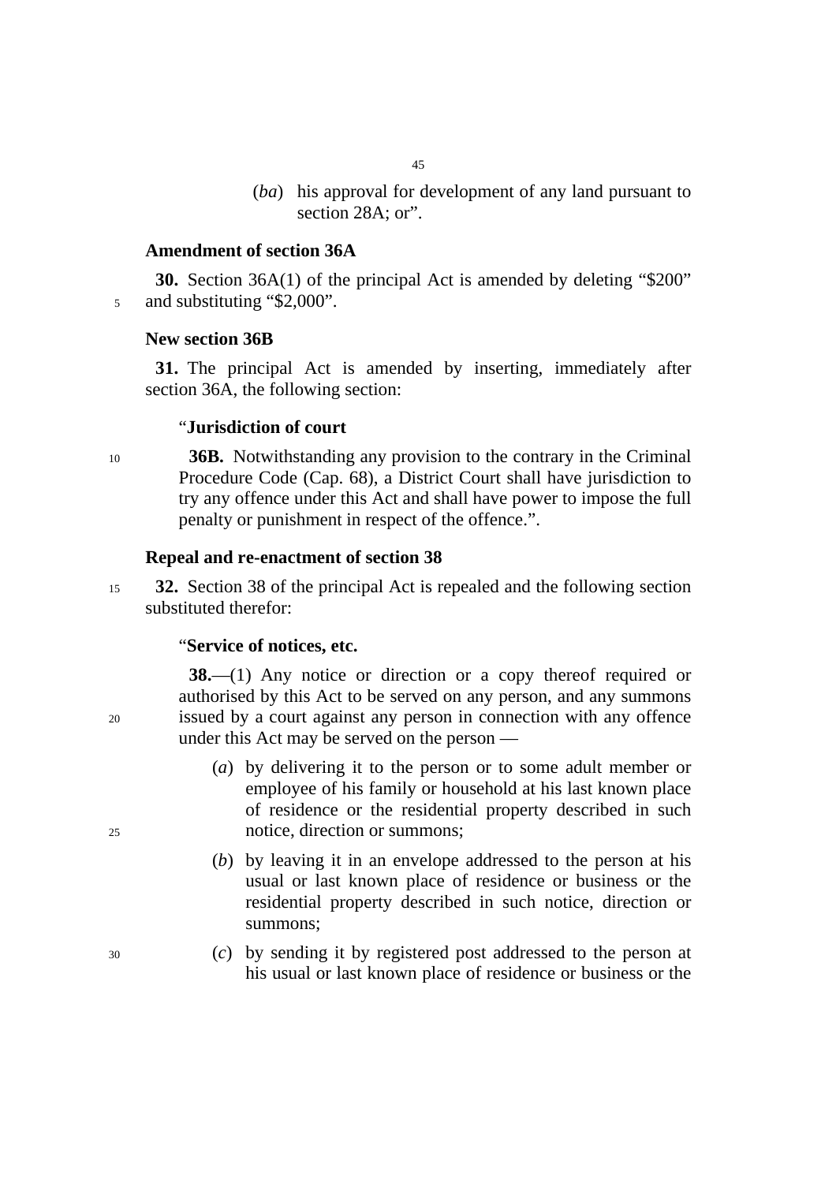(*ba*) his approval for development of any land pursuant to section 28A; or”.

**Amendment of section 36A**

**30.** Section 36A(1) of the principal Act is amended by deleting “$200” and substituting “$2,000”.

**New section 36B**

**31.** The principal Act is amended by inserting, immediately after section 36A, the following section:

“**Jurisdiction of court**

**36B.** Notwithstanding any provision to the contrary in the Criminal Procedure Code (Cap. 68), a District Court shall have jurisdiction to try any offence under this Act and shall have power to impose the full penalty or punishment in respect of the offence.”.

**Repeal and re-enactment of section 38**

**32.** Section 38 of the principal Act is repealed and the following section substituted therefor:

“**Service of notices, etc.**

**38.**—(1) Any notice or direction or a copy thereof required or authorised by this Act to be served on any person, and any summons issued by a court against any person in connection with any offence under this Act may be served on the person —

(*a*) by delivering it to the person or to some adult member or employee of his family or household at his last known place of residence or the residential property described in such notice, direction or summons;

(*b*) by leaving it in an envelope addressed to the person at his usual or last known place of residence or business or the residential property described in such notice, direction or summons;

(*c*) by sending it by registered post addressed to the person at his usual or last known place of residence or business or the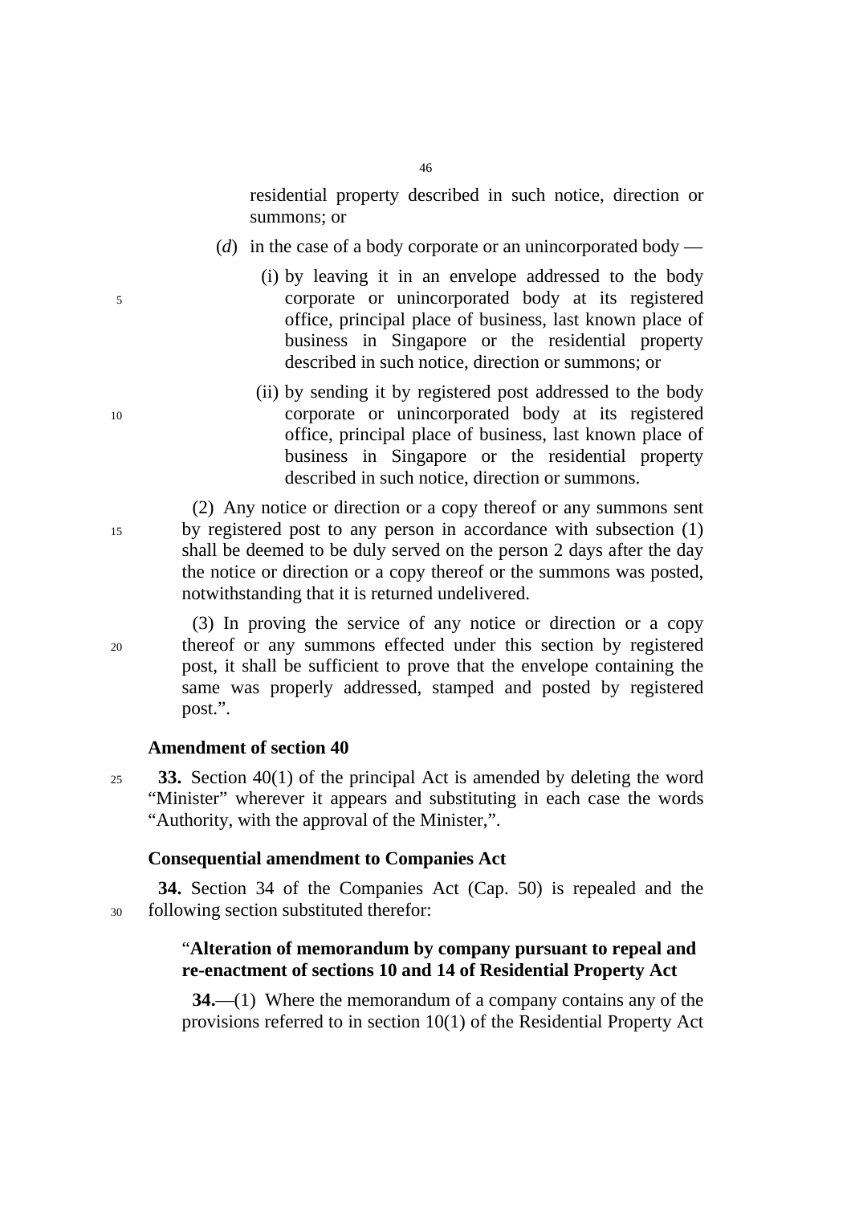residential property described in such notice, direction or summons; or

(*d*) in the case of a body corporate or an unincorporated body —

(i) by leaving it in an envelope addressed to the body corporate or unincorporated body at its registered office, principal place of business, last known place of business in Singapore or the residential property described in such notice, direction or summons; or

(ii) by sending it by registered post addressed to the body corporate or unincorporated body at its registered office, principal place of business, last known place of business in Singapore or the residential property described in such notice, direction or summons.

(2) Any notice or direction or a copy thereof or any summons sent by registered post to any person in accordance with subsection (1) shall be deemed to be duly served on the person 2 days after the day the notice or direction or a copy thereof or the summons was posted, notwithstanding that it is returned undelivered.

(3) In proving the service of any notice or direction or a copy thereof or any summons effected under this section by registered post, it shall be sufficient to prove that the envelope containing the same was properly addressed, stamped and posted by registered post.".

**Amendment of section 40**

**33.** Section 40(1) of the principal Act is amended by deleting the word "Minister" wherever it appears and substituting in each case the words "Authority, with the approval of the Minister,".

**Consequential amendment to Companies Act**

**34.** Section 34 of the Companies Act (Cap. 50) is repealed and the following section substituted therefor:

"**Alteration of memorandum by company pursuant to repeal and re-enactment of sections 10 and 14 of Residential Property Act**

**34.**—(1) Where the memorandum of a company contains any of the provisions referred to in section 10(1) of the Residential Property Act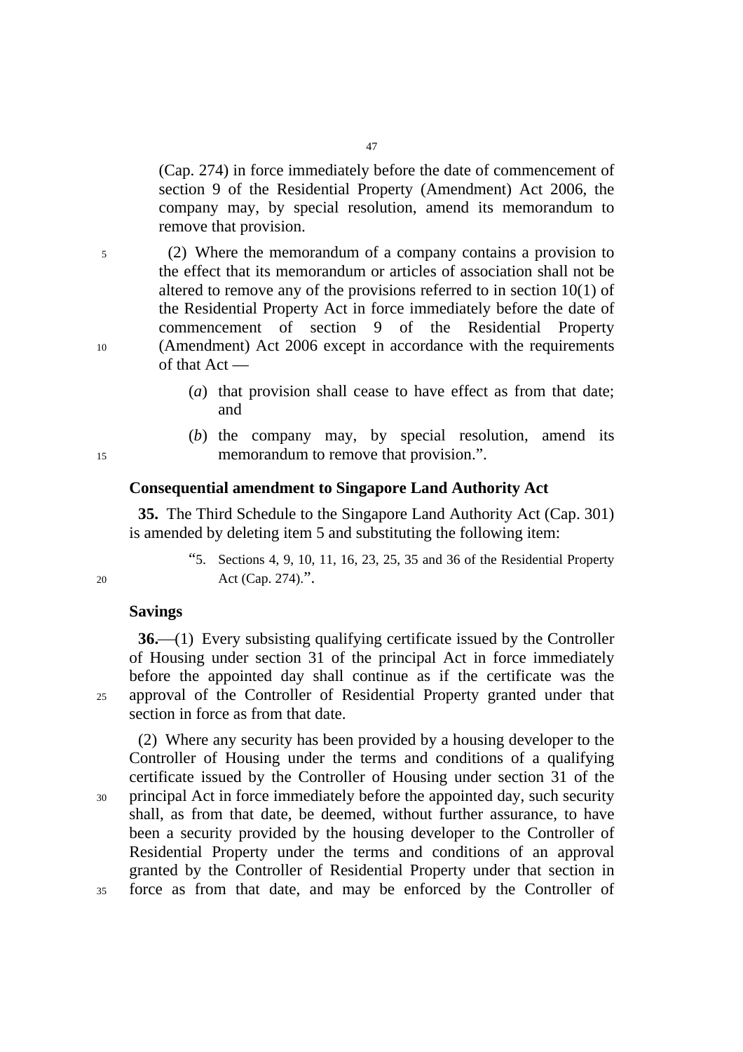(Cap. 274) in force immediately before the date of commencement of section 9 of the Residential Property (Amendment) Act 2006, the company may, by special resolution, amend its memorandum to remove that provision.

(2) Where the memorandum of a company contains a provision to the effect that its memorandum or articles of association shall not be altered to remove any of the provisions referred to in section 10(1) of the Residential Property Act in force immediately before the date of commencement of section 9 of the Residential Property (Amendment) Act 2006 except in accordance with the requirements of that Act —

(*a*) that provision shall cease to have effect as from that date; and

(*b*) the company may, by special resolution, amend its memorandum to remove that provision.".

**Consequential amendment to Singapore Land Authority Act**

**35.** The Third Schedule to the Singapore Land Authority Act (Cap. 301) is amended by deleting item 5 and substituting the following item:

"5. Sections 4, 9, 10, 11, 16, 23, 25, 35 and 36 of the Residential Property Act (Cap. 274).".

**Savings**

**36.**—(1) Every subsisting qualifying certificate issued by the Controller of Housing under section 31 of the principal Act in force immediately before the appointed day shall continue as if the certificate was the approval of the Controller of Residential Property granted under that section in force as from that date.

(2) Where any security has been provided by a housing developer to the Controller of Housing under the terms and conditions of a qualifying certificate issued by the Controller of Housing under section 31 of the principal Act in force immediately before the appointed day, such security shall, as from that date, be deemed, without further assurance, to have been a security provided by the housing developer to the Controller of Residential Property under the terms and conditions of an approval granted by the Controller of Residential Property under that section in force as from that date, and may be enforced by the Controller of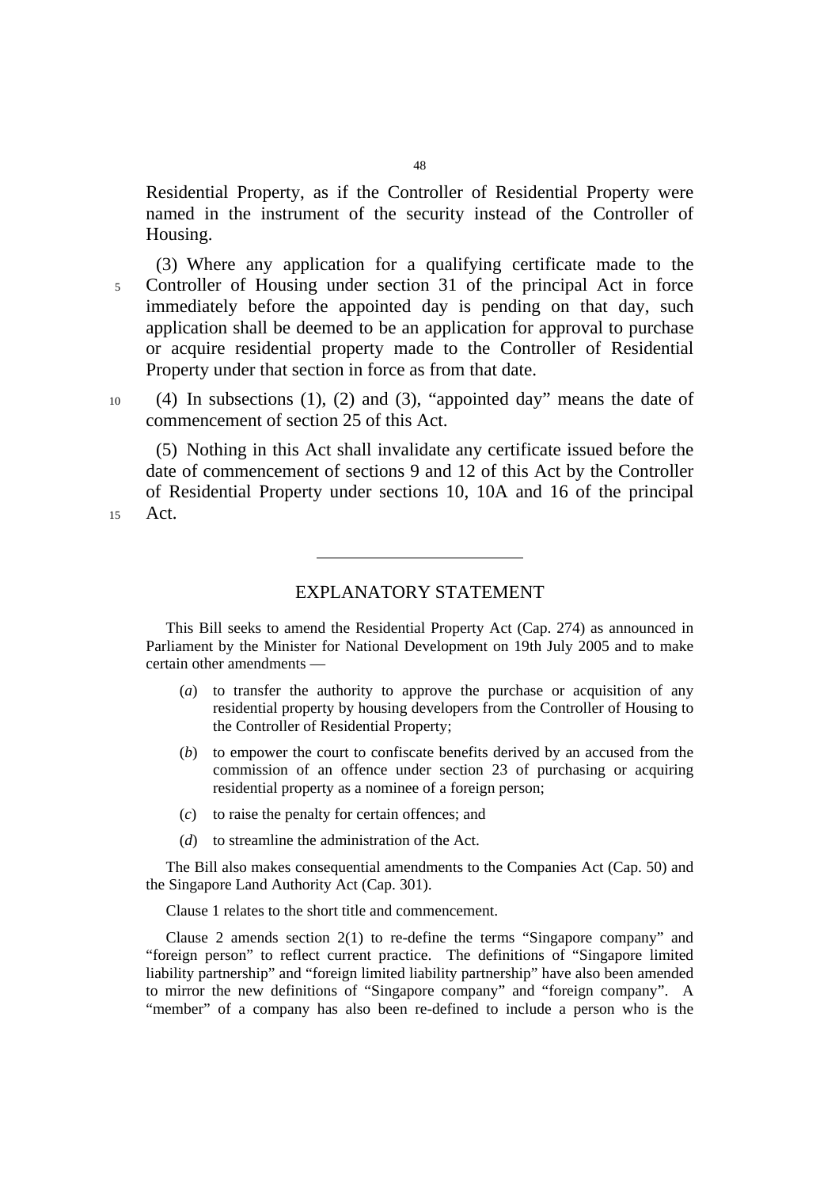Residential Property, as if the Controller of Residential Property were named in the instrument of the security instead of the Controller of Housing.

(3) Where any application for a qualifying certificate made to the Controller of Housing under section 31 of the principal Act in force immediately before the appointed day is pending on that day, such application shall be deemed to be an application for approval to purchase or acquire residential property made to the Controller of Residential Property under that section in force as from that date.

(4) In subsections (1), (2) and (3), "appointed day" means the date of commencement of section 25 of this Act.

(5) Nothing in this Act shall invalidate any certificate issued before the date of commencement of sections 9 and 12 of this Act by the Controller of Residential Property under sections 10, 10A and 16 of the principal Act.

---

## EXPLANATORY STATEMENT

This Bill seeks to amend the Residential Property Act (Cap. 274) as announced in Parliament by the Minister for National Development on 19th July 2005 and to make certain other amendments —

(*a*) to transfer the authority to approve the purchase or acquisition of any residential property by housing developers from the Controller of Housing to the Controller of Residential Property;

(*b*) to empower the court to confiscate benefits derived by an accused from the commission of an offence under section 23 of purchasing or acquiring residential property as a nominee of a foreign person;

(*c*) to raise the penalty for certain offences; and

(*d*) to streamline the administration of the Act.

The Bill also makes consequential amendments to the Companies Act (Cap. 50) and the Singapore Land Authority Act (Cap. 301).

Clause 1 relates to the short title and commencement.

Clause 2 amends section 2(1) to re-define the terms "Singapore company" and "foreign person" to reflect current practice. The definitions of "Singapore limited liability partnership" and "foreign limited liability partnership" have also been amended to mirror the new definitions of "Singapore company" and "foreign company". A "member" of a company has also been re-defined to include a person who is the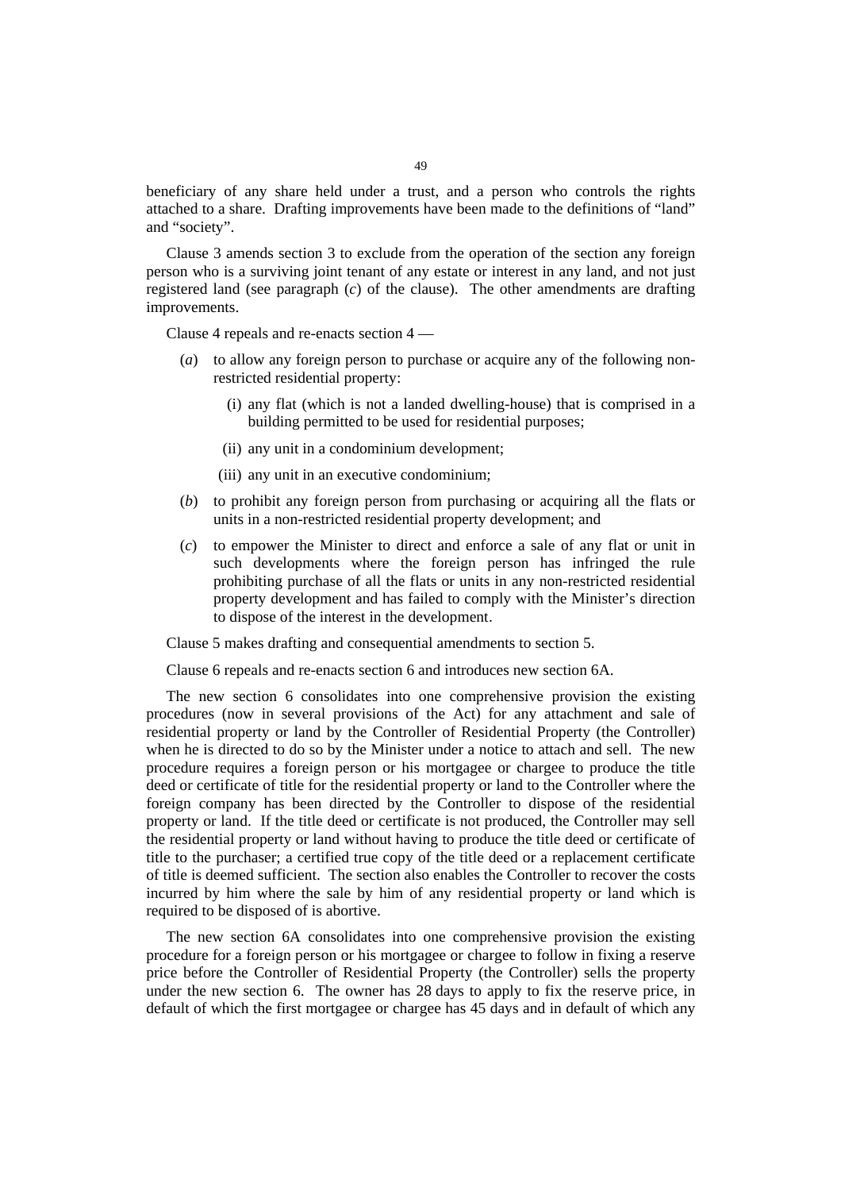beneficiary of any share held under a trust, and a person who controls the rights attached to a share. Drafting improvements have been made to the definitions of "land" and "society".

Clause 3 amends section 3 to exclude from the operation of the section any foreign person who is a surviving joint tenant of any estate or interest in any land, and not just registered land (see paragraph (*c*) of the clause). The other amendments are drafting improvements.

Clause 4 repeals and re-enacts section 4 —

- (*a*) to allow any foreign person to purchase or acquire any of the following non-restricted residential property:
  - (i) any flat (which is not a landed dwelling-house) that is comprised in a building permitted to be used for residential purposes;
  - (ii) any unit in a condominium development;
  - (iii) any unit in an executive condominium;
- (*b*) to prohibit any foreign person from purchasing or acquiring all the flats or units in a non-restricted residential property development; and
- (*c*) to empower the Minister to direct and enforce a sale of any flat or unit in such developments where the foreign person has infringed the rule prohibiting purchase of all the flats or units in any non-restricted residential property development and has failed to comply with the Minister's direction to dispose of the interest in the development.

Clause 5 makes drafting and consequential amendments to section 5.

Clause 6 repeals and re-enacts section 6 and introduces new section 6A.

The new section 6 consolidates into one comprehensive provision the existing procedures (now in several provisions of the Act) for any attachment and sale of residential property or land by the Controller of Residential Property (the Controller) when he is directed to do so by the Minister under a notice to attach and sell. The new procedure requires a foreign person or his mortgagee or chargee to produce the title deed or certificate of title for the residential property or land to the Controller where the foreign company has been directed by the Controller to dispose of the residential property or land. If the title deed or certificate is not produced, the Controller may sell the residential property or land without having to produce the title deed or certificate of title to the purchaser; a certified true copy of the title deed or a replacement certificate of title is deemed sufficient. The section also enables the Controller to recover the costs incurred by him where the sale by him of any residential property or land which is required to be disposed of is abortive.

The new section 6A consolidates into one comprehensive provision the existing procedure for a foreign person or his mortgagee or chargee to follow in fixing a reserve price before the Controller of Residential Property (the Controller) sells the property under the new section 6. The owner has 28 days to apply to fix the reserve price, in default of which the first mortgagee or chargee has 45 days and in default of which any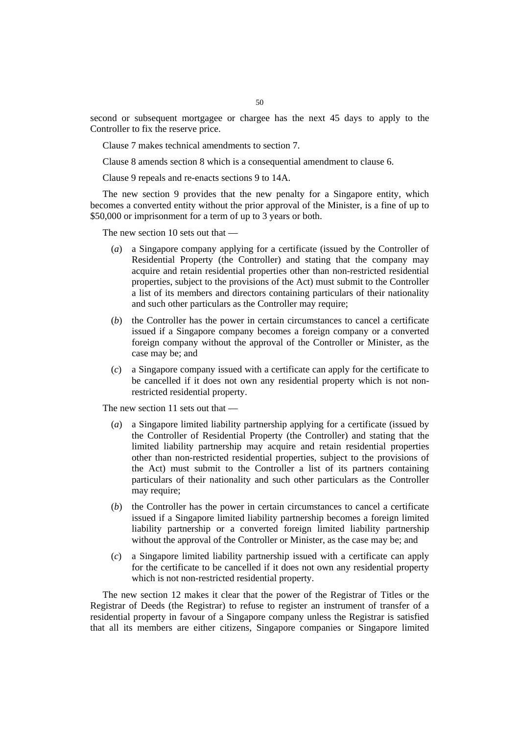second or subsequent mortgagee or chargee has the next 45 days to apply to the Controller to fix the reserve price.

Clause 7 makes technical amendments to section 7.

Clause 8 amends section 8 which is a consequential amendment to clause 6.

Clause 9 repeals and re-enacts sections 9 to 14A.

The new section 9 provides that the new penalty for a Singapore entity, which becomes a converted entity without the prior approval of the Minister, is a fine of up to $50,000 or imprisonment for a term of up to 3 years or both.

The new section 10 sets out that —

(*a*) a Singapore company applying for a certificate (issued by the Controller of Residential Property (the Controller) and stating that the company may acquire and retain residential properties other than non-restricted residential properties, subject to the provisions of the Act) must submit to the Controller a list of its members and directors containing particulars of their nationality and such other particulars as the Controller may require;

(*b*) the Controller has the power in certain circumstances to cancel a certificate issued if a Singapore company becomes a foreign company or a converted foreign company without the approval of the Controller or Minister, as the case may be; and

(*c*) a Singapore company issued with a certificate can apply for the certificate to be cancelled if it does not own any residential property which is not non-restricted residential property.

The new section 11 sets out that —

(*a*) a Singapore limited liability partnership applying for a certificate (issued by the Controller of Residential Property (the Controller) and stating that the limited liability partnership may acquire and retain residential properties other than non-restricted residential properties, subject to the provisions of the Act) must submit to the Controller a list of its partners containing particulars of their nationality and such other particulars as the Controller may require;

(*b*) the Controller has the power in certain circumstances to cancel a certificate issued if a Singapore limited liability partnership becomes a foreign limited liability partnership or a converted foreign limited liability partnership without the approval of the Controller or Minister, as the case may be; and

(*c*) a Singapore limited liability partnership issued with a certificate can apply for the certificate to be cancelled if it does not own any residential property which is not non-restricted residential property.

The new section 12 makes it clear that the power of the Registrar of Titles or the Registrar of Deeds (the Registrar) to refuse to register an instrument of transfer of a residential property in favour of a Singapore company unless the Registrar is satisfied that all its members are either citizens, Singapore companies or Singapore limited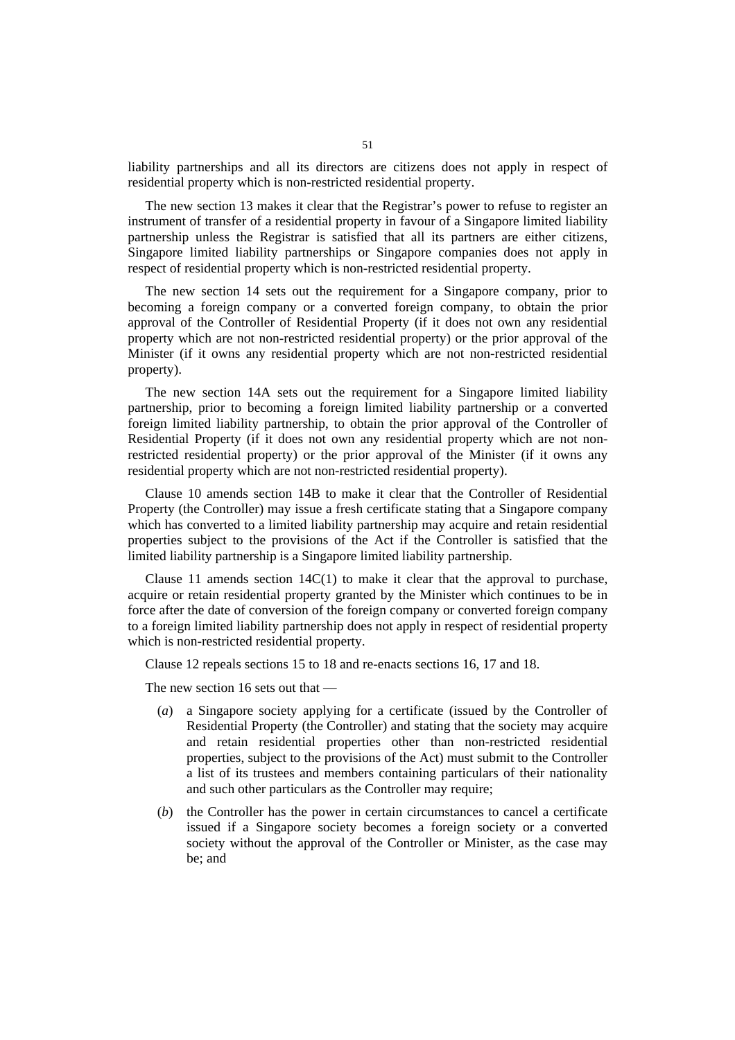liability partnerships and all its directors are citizens does not apply in respect of residential property which is non-restricted residential property.

The new section 13 makes it clear that the Registrar's power to refuse to register an instrument of transfer of a residential property in favour of a Singapore limited liability partnership unless the Registrar is satisfied that all its partners are either citizens, Singapore limited liability partnerships or Singapore companies does not apply in respect of residential property which is non-restricted residential property.

The new section 14 sets out the requirement for a Singapore company, prior to becoming a foreign company or a converted foreign company, to obtain the prior approval of the Controller of Residential Property (if it does not own any residential property which are not non-restricted residential property) or the prior approval of the Minister (if it owns any residential property which are not non-restricted residential property).

The new section 14A sets out the requirement for a Singapore limited liability partnership, prior to becoming a foreign limited liability partnership or a converted foreign limited liability partnership, to obtain the prior approval of the Controller of Residential Property (if it does not own any residential property which are not non-restricted residential property) or the prior approval of the Minister (if it owns any residential property which are not non-restricted residential property).

Clause 10 amends section 14B to make it clear that the Controller of Residential Property (the Controller) may issue a fresh certificate stating that a Singapore company which has converted to a limited liability partnership may acquire and retain residential properties subject to the provisions of the Act if the Controller is satisfied that the limited liability partnership is a Singapore limited liability partnership.

Clause 11 amends section 14C(1) to make it clear that the approval to purchase, acquire or retain residential property granted by the Minister which continues to be in force after the date of conversion of the foreign company or converted foreign company to a foreign limited liability partnership does not apply in respect of residential property which is non-restricted residential property.

Clause 12 repeals sections 15 to 18 and re-enacts sections 16, 17 and 18.

The new section 16 sets out that —

(*a*) a Singapore society applying for a certificate (issued by the Controller of Residential Property (the Controller) and stating that the society may acquire and retain residential properties other than non-restricted residential properties, subject to the provisions of the Act) must submit to the Controller a list of its trustees and members containing particulars of their nationality and such other particulars as the Controller may require;

(*b*) the Controller has the power in certain circumstances to cancel a certificate issued if a Singapore society becomes a foreign society or a converted society without the approval of the Controller or Minister, as the case may be; and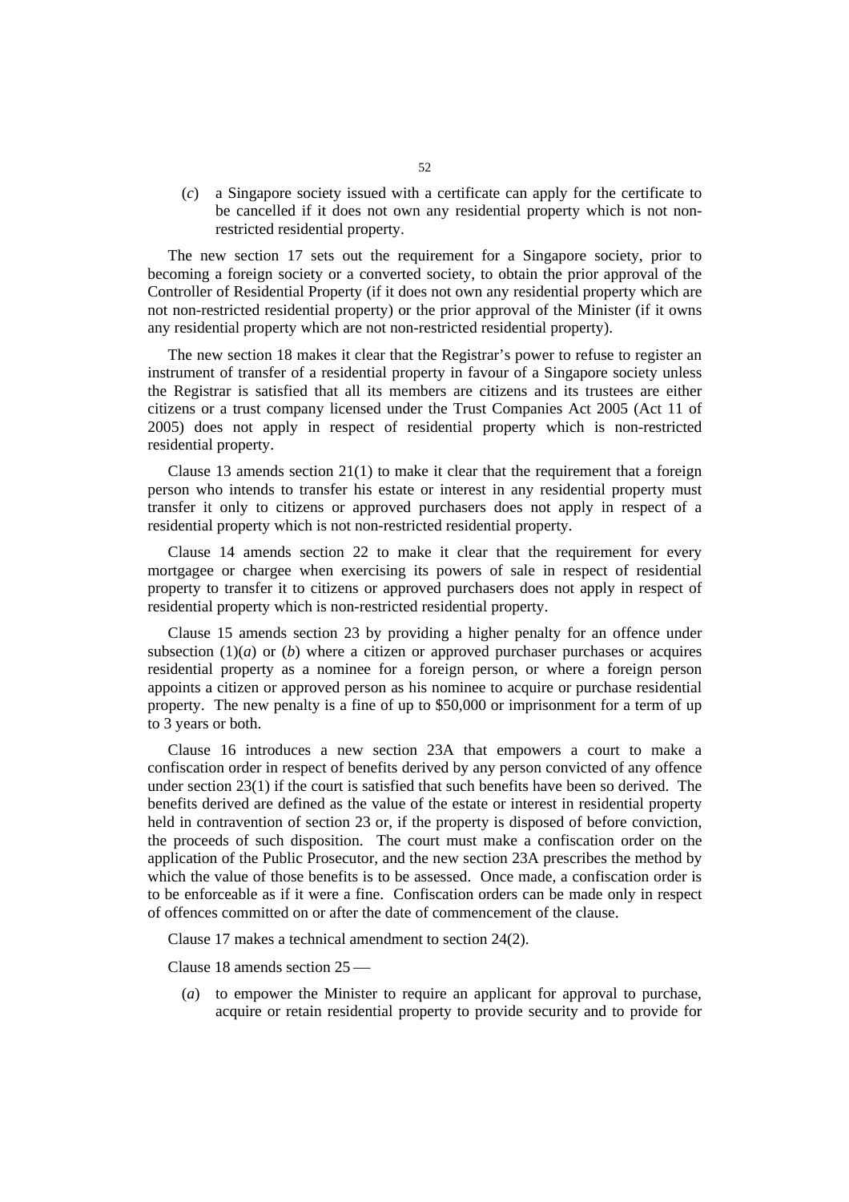(*c*) a Singapore society issued with a certificate can apply for the certificate to be cancelled if it does not own any residential property which is not non-restricted residential property.

The new section 17 sets out the requirement for a Singapore society, prior to becoming a foreign society or a converted society, to obtain the prior approval of the Controller of Residential Property (if it does not own any residential property which are not non-restricted residential property) or the prior approval of the Minister (if it owns any residential property which are not non-restricted residential property).

The new section 18 makes it clear that the Registrar's power to refuse to register an instrument of transfer of a residential property in favour of a Singapore society unless the Registrar is satisfied that all its members are citizens and its trustees are either citizens or a trust company licensed under the Trust Companies Act 2005 (Act 11 of 2005) does not apply in respect of residential property which is non-restricted residential property.

Clause 13 amends section 21(1) to make it clear that the requirement that a foreign person who intends to transfer his estate or interest in any residential property must transfer it only to citizens or approved purchasers does not apply in respect of a residential property which is not non-restricted residential property.

Clause 14 amends section 22 to make it clear that the requirement for every mortgagee or chargee when exercising its powers of sale in respect of residential property to transfer it to citizens or approved purchasers does not apply in respect of residential property which is non-restricted residential property.

Clause 15 amends section 23 by providing a higher penalty for an offence under subsection (1)(*a*) or (*b*) where a citizen or approved purchaser purchases or acquires residential property as a nominee for a foreign person, or where a foreign person appoints a citizen or approved person as his nominee to acquire or purchase residential property. The new penalty is a fine of up to $50,000 or imprisonment for a term of up to 3 years or both.

Clause 16 introduces a new section 23A that empowers a court to make a confiscation order in respect of benefits derived by any person convicted of any offence under section 23(1) if the court is satisfied that such benefits have been so derived. The benefits derived are defined as the value of the estate or interest in residential property held in contravention of section 23 or, if the property is disposed of before conviction, the proceeds of such disposition. The court must make a confiscation order on the application of the Public Prosecutor, and the new section 23A prescribes the method by which the value of those benefits is to be assessed. Once made, a confiscation order is to be enforceable as if it were a fine. Confiscation orders can be made only in respect of offences committed on or after the date of commencement of the clause.

Clause 17 makes a technical amendment to section 24(2).

Clause 18 amends section 25 —

(*a*) to empower the Minister to require an applicant for approval to purchase, acquire or retain residential property to provide security and to provide for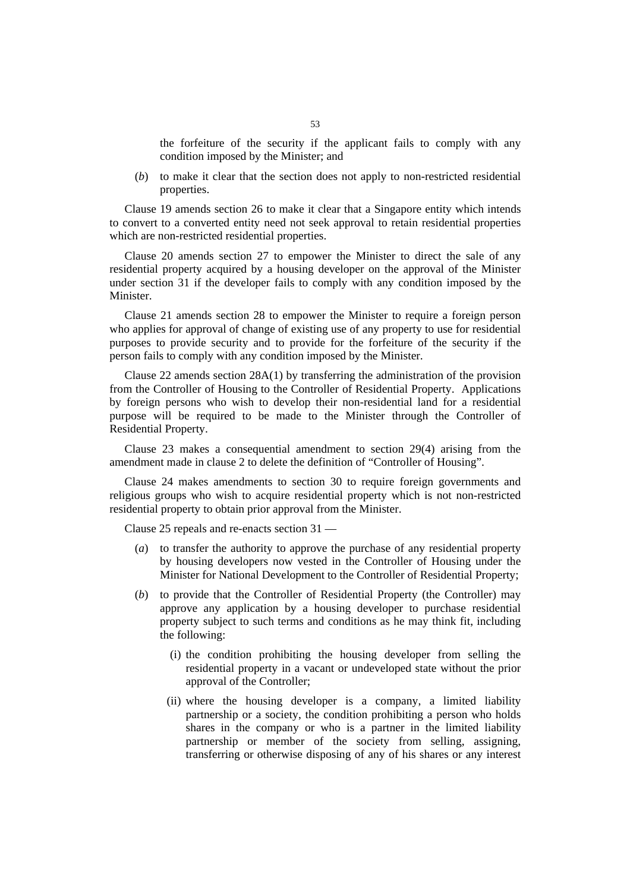the forfeiture of the security if the applicant fails to comply with any condition imposed by the Minister; and

(*b*) to make it clear that the section does not apply to non-restricted residential properties.

Clause 19 amends section 26 to make it clear that a Singapore entity which intends to convert to a converted entity need not seek approval to retain residential properties which are non-restricted residential properties.

Clause 20 amends section 27 to empower the Minister to direct the sale of any residential property acquired by a housing developer on the approval of the Minister under section 31 if the developer fails to comply with any condition imposed by the Minister.

Clause 21 amends section 28 to empower the Minister to require a foreign person who applies for approval of change of existing use of any property to use for residential purposes to provide security and to provide for the forfeiture of the security if the person fails to comply with any condition imposed by the Minister.

Clause 22 amends section 28A(1) by transferring the administration of the provision from the Controller of Housing to the Controller of Residential Property. Applications by foreign persons who wish to develop their non-residential land for a residential purpose will be required to be made to the Minister through the Controller of Residential Property.

Clause 23 makes a consequential amendment to section 29(4) arising from the amendment made in clause 2 to delete the definition of "Controller of Housing".

Clause 24 makes amendments to section 30 to require foreign governments and religious groups who wish to acquire residential property which is not non-restricted residential property to obtain prior approval from the Minister.

Clause 25 repeals and re-enacts section 31 —

(*a*) to transfer the authority to approve the purchase of any residential property by housing developers now vested in the Controller of Housing under the Minister for National Development to the Controller of Residential Property;

(*b*) to provide that the Controller of Residential Property (the Controller) may approve any application by a housing developer to purchase residential property subject to such terms and conditions as he may think fit, including the following:

(i) the condition prohibiting the housing developer from selling the residential property in a vacant or undeveloped state without the prior approval of the Controller;

(ii) where the housing developer is a company, a limited liability partnership or a society, the condition prohibiting a person who holds shares in the company or who is a partner in the limited liability partnership or member of the society from selling, assigning, transferring or otherwise disposing of any of his shares or any interest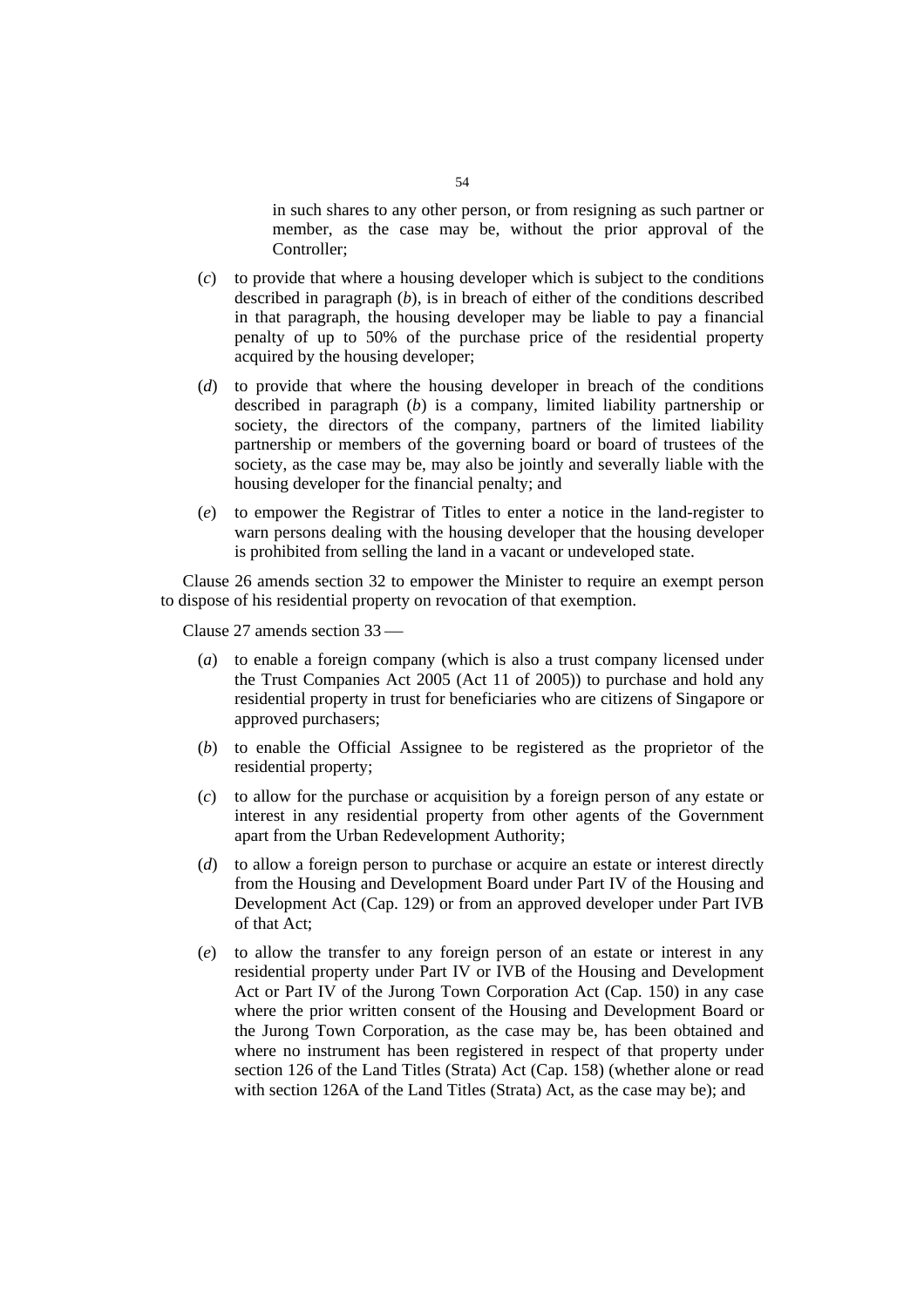in such shares to any other person, or from resigning as such partner or member, as the case may be, without the prior approval of the Controller;

(*c*) to provide that where a housing developer which is subject to the conditions described in paragraph (*b*), is in breach of either of the conditions described in that paragraph, the housing developer may be liable to pay a financial penalty of up to 50% of the purchase price of the residential property acquired by the housing developer;

(*d*) to provide that where the housing developer in breach of the conditions described in paragraph (*b*) is a company, limited liability partnership or society, the directors of the company, partners of the limited liability partnership or members of the governing board or board of trustees of the society, as the case may be, may also be jointly and severally liable with the housing developer for the financial penalty; and

(*e*) to empower the Registrar of Titles to enter a notice in the land-register to warn persons dealing with the housing developer that the housing developer is prohibited from selling the land in a vacant or undeveloped state.

Clause 26 amends section 32 to empower the Minister to require an exempt person to dispose of his residential property on revocation of that exemption.

Clause 27 amends section 33 —

(*a*) to enable a foreign company (which is also a trust company licensed under the Trust Companies Act 2005 (Act 11 of 2005)) to purchase and hold any residential property in trust for beneficiaries who are citizens of Singapore or approved purchasers;

(*b*) to enable the Official Assignee to be registered as the proprietor of the residential property;

(*c*) to allow for the purchase or acquisition by a foreign person of any estate or interest in any residential property from other agents of the Government apart from the Urban Redevelopment Authority;

(*d*) to allow a foreign person to purchase or acquire an estate or interest directly from the Housing and Development Board under Part IV of the Housing and Development Act (Cap. 129) or from an approved developer under Part IVB of that Act;

(*e*) to allow the transfer to any foreign person of an estate or interest in any residential property under Part IV or IVB of the Housing and Development Act or Part IV of the Jurong Town Corporation Act (Cap. 150) in any case where the prior written consent of the Housing and Development Board or the Jurong Town Corporation, as the case may be, has been obtained and where no instrument has been registered in respect of that property under section 126 of the Land Titles (Strata) Act (Cap. 158) (whether alone or read with section 126A of the Land Titles (Strata) Act, as the case may be); and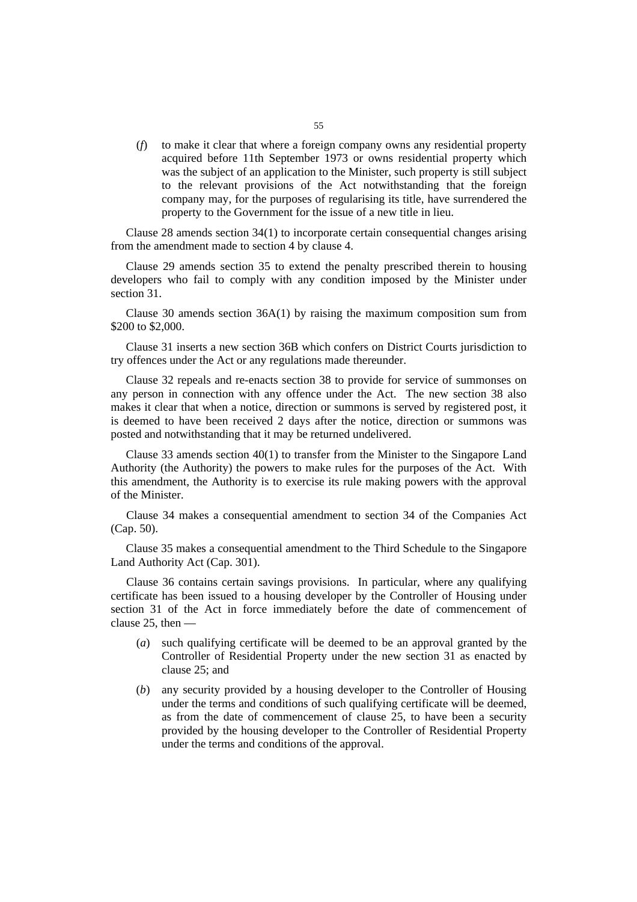(*f*) to make it clear that where a foreign company owns any residential property acquired before 11th September 1973 or owns residential property which was the subject of an application to the Minister, such property is still subject to the relevant provisions of the Act notwithstanding that the foreign company may, for the purposes of regularising its title, have surrendered the property to the Government for the issue of a new title in lieu.

Clause 28 amends section 34(1) to incorporate certain consequential changes arising from the amendment made to section 4 by clause 4.

Clause 29 amends section 35 to extend the penalty prescribed therein to housing developers who fail to comply with any condition imposed by the Minister under section 31.

Clause 30 amends section 36A(1) by raising the maximum composition sum from $200 to $2,000.

Clause 31 inserts a new section 36B which confers on District Courts jurisdiction to try offences under the Act or any regulations made thereunder.

Clause 32 repeals and re-enacts section 38 to provide for service of summonses on any person in connection with any offence under the Act. The new section 38 also makes it clear that when a notice, direction or summons is served by registered post, it is deemed to have been received 2 days after the notice, direction or summons was posted and notwithstanding that it may be returned undelivered.

Clause 33 amends section 40(1) to transfer from the Minister to the Singapore Land Authority (the Authority) the powers to make rules for the purposes of the Act. With this amendment, the Authority is to exercise its rule making powers with the approval of the Minister.

Clause 34 makes a consequential amendment to section 34 of the Companies Act (Cap. 50).

Clause 35 makes a consequential amendment to the Third Schedule to the Singapore Land Authority Act (Cap. 301).

Clause 36 contains certain savings provisions. In particular, where any qualifying certificate has been issued to a housing developer by the Controller of Housing under section 31 of the Act in force immediately before the date of commencement of clause 25, then —

(*a*) such qualifying certificate will be deemed to be an approval granted by the Controller of Residential Property under the new section 31 as enacted by clause 25; and

(*b*) any security provided by a housing developer to the Controller of Housing under the terms and conditions of such qualifying certificate will be deemed, as from the date of commencement of clause 25, to have been a security provided by the housing developer to the Controller of Residential Property under the terms and conditions of the approval.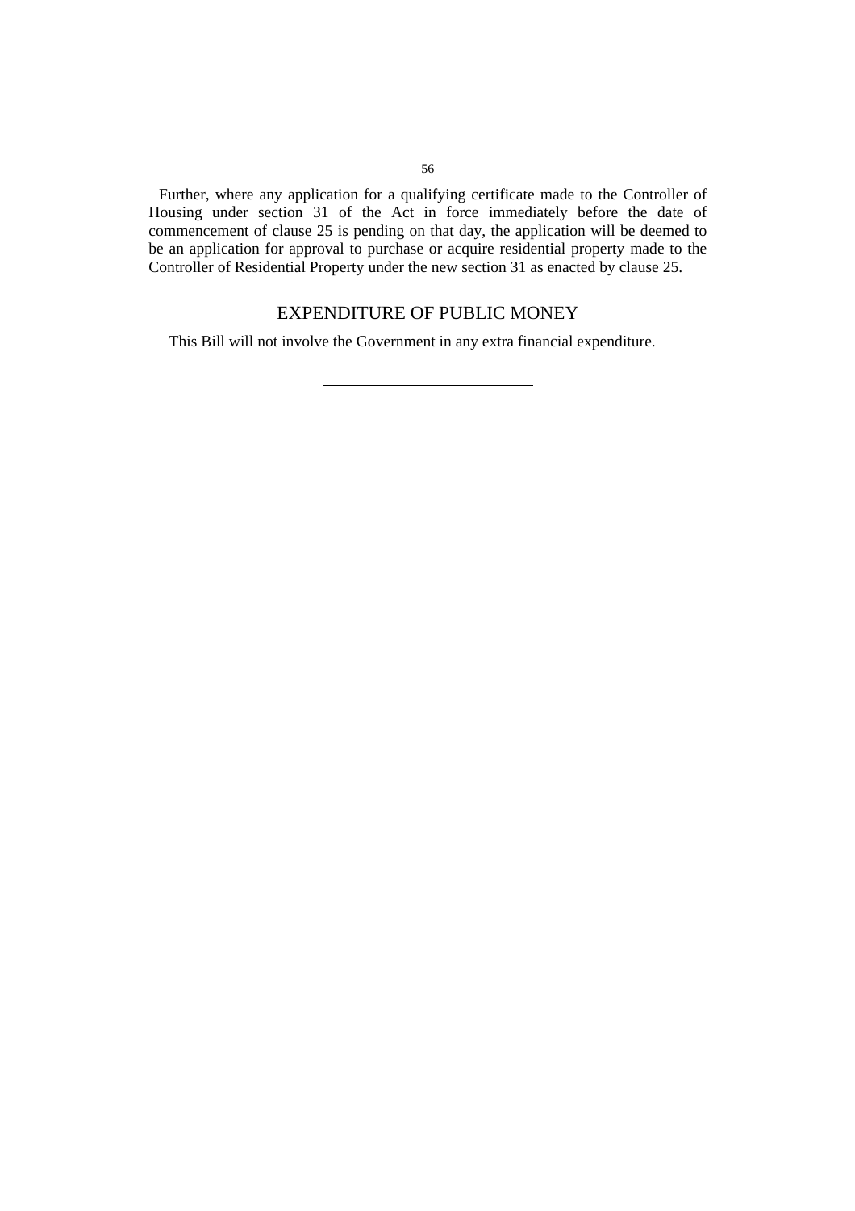Further, where any application for a qualifying certificate made to the Controller of Housing under section 31 of the Act in force immediately before the date of commencement of clause 25 is pending on that day, the application will be deemed to be an application for approval to purchase or acquire residential property made to the Controller of Residential Property under the new section 31 as enacted by clause 25.

## EXPENDITURE OF PUBLIC MONEY

This Bill will not involve the Government in any extra financial expenditure.